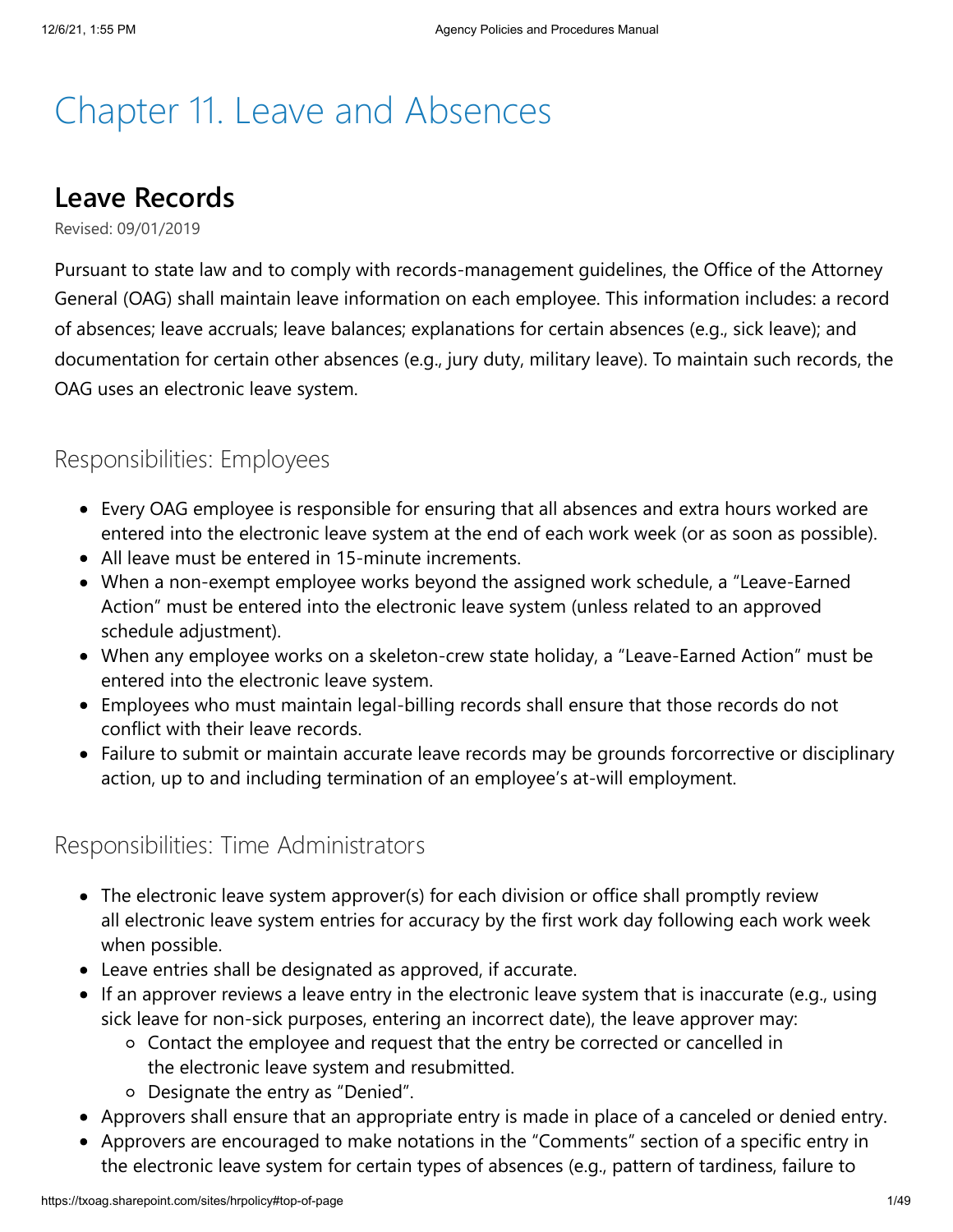# Chapter 11. Leave and Absences

## Leave Records

Revised: 09/01/2019

Pursuant to state law and to comply with records-management guidelines, the Office of the Attorney General (OAG) shall maintain leave information on each employee. This information includes: a record of absences; leave accruals; leave balances; explanations for certain absences (e.g., sick leave); and documentation for certain other absences (e.g., jury duty, military leave). To maintain such records, the OAG uses an electronic leave system.

### Responsibilities: Employees

- Every OAG employee is responsible for ensuring that all absences and extra hours worked are entered into the electronic leave system at the end of each work week (or as soon as possible).
- All leave must be entered in 15-minute increments.
- When a non-exempt employee works beyond the assigned work schedule, a "Leave-Earned Action" must be entered into the electronic leave system (unless related to an approved schedule adjustment).
- When any employee works on a skeleton-crew state holiday, a "Leave-Earned Action" must be entered into the electronic leave system.
- Employees who must maintain legal-billing records shall ensure that those records do not conflict with their leave records.
- Failure to submit or maintain accurate leave records may be grounds forcorrective or disciplinary action, up to and including termination of an employee's at-will employment.

### Responsibilities: Time Administrators

- The electronic leave system approver(s) for each division or office shall promptly review all electronic leave system entries for accuracy by the first work day following each work week when possible.
- Leave entries shall be designated as approved, if accurate.
- If an approver reviews a leave entry in the electronic leave system that is inaccurate (e.g., using sick leave for non-sick purposes, entering an incorrect date), the leave approver may:
  - Contact the employee and request that the entry be corrected or cancelled in the electronic leave system and resubmitted.
  - Designate the entry as "Denied".
- Approvers shall ensure that an appropriate entry is made in place of a canceled or denied entry.
- Approvers are encouraged to make notations in the "Comments" section of a specific entry in the electronic leave system for certain types of absences (e.g., pattern of tardiness, failure to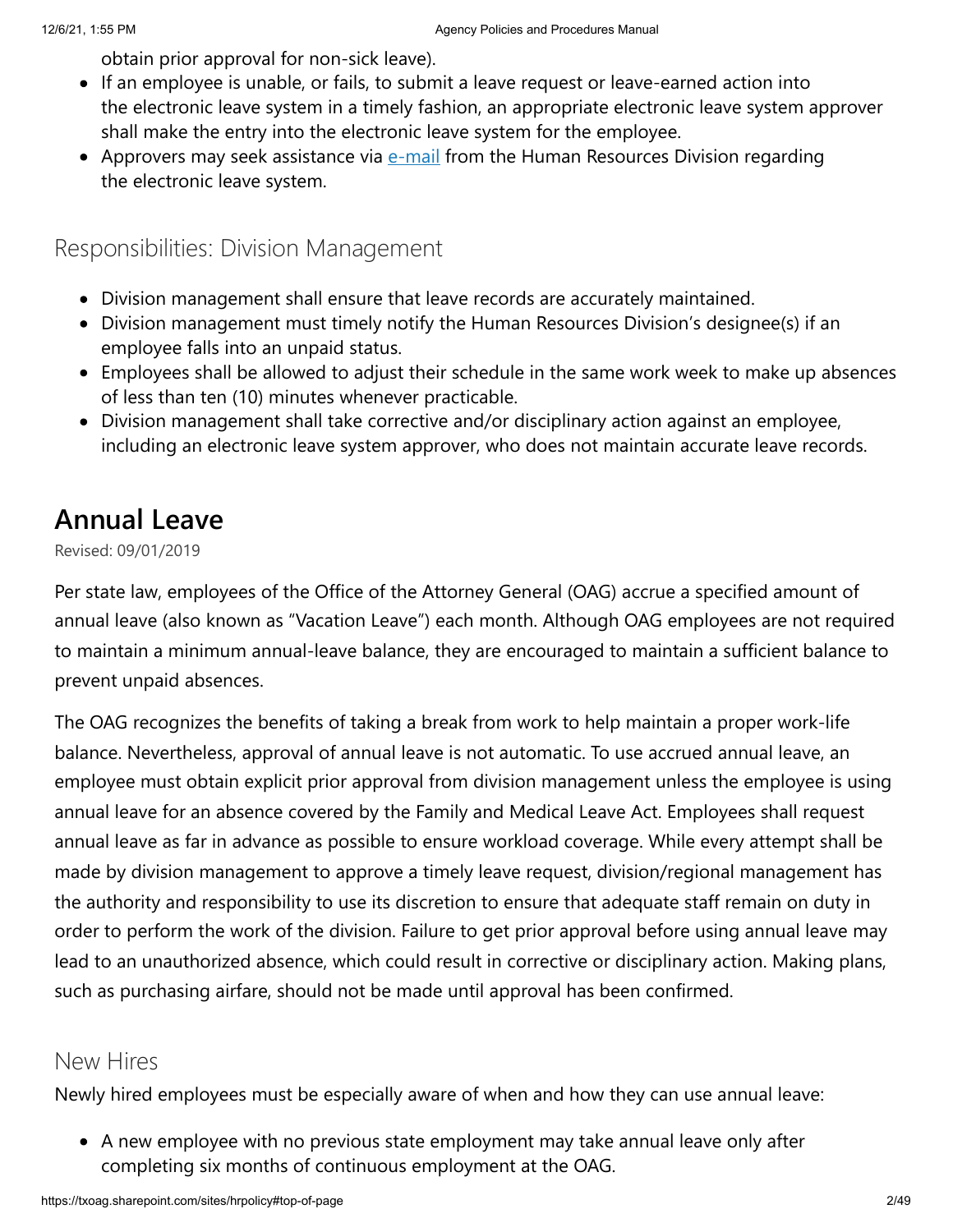obtain prior approval for non-sick leave).

- If an employee is unable, or fails, to submit a leave request or leave-earned action into the electronic leave system in a timely fashion, an appropriate electronic leave system approver shall make the entry into the electronic leave system for the employee.
- Approvers may seek assistance via e-mail from the Human Resources Division regarding the electronic leave system.

### Responsibilities: Division Management

- Division management shall ensure that leave records are accurately maintained.
- Division management must timely notify the Human Resources Division's designee(s) if an employee falls into an unpaid status.
- Employees shall be allowed to adjust their schedule in the same work week to make up absences of less than ten (10) minutes whenever practicable.
- Division management shall take corrective and/or disciplinary action against an employee, including an electronic leave system approver, who does not maintain accurate leave records.

## Annual Leave

Revised: 09/01/2019

Per state law, employees of the Office of the Attorney General (OAG) accrue a specified amount of annual leave (also known as "Vacation Leave") each month. Although OAG employees are not required to maintain a minimum annual-leave balance, they are encouraged to maintain a sufficient balance to prevent unpaid absences.

The OAG recognizes the benefits of taking a break from work to help maintain a proper work-life balance. Nevertheless, approval of annual leave is not automatic. To use accrued annual leave, an employee must obtain explicit prior approval from division management unless the employee is using annual leave for an absence covered by the Family and Medical Leave Act. Employees shall request annual leave as far in advance as possible to ensure workload coverage. While every attempt shall be made by division management to approve a timely leave request, division/regional management has the authority and responsibility to use its discretion to ensure that adequate staff remain on duty in order to perform the work of the division. Failure to get prior approval before using annual leave may lead to an unauthorized absence, which could result in corrective or disciplinary action. Making plans, such as purchasing airfare, should not be made until approval has been confirmed.

### New Hires

Newly hired employees must be especially aware of when and how they can use annual leave:

- A new employee with no previous state employment may take annual leave only after completing six months of continuous employment at the OAG.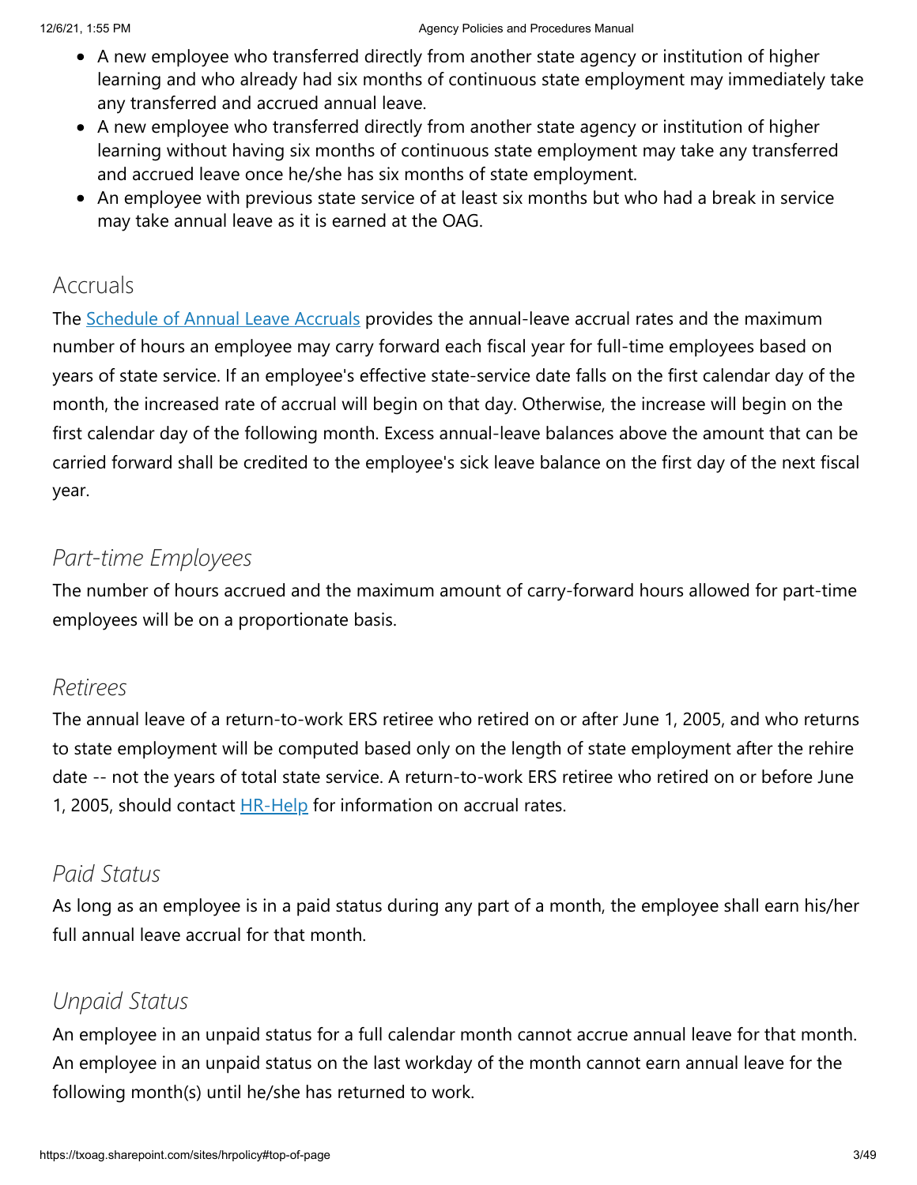- A new employee who transferred directly from another state agency or institution of higher learning and who already had six months of continuous state employment may immediately take any transferred and accrued annual leave.
- A new employee who transferred directly from another state agency or institution of higher learning without having six months of continuous state employment may take any transferred and accrued leave once he/she has six months of state employment.
- An employee with previous state service of at least six months but who had a break in service may take annual leave as it is earned at the OAG.

## Accruals

The [Schedule of Annual Leave Accruals] provides the annual-leave accrual rates and the maximum number of hours an employee may carry forward each fiscal year for full-time employees based on years of state service. If an employee's effective state-service date falls on the first calendar day of the month, the increased rate of accrual will begin on that day. Otherwise, the increase will begin on the first calendar day of the following month. Excess annual-leave balances above the amount that can be carried forward shall be credited to the employee's sick leave balance on the first day of the next fiscal year.

### *Part-time Employees*

The number of hours accrued and the maximum amount of carry-forward hours allowed for part-time employees will be on a proportionate basis.

### *Retirees*

The annual leave of a return-to-work ERS retiree who retired on or after June 1, 2005, and who returns to state employment will be computed based only on the length of state employment after the rehire date -- not the years of total state service. A return-to-work ERS retiree who retired on or before June 1, 2005, should contact [HR-Help] for information on accrual rates.

### *Paid Status*

As long as an employee is in a paid status during any part of a month, the employee shall earn his/her full annual leave accrual for that month.

### *Unpaid Status*

An employee in an unpaid status for a full calendar month cannot accrue annual leave for that month. An employee in an unpaid status on the last workday of the month cannot earn annual leave for the following month(s) until he/she has returned to work.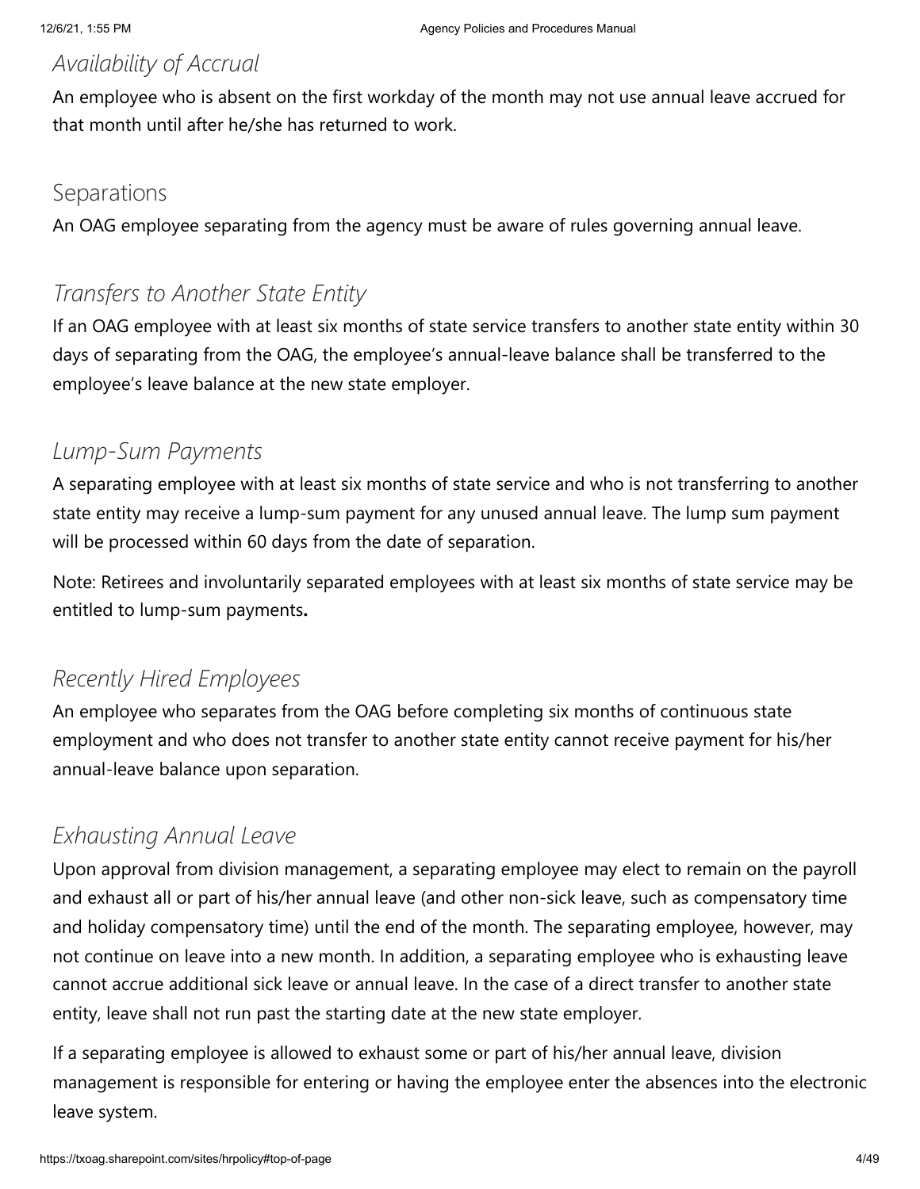### *Availability of Accrual*

An employee who is absent on the first workday of the month may not use annual leave accrued for that month until after he/she has returned to work.

## Separations

An OAG employee separating from the agency must be aware of rules governing annual leave.

### *Transfers to Another State Entity*

If an OAG employee with at least six months of state service transfers to another state entity within 30 days of separating from the OAG, the employee's annual-leave balance shall be transferred to the employee's leave balance at the new state employer.

### *Lump-Sum Payments*

A separating employee with at least six months of state service and who is not transferring to another state entity may receive a lump-sum payment for any unused annual leave. The lump sum payment will be processed within 60 days from the date of separation.

Note: Retirees and involuntarily separated employees with at least six months of state service may be entitled to lump-sum payments**.**

### *Recently Hired Employees*

An employee who separates from the OAG before completing six months of continuous state employment and who does not transfer to another state entity cannot receive payment for his/her annual-leave balance upon separation.

### *Exhausting Annual Leave*

Upon approval from division management, a separating employee may elect to remain on the payroll and exhaust all or part of his/her annual leave (and other non-sick leave, such as compensatory time and holiday compensatory time) until the end of the month. The separating employee, however, may not continue on leave into a new month. In addition, a separating employee who is exhausting leave cannot accrue additional sick leave or annual leave. In the case of a direct transfer to another state entity, leave shall not run past the starting date at the new state employer.

If a separating employee is allowed to exhaust some or part of his/her annual leave, division management is responsible for entering or having the employee enter the absences into the electronic leave system.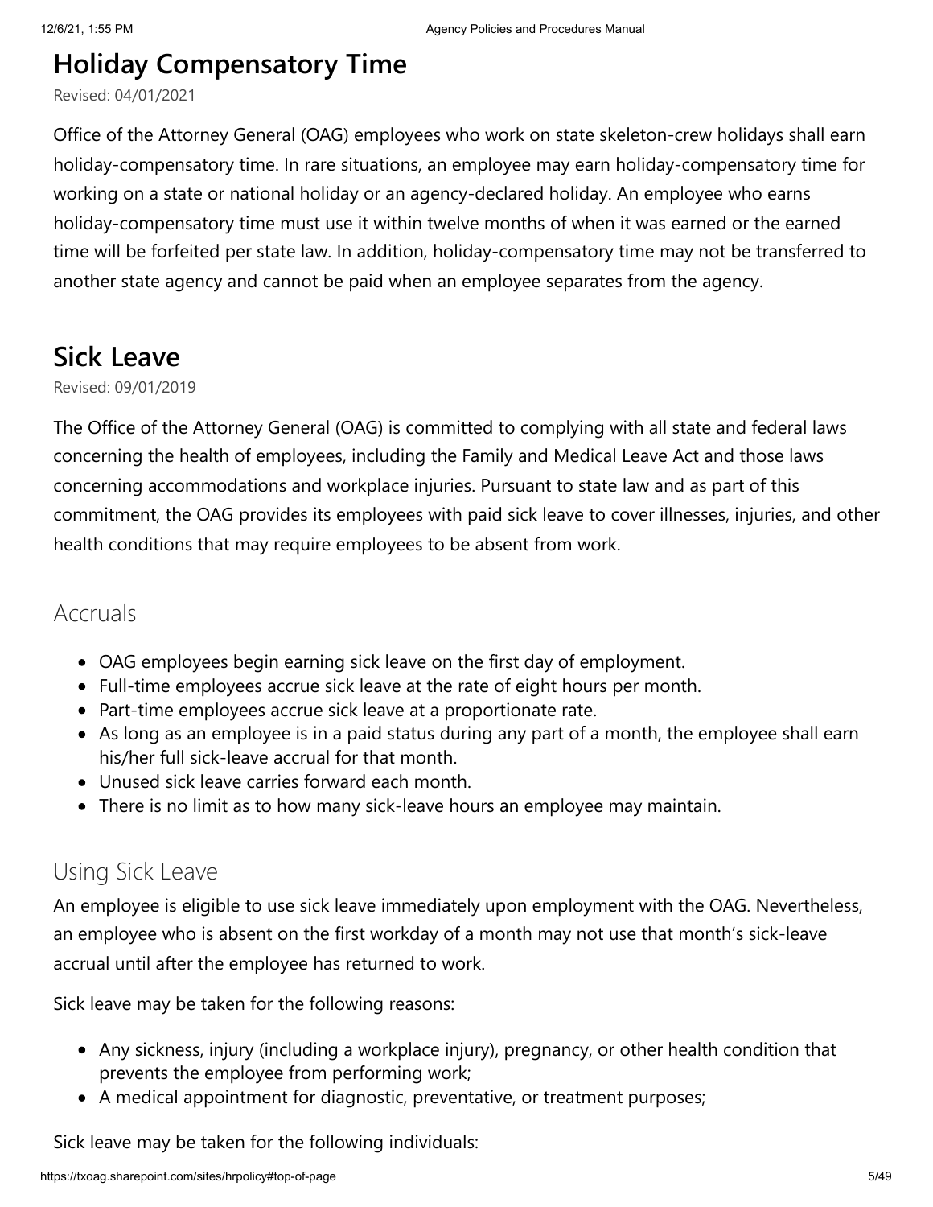# Holiday Compensatory Time

Revised: 04/01/2021

Office of the Attorney General (OAG) employees who work on state skeleton-crew holidays shall earn holiday-compensatory time. In rare situations, an employee may earn holiday-compensatory time for working on a state or national holiday or an agency-declared holiday. An employee who earns holiday-compensatory time must use it within twelve months of when it was earned or the earned time will be forfeited per state law. In addition, holiday-compensatory time may not be transferred to another state agency and cannot be paid when an employee separates from the agency.

# Sick Leave

Revised: 09/01/2019

The Office of the Attorney General (OAG) is committed to complying with all state and federal laws concerning the health of employees, including the Family and Medical Leave Act and those laws concerning accommodations and workplace injuries. Pursuant to state law and as part of this commitment, the OAG provides its employees with paid sick leave to cover illnesses, injuries, and other health conditions that may require employees to be absent from work.

## Accruals

- OAG employees begin earning sick leave on the first day of employment.
- Full-time employees accrue sick leave at the rate of eight hours per month.
- Part-time employees accrue sick leave at a proportionate rate.
- As long as an employee is in a paid status during any part of a month, the employee shall earn his/her full sick-leave accrual for that month.
- Unused sick leave carries forward each month.
- There is no limit as to how many sick-leave hours an employee may maintain.

## Using Sick Leave

An employee is eligible to use sick leave immediately upon employment with the OAG. Nevertheless, an employee who is absent on the first workday of a month may not use that month's sick-leave accrual until after the employee has returned to work.

Sick leave may be taken for the following reasons:

- Any sickness, injury (including a workplace injury), pregnancy, or other health condition that prevents the employee from performing work;
- A medical appointment for diagnostic, preventative, or treatment purposes;

Sick leave may be taken for the following individuals: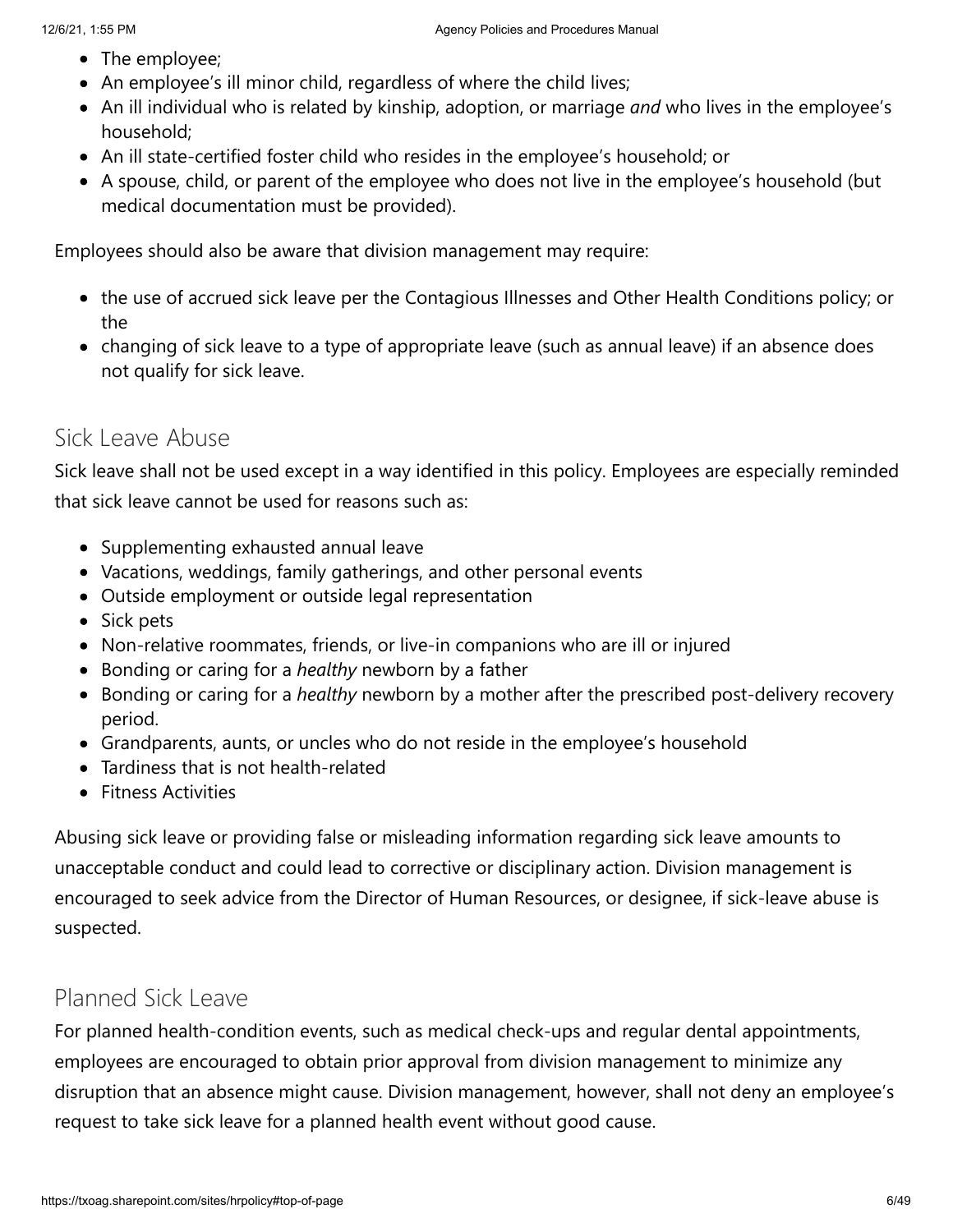- The employee;
- An employee's ill minor child, regardless of where the child lives;
- An ill individual who is related by kinship, adoption, or marriage *and* who lives in the employee's household;
- An ill state-certified foster child who resides in the employee's household; or
- A spouse, child, or parent of the employee who does not live in the employee's household (but medical documentation must be provided).

Employees should also be aware that division management may require:

- the use of accrued sick leave per the Contagious Illnesses and Other Health Conditions policy; or the
- changing of sick leave to a type of appropriate leave (such as annual leave) if an absence does not qualify for sick leave.

## Sick Leave Abuse

Sick leave shall not be used except in a way identified in this policy. Employees are especially reminded that sick leave cannot be used for reasons such as:

- Supplementing exhausted annual leave
- Vacations, weddings, family gatherings, and other personal events
- Outside employment or outside legal representation
- Sick pets
- Non-relative roommates, friends, or live-in companions who are ill or injured
- Bonding or caring for a *healthy* newborn by a father
- Bonding or caring for a *healthy* newborn by a mother after the prescribed post-delivery recovery period.
- Grandparents, aunts, or uncles who do not reside in the employee's household
- Tardiness that is not health-related
- Fitness Activities

Abusing sick leave or providing false or misleading information regarding sick leave amounts to unacceptable conduct and could lead to corrective or disciplinary action. Division management is encouraged to seek advice from the Director of Human Resources, or designee, if sick-leave abuse is suspected.

## Planned Sick Leave

For planned health-condition events, such as medical check-ups and regular dental appointments, employees are encouraged to obtain prior approval from division management to minimize any disruption that an absence might cause. Division management, however, shall not deny an employee's request to take sick leave for a planned health event without good cause.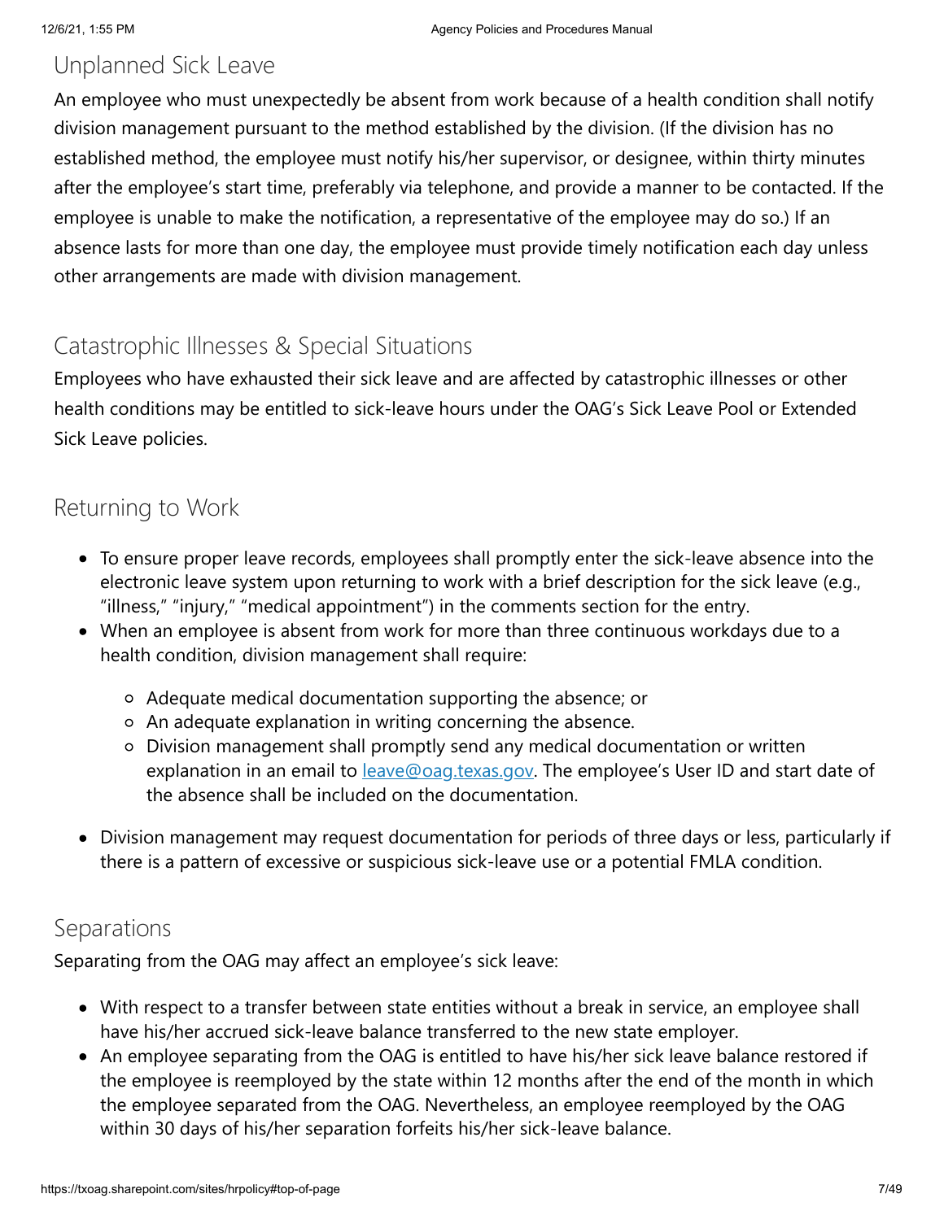## Unplanned Sick Leave

An employee who must unexpectedly be absent from work because of a health condition shall notify division management pursuant to the method established by the division. (If the division has no established method, the employee must notify his/her supervisor, or designee, within thirty minutes after the employee's start time, preferably via telephone, and provide a manner to be contacted. If the employee is unable to make the notification, a representative of the employee may do so.) If an absence lasts for more than one day, the employee must provide timely notification each day unless other arrangements are made with division management.

## Catastrophic Illnesses & Special Situations

Employees who have exhausted their sick leave and are affected by catastrophic illnesses or other health conditions may be entitled to sick-leave hours under the OAG's Sick Leave Pool or Extended Sick Leave policies.

## Returning to Work

- To ensure proper leave records, employees shall promptly enter the sick-leave absence into the electronic leave system upon returning to work with a brief description for the sick leave (e.g., "illness," "injury," "medical appointment") in the comments section for the entry.
- When an employee is absent from work for more than three continuous workdays due to a health condition, division management shall require:
    - Adequate medical documentation supporting the absence; or
    - An adequate explanation in writing concerning the absence.
    - Division management shall promptly send any medical documentation or written explanation in an email to [leave@oag.texas.gov](mailto:leave@oag.texas.gov). The employee's User ID and start date of the absence shall be included on the documentation.
- Division management may request documentation for periods of three days or less, particularly if there is a pattern of excessive or suspicious sick-leave use or a potential FMLA condition.

## Separations

Separating from the OAG may affect an employee's sick leave:

- With respect to a transfer between state entities without a break in service, an employee shall have his/her accrued sick-leave balance transferred to the new state employer.
- An employee separating from the OAG is entitled to have his/her sick leave balance restored if the employee is reemployed by the state within 12 months after the end of the month in which the employee separated from the OAG. Nevertheless, an employee reemployed by the OAG within 30 days of his/her separation forfeits his/her sick-leave balance.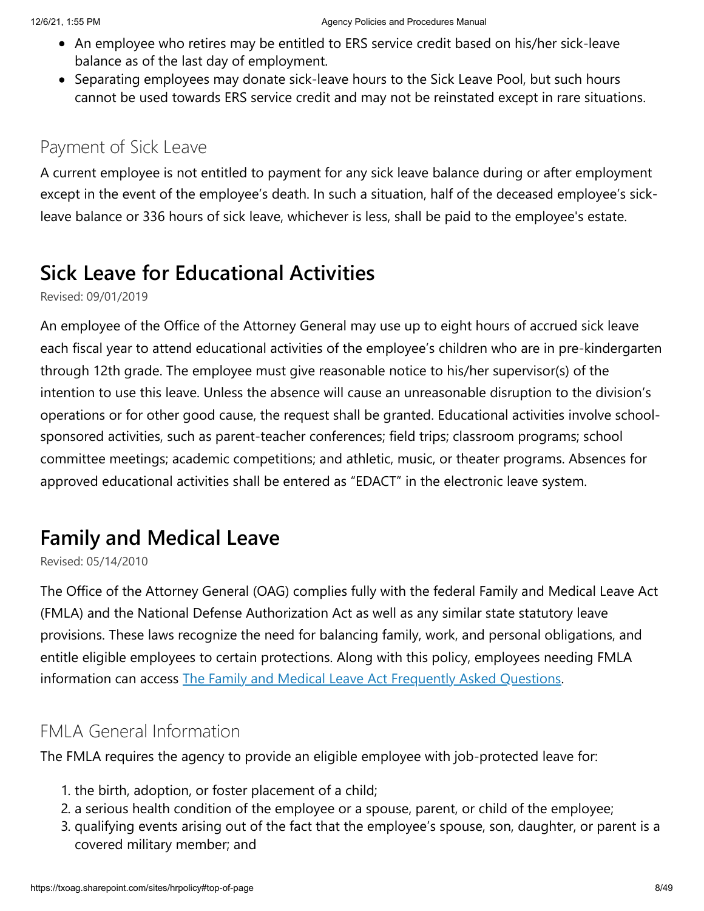- An employee who retires may be entitled to ERS service credit based on his/her sick-leave balance as of the last day of employment.
- Separating employees may donate sick-leave hours to the Sick Leave Pool, but such hours cannot be used towards ERS service credit and may not be reinstated except in rare situations.

### Payment of Sick Leave

A current employee is not entitled to payment for any sick leave balance during or after employment except in the event of the employee's death. In such a situation, half of the deceased employee's sick-leave balance or 336 hours of sick leave, whichever is less, shall be paid to the employee's estate.

## Sick Leave for Educational Activities

Revised: 09/01/2019

An employee of the Office of the Attorney General may use up to eight hours of accrued sick leave each fiscal year to attend educational activities of the employee's children who are in pre-kindergarten through 12th grade. The employee must give reasonable notice to his/her supervisor(s) of the intention to use this leave. Unless the absence will cause an unreasonable disruption to the division's operations or for other good cause, the request shall be granted. Educational activities involve school-sponsored activities, such as parent-teacher conferences; field trips; classroom programs; school committee meetings; academic competitions; and athletic, music, or theater programs. Absences for approved educational activities shall be entered as "EDACT" in the electronic leave system.

## Family and Medical Leave

Revised: 05/14/2010

The Office of the Attorney General (OAG) complies fully with the federal Family and Medical Leave Act (FMLA) and the National Defense Authorization Act as well as any similar state statutory leave provisions. These laws recognize the need for balancing family, work, and personal obligations, and entitle eligible employees to certain protections. Along with this policy, employees needing FMLA information can access The Family and Medical Leave Act Frequently Asked Questions.

### FMLA General Information

The FMLA requires the agency to provide an eligible employee with job-protected leave for:

1. the birth, adoption, or foster placement of a child;
2. a serious health condition of the employee or a spouse, parent, or child of the employee;
3. qualifying events arising out of the fact that the employee's spouse, son, daughter, or parent is a covered military member; and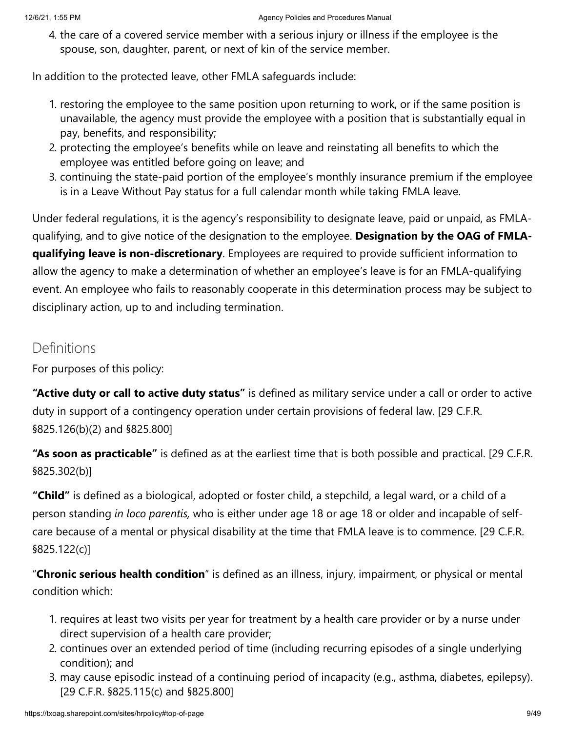4. the care of a covered service member with a serious injury or illness if the employee is the spouse, son, daughter, parent, or next of kin of the service member.

In addition to the protected leave, other FMLA safeguards include:

1. restoring the employee to the same position upon returning to work, or if the same position is unavailable, the agency must provide the employee with a position that is substantially equal in pay, benefits, and responsibility;
2. protecting the employee's benefits while on leave and reinstating all benefits to which the employee was entitled before going on leave; and
3. continuing the state-paid portion of the employee's monthly insurance premium if the employee is in a Leave Without Pay status for a full calendar month while taking FMLA leave.

Under federal regulations, it is the agency's responsibility to designate leave, paid or unpaid, as FMLA-qualifying, and to give notice of the designation to the employee. **Designation by the OAG of FMLA-qualifying leave is non-discretionary**. Employees are required to provide sufficient information to allow the agency to make a determination of whether an employee's leave is for an FMLA-qualifying event. An employee who fails to reasonably cooperate in this determination process may be subject to disciplinary action, up to and including termination.

## Definitions

For purposes of this policy:

**"Active duty or call to active duty status"** is defined as military service under a call or order to active duty in support of a contingency operation under certain provisions of federal law. [29 C.F.R. §825.126(b)(2) and §825.800]

**"As soon as practicable"** is defined as at the earliest time that is both possible and practical. [29 C.F.R. §825.302(b)]

**"Child"** is defined as a biological, adopted or foster child, a stepchild, a legal ward, or a child of a person standing *in loco parentis,* who is either under age 18 or age 18 or older and incapable of self-care because of a mental or physical disability at the time that FMLA leave is to commence. [29 C.F.R. §825.122(c)]

"**Chronic serious health condition**" is defined as an illness, injury, impairment, or physical or mental condition which:

1. requires at least two visits per year for treatment by a health care provider or by a nurse under direct supervision of a health care provider;
2. continues over an extended period of time (including recurring episodes of a single underlying condition); and
3. may cause episodic instead of a continuing period of incapacity (e.g., asthma, diabetes, epilepsy). [29 C.F.R. §825.115(c) and §825.800]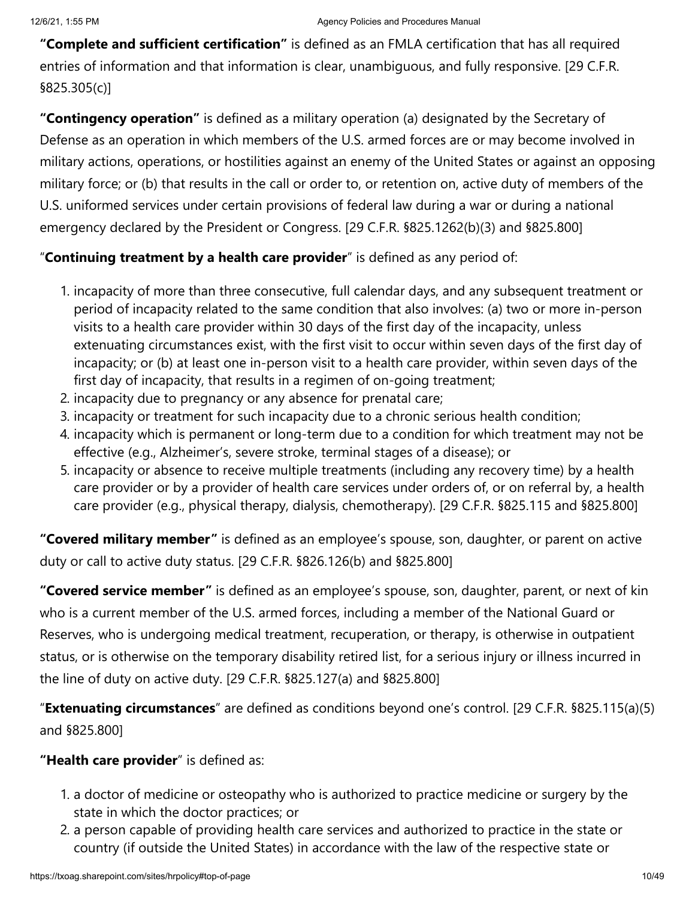**"Complete and sufficient certification"** is defined as an FMLA certification that has all required entries of information and that information is clear, unambiguous, and fully responsive. [29 C.F.R. §825.305(c)]

**"Contingency operation"** is defined as a military operation (a) designated by the Secretary of Defense as an operation in which members of the U.S. armed forces are or may become involved in military actions, operations, or hostilities against an enemy of the United States or against an opposing military force; or (b) that results in the call or order to, or retention on, active duty of members of the U.S. uniformed services under certain provisions of federal law during a war or during a national emergency declared by the President or Congress. [29 C.F.R. §825.1262(b)(3) and §825.800]

"**Continuing treatment by a health care provider**" is defined as any period of:

1. incapacity of more than three consecutive, full calendar days, and any subsequent treatment or period of incapacity related to the same condition that also involves: (a) two or more in-person visits to a health care provider within 30 days of the first day of the incapacity, unless extenuating circumstances exist, with the first visit to occur within seven days of the first day of incapacity; or (b) at least one in-person visit to a health care provider, within seven days of the first day of incapacity, that results in a regimen of on-going treatment;
2. incapacity due to pregnancy or any absence for prenatal care;
3. incapacity or treatment for such incapacity due to a chronic serious health condition;
4. incapacity which is permanent or long-term due to a condition for which treatment may not be effective (e.g., Alzheimer's, severe stroke, terminal stages of a disease); or
5. incapacity or absence to receive multiple treatments (including any recovery time) by a health care provider or by a provider of health care services under orders of, or on referral by, a health care provider (e.g., physical therapy, dialysis, chemotherapy). [29 C.F.R. §825.115 and §825.800]

**"Covered military member"** is defined as an employee's spouse, son, daughter, or parent on active duty or call to active duty status. [29 C.F.R. §826.126(b) and §825.800]

**"Covered service member"** is defined as an employee's spouse, son, daughter, parent, or next of kin who is a current member of the U.S. armed forces, including a member of the National Guard or Reserves, who is undergoing medical treatment, recuperation, or therapy, is otherwise in outpatient status, or is otherwise on the temporary disability retired list, for a serious injury or illness incurred in the line of duty on active duty. [29 C.F.R. §825.127(a) and §825.800]

"**Extenuating circumstances**" are defined as conditions beyond one's control. [29 C.F.R. §825.115(a)(5) and §825.800]

**"Health care provider**" is defined as:

1. a doctor of medicine or osteopathy who is authorized to practice medicine or surgery by the state in which the doctor practices; or
2. a person capable of providing health care services and authorized to practice in the state or country (if outside the United States) in accordance with the law of the respective state or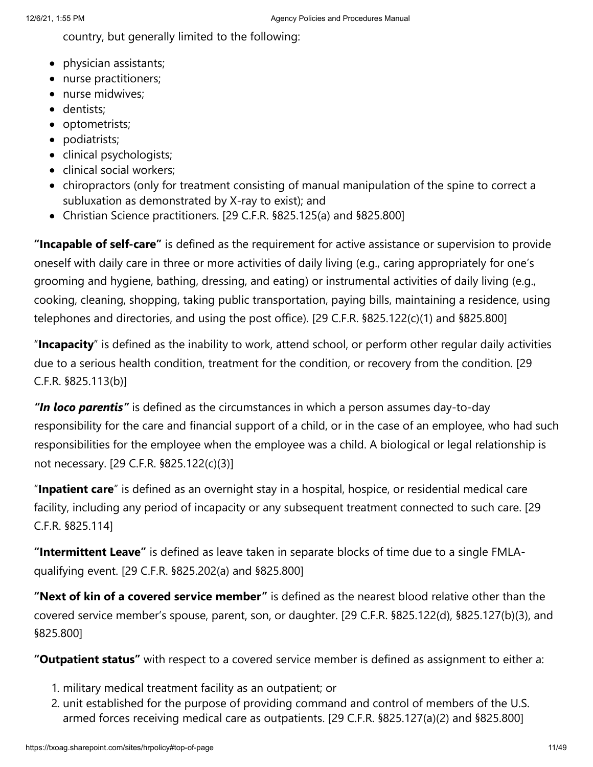country, but generally limited to the following:

- physician assistants;
- nurse practitioners;
- nurse midwives;
- dentists;
- optometrists;
- podiatrists;
- clinical psychologists;
- clinical social workers;
- chiropractors (only for treatment consisting of manual manipulation of the spine to correct a subluxation as demonstrated by X-ray to exist); and
- Christian Science practitioners. [29 C.F.R. §825.125(a) and §825.800]

**"Incapable of self-care"** is defined as the requirement for active assistance or supervision to provide oneself with daily care in three or more activities of daily living (e.g., caring appropriately for one's grooming and hygiene, bathing, dressing, and eating) or instrumental activities of daily living (e.g., cooking, cleaning, shopping, taking public transportation, paying bills, maintaining a residence, using telephones and directories, and using the post office). [29 C.F.R. §825.122(c)(1) and §825.800]

"**Incapacity**" is defined as the inability to work, attend school, or perform other regular daily activities due to a serious health condition, treatment for the condition, or recovery from the condition. [29 C.F.R. §825.113(b)]

***"In loco parentis"*** is defined as the circumstances in which a person assumes day-to-day responsibility for the care and financial support of a child, or in the case of an employee, who had such responsibilities for the employee when the employee was a child. A biological or legal relationship is not necessary. [29 C.F.R. §825.122(c)(3)]

"**Inpatient care**" is defined as an overnight stay in a hospital, hospice, or residential medical care facility, including any period of incapacity or any subsequent treatment connected to such care. [29 C.F.R. §825.114]

**"Intermittent Leave"** is defined as leave taken in separate blocks of time due to a single FMLA-qualifying event. [29 C.F.R. §825.202(a) and §825.800]

**"Next of kin of a covered service member"** is defined as the nearest blood relative other than the covered service member's spouse, parent, son, or daughter. [29 C.F.R. §825.122(d), §825.127(b)(3), and §825.800]

**"Outpatient status"** with respect to a covered service member is defined as assignment to either a:

1. military medical treatment facility as an outpatient; or
2. unit established for the purpose of providing command and control of members of the U.S. armed forces receiving medical care as outpatients. [29 C.F.R. §825.127(a)(2) and §825.800]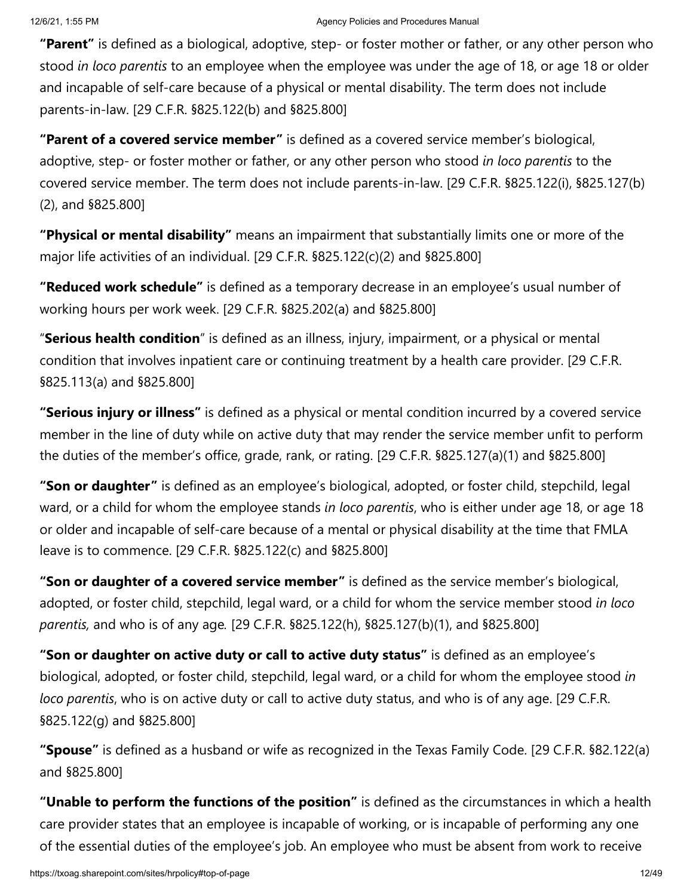**"Parent"** is defined as a biological, adoptive, step- or foster mother or father, or any other person who stood *in loco parentis* to an employee when the employee was under the age of 18, or age 18 or older and incapable of self-care because of a physical or mental disability. The term does not include parents-in-law. [29 C.F.R. §825.122(b) and §825.800]

**"Parent of a covered service member"** is defined as a covered service member's biological, adoptive, step- or foster mother or father, or any other person who stood *in loco parentis* to the covered service member. The term does not include parents-in-law. [29 C.F.R. §825.122(i), §825.127(b)(2), and §825.800]

**"Physical or mental disability"** means an impairment that substantially limits one or more of the major life activities of an individual. [29 C.F.R. §825.122(c)(2) and §825.800]

**"Reduced work schedule"** is defined as a temporary decrease in an employee's usual number of working hours per work week. [29 C.F.R. §825.202(a) and §825.800]

"**Serious health condition**" is defined as an illness, injury, impairment, or a physical or mental condition that involves inpatient care or continuing treatment by a health care provider. [29 C.F.R. §825.113(a) and §825.800]

**"Serious injury or illness"** is defined as a physical or mental condition incurred by a covered service member in the line of duty while on active duty that may render the service member unfit to perform the duties of the member's office, grade, rank, or rating. [29 C.F.R. §825.127(a)(1) and §825.800]

**"Son or daughter"** is defined as an employee's biological, adopted, or foster child, stepchild, legal ward, or a child for whom the employee stands *in loco parentis*, who is either under age 18, or age 18 or older and incapable of self-care because of a mental or physical disability at the time that FMLA leave is to commence. [29 C.F.R. §825.122(c) and §825.800]

**"Son or daughter of a covered service member"** is defined as the service member's biological, adopted, or foster child, stepchild, legal ward, or a child for whom the service member stood *in loco parentis,* and who is of any age. [29 C.F.R. §825.122(h), §825.127(b)(1), and §825.800]

**"Son or daughter on active duty or call to active duty status"** is defined as an employee's biological, adopted, or foster child, stepchild, legal ward, or a child for whom the employee stood *in loco parentis*, who is on active duty or call to active duty status, and who is of any age. [29 C.F.R. §825.122(g) and §825.800]

**"Spouse"** is defined as a husband or wife as recognized in the Texas Family Code. [29 C.F.R. §82.122(a) and §825.800]

**"Unable to perform the functions of the position"** is defined as the circumstances in which a health care provider states that an employee is incapable of working, or is incapable of performing any one of the essential duties of the employee's job. An employee who must be absent from work to receive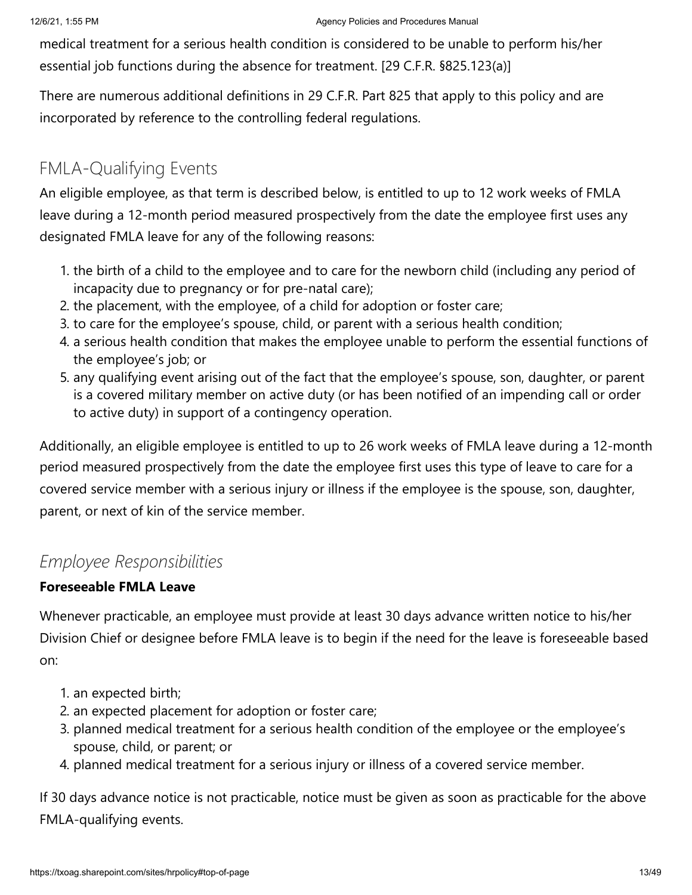medical treatment for a serious health condition is considered to be unable to perform his/her essential job functions during the absence for treatment. [29 C.F.R. §825.123(a)]

There are numerous additional definitions in 29 C.F.R. Part 825 that apply to this policy and are incorporated by reference to the controlling federal regulations.

## FMLA-Qualifying Events

An eligible employee, as that term is described below, is entitled to up to 12 work weeks of FMLA leave during a 12-month period measured prospectively from the date the employee first uses any designated FMLA leave for any of the following reasons:

1. the birth of a child to the employee and to care for the newborn child (including any period of incapacity due to pregnancy or for pre-natal care);
2. the placement, with the employee, of a child for adoption or foster care;
3. to care for the employee's spouse, child, or parent with a serious health condition;
4. a serious health condition that makes the employee unable to perform the essential functions of the employee's job; or
5. any qualifying event arising out of the fact that the employee's spouse, son, daughter, or parent is a covered military member on active duty (or has been notified of an impending call or order to active duty) in support of a contingency operation.

Additionally, an eligible employee is entitled to up to 26 work weeks of FMLA leave during a 12-month period measured prospectively from the date the employee first uses this type of leave to care for a covered service member with a serious injury or illness if the employee is the spouse, son, daughter, parent, or next of kin of the service member.

### *Employee Responsibilities*

**Foreseeable FMLA Leave**

Whenever practicable, an employee must provide at least 30 days advance written notice to his/her Division Chief or designee before FMLA leave is to begin if the need for the leave is foreseeable based on:

1. an expected birth;
2. an expected placement for adoption or foster care;
3. planned medical treatment for a serious health condition of the employee or the employee's spouse, child, or parent; or
4. planned medical treatment for a serious injury or illness of a covered service member.

If 30 days advance notice is not practicable, notice must be given as soon as practicable for the above FMLA-qualifying events.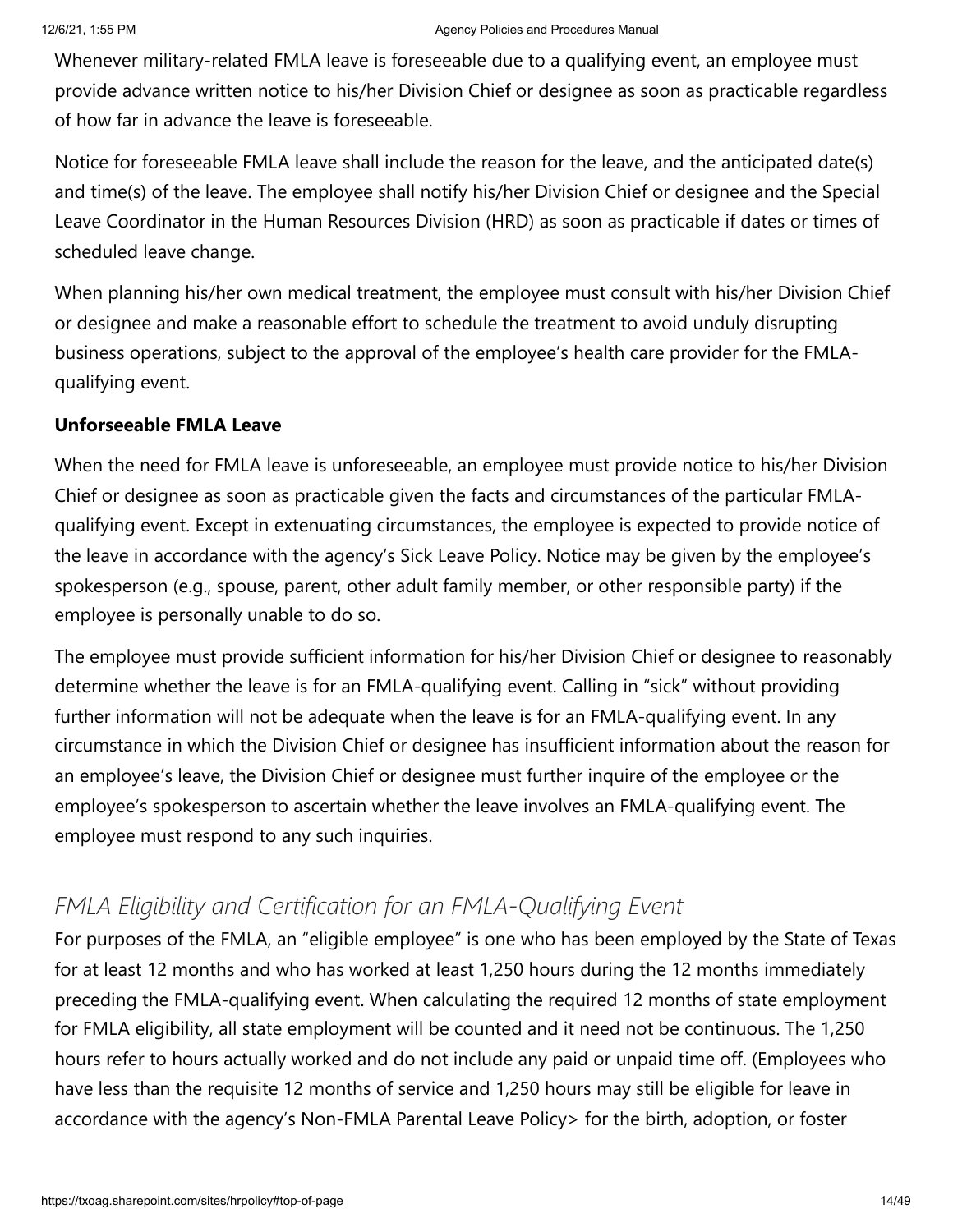Whenever military-related FMLA leave is foreseeable due to a qualifying event, an employee must provide advance written notice to his/her Division Chief or designee as soon as practicable regardless of how far in advance the leave is foreseeable.

Notice for foreseeable FMLA leave shall include the reason for the leave, and the anticipated date(s) and time(s) of the leave. The employee shall notify his/her Division Chief or designee and the Special Leave Coordinator in the Human Resources Division (HRD) as soon as practicable if dates or times of scheduled leave change.

When planning his/her own medical treatment, the employee must consult with his/her Division Chief or designee and make a reasonable effort to schedule the treatment to avoid unduly disrupting business operations, subject to the approval of the employee's health care provider for the FMLA-qualifying event.

**Unforseeable FMLA Leave**

When the need for FMLA leave is unforeseeable, an employee must provide notice to his/her Division Chief or designee as soon as practicable given the facts and circumstances of the particular FMLA-qualifying event. Except in extenuating circumstances, the employee is expected to provide notice of the leave in accordance with the agency's Sick Leave Policy. Notice may be given by the employee's spokesperson (e.g., spouse, parent, other adult family member, or other responsible party) if the employee is personally unable to do so.

The employee must provide sufficient information for his/her Division Chief or designee to reasonably determine whether the leave is for an FMLA-qualifying event. Calling in "sick" without providing further information will not be adequate when the leave is for an FMLA-qualifying event. In any circumstance in which the Division Chief or designee has insufficient information about the reason for an employee's leave, the Division Chief or designee must further inquire of the employee or the employee's spokesperson to ascertain whether the leave involves an FMLA-qualifying event. The employee must respond to any such inquiries.

## *FMLA Eligibility and Certification for an FMLA-Qualifying Event*

For purposes of the FMLA, an "eligible employee" is one who has been employed by the State of Texas for at least 12 months and who has worked at least 1,250 hours during the 12 months immediately preceding the FMLA-qualifying event. When calculating the required 12 months of state employment for FMLA eligibility, all state employment will be counted and it need not be continuous. The 1,250 hours refer to hours actually worked and do not include any paid or unpaid time off. (Employees who have less than the requisite 12 months of service and 1,250 hours may still be eligible for leave in accordance with the agency's Non-FMLA Parental Leave Policy> for the birth, adoption, or foster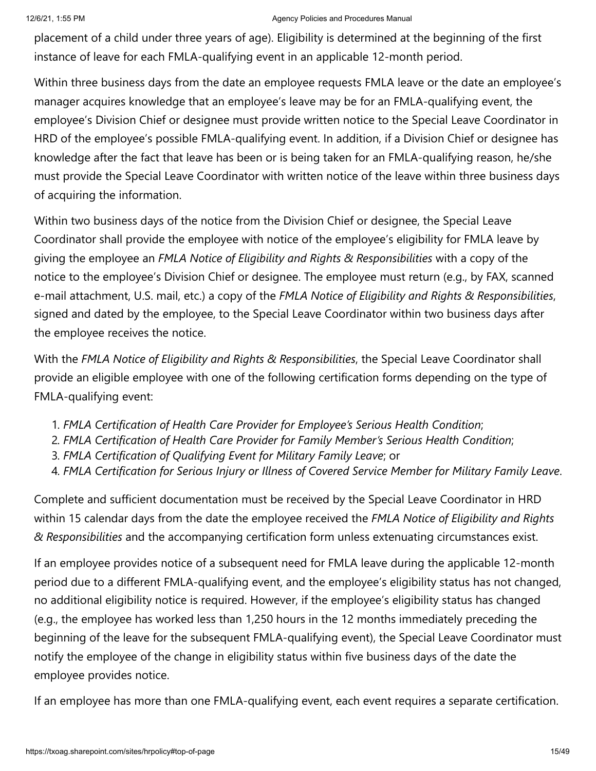placement of a child under three years of age). Eligibility is determined at the beginning of the first instance of leave for each FMLA-qualifying event in an applicable 12-month period.

Within three business days from the date an employee requests FMLA leave or the date an employee's manager acquires knowledge that an employee's leave may be for an FMLA-qualifying event, the employee's Division Chief or designee must provide written notice to the Special Leave Coordinator in HRD of the employee's possible FMLA-qualifying event. In addition, if a Division Chief or designee has knowledge after the fact that leave has been or is being taken for an FMLA-qualifying reason, he/she must provide the Special Leave Coordinator with written notice of the leave within three business days of acquiring the information.

Within two business days of the notice from the Division Chief or designee, the Special Leave Coordinator shall provide the employee with notice of the employee's eligibility for FMLA leave by giving the employee an *FMLA Notice of Eligibility and Rights & Responsibilities* with a copy of the notice to the employee's Division Chief or designee. The employee must return (e.g., by FAX, scanned e-mail attachment, U.S. mail, etc.) a copy of the *FMLA Notice of Eligibility and Rights & Responsibilities*, signed and dated by the employee, to the Special Leave Coordinator within two business days after the employee receives the notice.

With the *FMLA Notice of Eligibility and Rights & Responsibilities*, the Special Leave Coordinator shall provide an eligible employee with one of the following certification forms depending on the type of FMLA-qualifying event:

1. *FMLA Certification of Health Care Provider for Employee's Serious Health Condition*;
2. *FMLA Certification of Health Care Provider for Family Member's Serious Health Condition*;
3. *FMLA Certification of Qualifying Event for Military Family Leave*; or
4. *FMLA Certification for Serious Injury or Illness of Covered Service Member for Military Family Leave*.

Complete and sufficient documentation must be received by the Special Leave Coordinator in HRD within 15 calendar days from the date the employee received the *FMLA Notice of Eligibility and Rights & Responsibilities* and the accompanying certification form unless extenuating circumstances exist.

If an employee provides notice of a subsequent need for FMLA leave during the applicable 12-month period due to a different FMLA-qualifying event, and the employee's eligibility status has not changed, no additional eligibility notice is required. However, if the employee's eligibility status has changed (e.g., the employee has worked less than 1,250 hours in the 12 months immediately preceding the beginning of the leave for the subsequent FMLA-qualifying event), the Special Leave Coordinator must notify the employee of the change in eligibility status within five business days of the date the employee provides notice.

If an employee has more than one FMLA-qualifying event, each event requires a separate certification.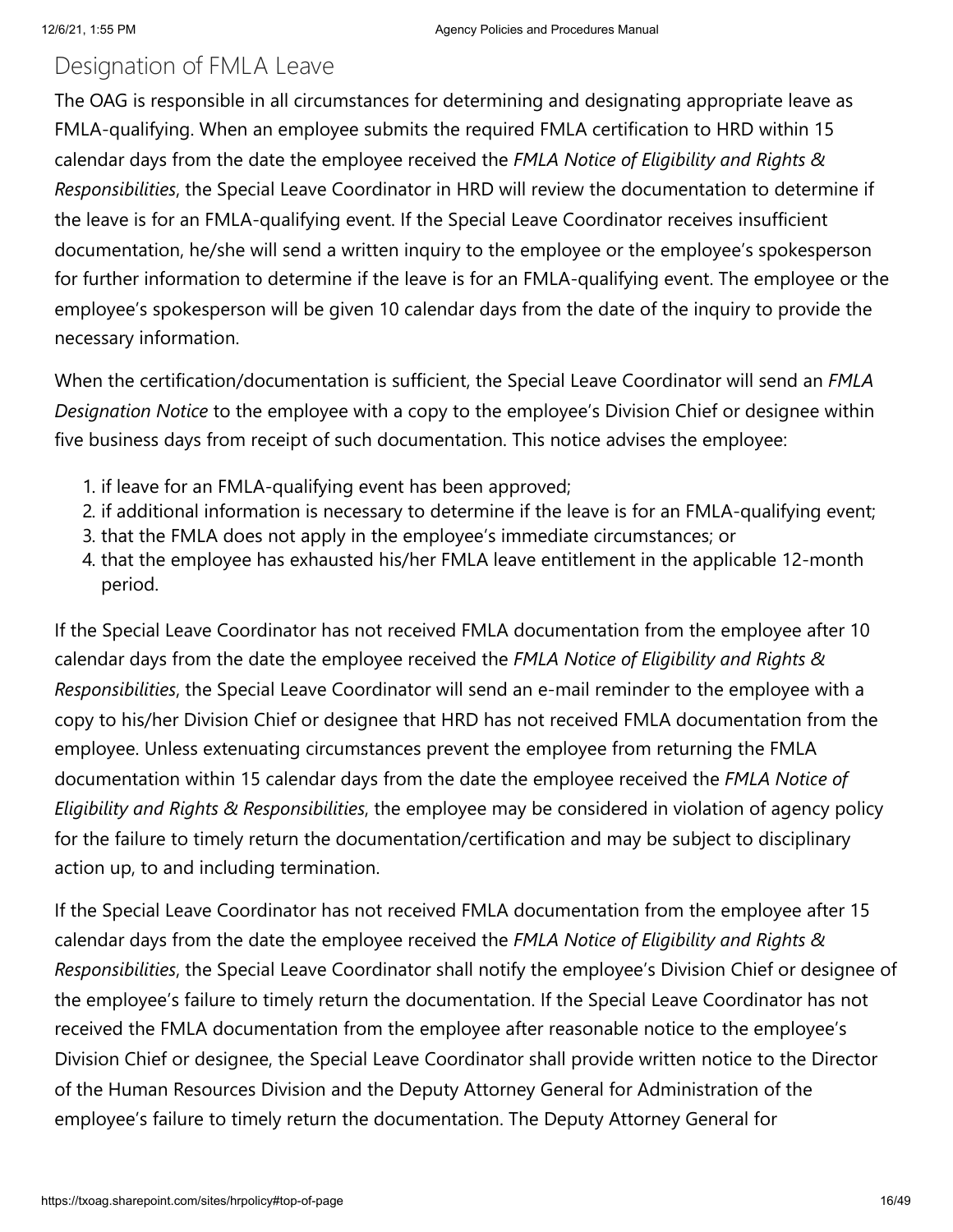## Designation of FMLA Leave

The OAG is responsible in all circumstances for determining and designating appropriate leave as FMLA-qualifying. When an employee submits the required FMLA certification to HRD within 15 calendar days from the date the employee received the *FMLA Notice of Eligibility and Rights & Responsibilities*, the Special Leave Coordinator in HRD will review the documentation to determine if the leave is for an FMLA-qualifying event. If the Special Leave Coordinator receives insufficient documentation, he/she will send a written inquiry to the employee or the employee's spokesperson for further information to determine if the leave is for an FMLA-qualifying event. The employee or the employee's spokesperson will be given 10 calendar days from the date of the inquiry to provide the necessary information.

When the certification/documentation is sufficient, the Special Leave Coordinator will send an *FMLA Designation Notice* to the employee with a copy to the employee's Division Chief or designee within five business days from receipt of such documentation. This notice advises the employee:

1. if leave for an FMLA-qualifying event has been approved;
2. if additional information is necessary to determine if the leave is for an FMLA-qualifying event;
3. that the FMLA does not apply in the employee's immediate circumstances; or
4. that the employee has exhausted his/her FMLA leave entitlement in the applicable 12-month period.

If the Special Leave Coordinator has not received FMLA documentation from the employee after 10 calendar days from the date the employee received the *FMLA Notice of Eligibility and Rights & Responsibilities*, the Special Leave Coordinator will send an e-mail reminder to the employee with a copy to his/her Division Chief or designee that HRD has not received FMLA documentation from the employee. Unless extenuating circumstances prevent the employee from returning the FMLA documentation within 15 calendar days from the date the employee received the *FMLA Notice of Eligibility and Rights & Responsibilities*, the employee may be considered in violation of agency policy for the failure to timely return the documentation/certification and may be subject to disciplinary action up, to and including termination.

If the Special Leave Coordinator has not received FMLA documentation from the employee after 15 calendar days from the date the employee received the *FMLA Notice of Eligibility and Rights & Responsibilities*, the Special Leave Coordinator shall notify the employee's Division Chief or designee of the employee's failure to timely return the documentation. If the Special Leave Coordinator has not received the FMLA documentation from the employee after reasonable notice to the employee's Division Chief or designee, the Special Leave Coordinator shall provide written notice to the Director of the Human Resources Division and the Deputy Attorney General for Administration of the employee's failure to timely return the documentation. The Deputy Attorney General for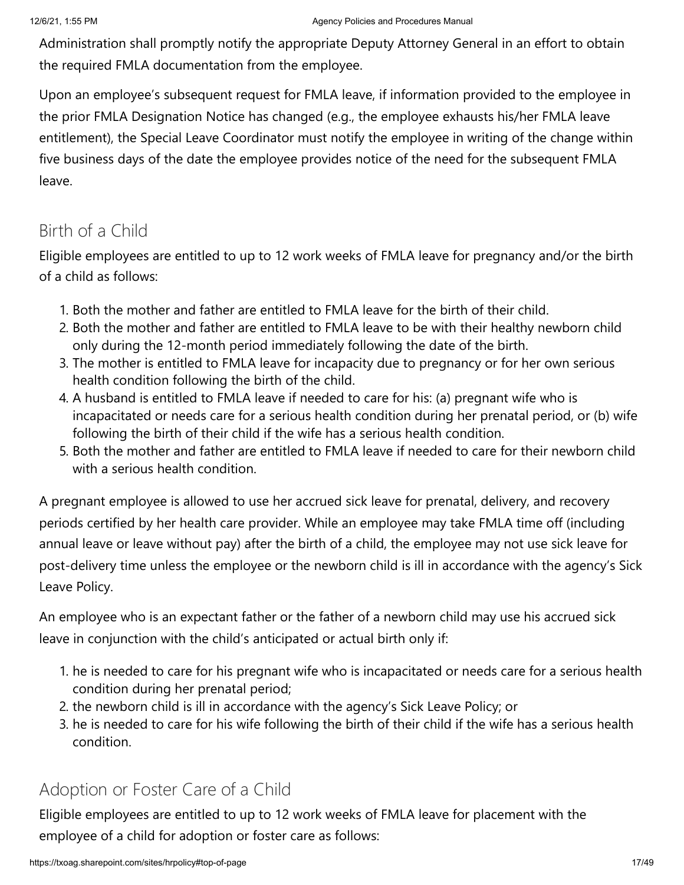Administration shall promptly notify the appropriate Deputy Attorney General in an effort to obtain the required FMLA documentation from the employee.

Upon an employee's subsequent request for FMLA leave, if information provided to the employee in the prior FMLA Designation Notice has changed (e.g., the employee exhausts his/her FMLA leave entitlement), the Special Leave Coordinator must notify the employee in writing of the change within five business days of the date the employee provides notice of the need for the subsequent FMLA leave.

## Birth of a Child

Eligible employees are entitled to up to 12 work weeks of FMLA leave for pregnancy and/or the birth of a child as follows:

1. Both the mother and father are entitled to FMLA leave for the birth of their child.
2. Both the mother and father are entitled to FMLA leave to be with their healthy newborn child only during the 12-month period immediately following the date of the birth.
3. The mother is entitled to FMLA leave for incapacity due to pregnancy or for her own serious health condition following the birth of the child.
4. A husband is entitled to FMLA leave if needed to care for his: (a) pregnant wife who is incapacitated or needs care for a serious health condition during her prenatal period, or (b) wife following the birth of their child if the wife has a serious health condition.
5. Both the mother and father are entitled to FMLA leave if needed to care for their newborn child with a serious health condition.

A pregnant employee is allowed to use her accrued sick leave for prenatal, delivery, and recovery periods certified by her health care provider. While an employee may take FMLA time off (including annual leave or leave without pay) after the birth of a child, the employee may not use sick leave for post-delivery time unless the employee or the newborn child is ill in accordance with the agency's Sick Leave Policy.

An employee who is an expectant father or the father of a newborn child may use his accrued sick leave in conjunction with the child's anticipated or actual birth only if:

1. he is needed to care for his pregnant wife who is incapacitated or needs care for a serious health condition during her prenatal period;
2. the newborn child is ill in accordance with the agency's Sick Leave Policy; or
3. he is needed to care for his wife following the birth of their child if the wife has a serious health condition.

## Adoption or Foster Care of a Child

Eligible employees are entitled to up to 12 work weeks of FMLA leave for placement with the employee of a child for adoption or foster care as follows: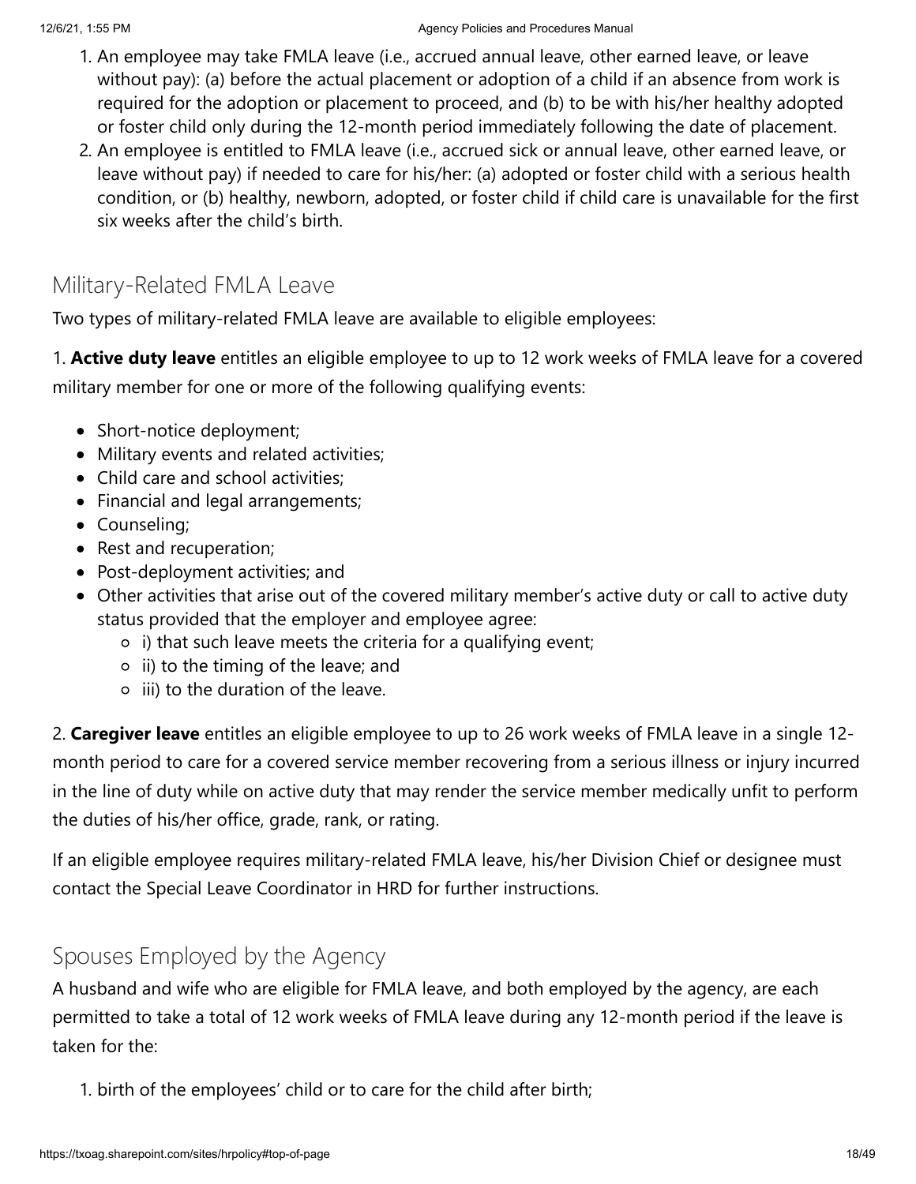1. An employee may take FMLA leave (i.e., accrued annual leave, other earned leave, or leave without pay): (a) before the actual placement or adoption of a child if an absence from work is required for the adoption or placement to proceed, and (b) to be with his/her healthy adopted or foster child only during the 12-month period immediately following the date of placement.
2. An employee is entitled to FMLA leave (i.e., accrued sick or annual leave, other earned leave, or leave without pay) if needed to care for his/her: (a) adopted or foster child with a serious health condition, or (b) healthy, newborn, adopted, or foster child if child care is unavailable for the first six weeks after the child's birth.

## Military-Related FMLA Leave

Two types of military-related FMLA leave are available to eligible employees:

1. **Active duty leave** entitles an eligible employee to up to 12 work weeks of FMLA leave for a covered military member for one or more of the following qualifying events:

- Short-notice deployment;
- Military events and related activities;
- Child care and school activities;
- Financial and legal arrangements;
- Counseling;
- Rest and recuperation;
- Post-deployment activities; and
- Other activities that arise out of the covered military member's active duty or call to active duty status provided that the employer and employee agree:
  - i) that such leave meets the criteria for a qualifying event;
  - ii) to the timing of the leave; and
  - iii) to the duration of the leave.

2. **Caregiver leave** entitles an eligible employee to up to 26 work weeks of FMLA leave in a single 12-month period to care for a covered service member recovering from a serious illness or injury incurred in the line of duty while on active duty that may render the service member medically unfit to perform the duties of his/her office, grade, rank, or rating.

If an eligible employee requires military-related FMLA leave, his/her Division Chief or designee must contact the Special Leave Coordinator in HRD for further instructions.

## Spouses Employed by the Agency

A husband and wife who are eligible for FMLA leave, and both employed by the agency, are each permitted to take a total of 12 work weeks of FMLA leave during any 12-month period if the leave is taken for the:

1. birth of the employees' child or to care for the child after birth;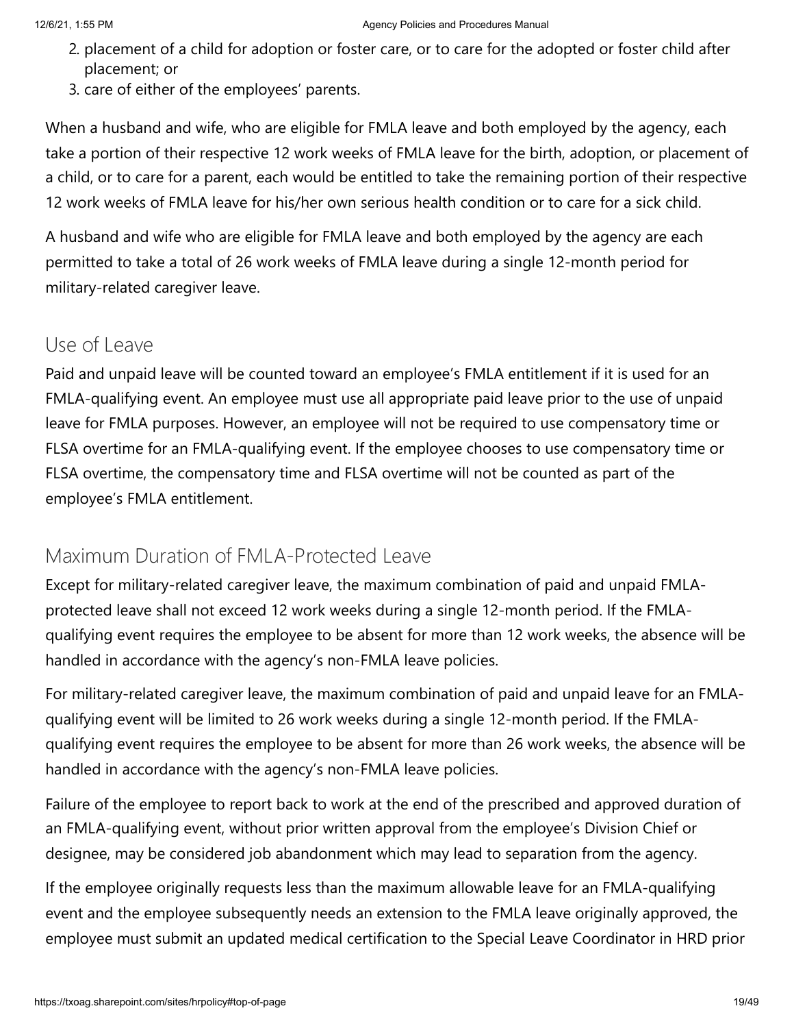2. placement of a child for adoption or foster care, or to care for the adopted or foster child after placement; or
3. care of either of the employees' parents.

When a husband and wife, who are eligible for FMLA leave and both employed by the agency, each take a portion of their respective 12 work weeks of FMLA leave for the birth, adoption, or placement of a child, or to care for a parent, each would be entitled to take the remaining portion of their respective 12 work weeks of FMLA leave for his/her own serious health condition or to care for a sick child.

A husband and wife who are eligible for FMLA leave and both employed by the agency are each permitted to take a total of 26 work weeks of FMLA leave during a single 12-month period for military-related caregiver leave.

## Use of Leave

Paid and unpaid leave will be counted toward an employee's FMLA entitlement if it is used for an FMLA-qualifying event. An employee must use all appropriate paid leave prior to the use of unpaid leave for FMLA purposes. However, an employee will not be required to use compensatory time or FLSA overtime for an FMLA-qualifying event. If the employee chooses to use compensatory time or FLSA overtime, the compensatory time and FLSA overtime will not be counted as part of the employee's FMLA entitlement.

## Maximum Duration of FMLA-Protected Leave

Except for military-related caregiver leave, the maximum combination of paid and unpaid FMLA-protected leave shall not exceed 12 work weeks during a single 12-month period. If the FMLA-qualifying event requires the employee to be absent for more than 12 work weeks, the absence will be handled in accordance with the agency's non-FMLA leave policies.

For military-related caregiver leave, the maximum combination of paid and unpaid leave for an FMLA-qualifying event will be limited to 26 work weeks during a single 12-month period. If the FMLA-qualifying event requires the employee to be absent for more than 26 work weeks, the absence will be handled in accordance with the agency's non-FMLA leave policies.

Failure of the employee to report back to work at the end of the prescribed and approved duration of an FMLA-qualifying event, without prior written approval from the employee's Division Chief or designee, may be considered job abandonment which may lead to separation from the agency.

If the employee originally requests less than the maximum allowable leave for an FMLA-qualifying event and the employee subsequently needs an extension to the FMLA leave originally approved, the employee must submit an updated medical certification to the Special Leave Coordinator in HRD prior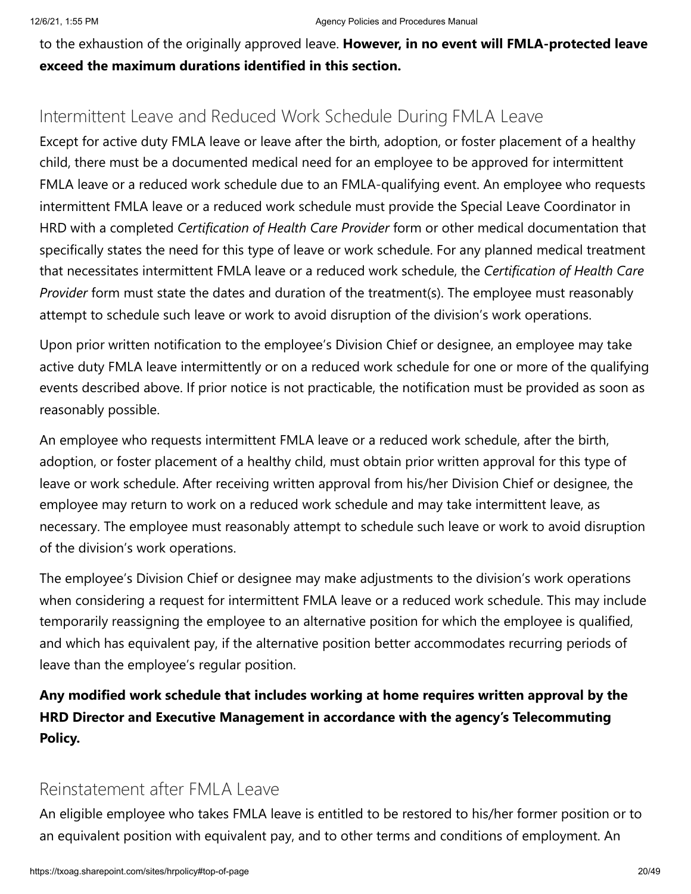to the exhaustion of the originally approved leave. **However, in no event will FMLA-protected leave exceed the maximum durations identified in this section.**

## Intermittent Leave and Reduced Work Schedule During FMLA Leave

Except for active duty FMLA leave or leave after the birth, adoption, or foster placement of a healthy child, there must be a documented medical need for an employee to be approved for intermittent FMLA leave or a reduced work schedule due to an FMLA-qualifying event. An employee who requests intermittent FMLA leave or a reduced work schedule must provide the Special Leave Coordinator in HRD with a completed *Certification of Health Care Provider* form or other medical documentation that specifically states the need for this type of leave or work schedule. For any planned medical treatment that necessitates intermittent FMLA leave or a reduced work schedule, the *Certification of Health Care Provider* form must state the dates and duration of the treatment(s). The employee must reasonably attempt to schedule such leave or work to avoid disruption of the division's work operations.

Upon prior written notification to the employee's Division Chief or designee, an employee may take active duty FMLA leave intermittently or on a reduced work schedule for one or more of the qualifying events described above. If prior notice is not practicable, the notification must be provided as soon as reasonably possible.

An employee who requests intermittent FMLA leave or a reduced work schedule, after the birth, adoption, or foster placement of a healthy child, must obtain prior written approval for this type of leave or work schedule. After receiving written approval from his/her Division Chief or designee, the employee may return to work on a reduced work schedule and may take intermittent leave, as necessary. The employee must reasonably attempt to schedule such leave or work to avoid disruption of the division's work operations.

The employee's Division Chief or designee may make adjustments to the division's work operations when considering a request for intermittent FMLA leave or a reduced work schedule. This may include temporarily reassigning the employee to an alternative position for which the employee is qualified, and which has equivalent pay, if the alternative position better accommodates recurring periods of leave than the employee's regular position.

**Any modified work schedule that includes working at home requires written approval by the HRD Director and Executive Management in accordance with the agency's Telecommuting Policy.**

## Reinstatement after FMLA Leave

An eligible employee who takes FMLA leave is entitled to be restored to his/her former position or to an equivalent position with equivalent pay, and to other terms and conditions of employment. An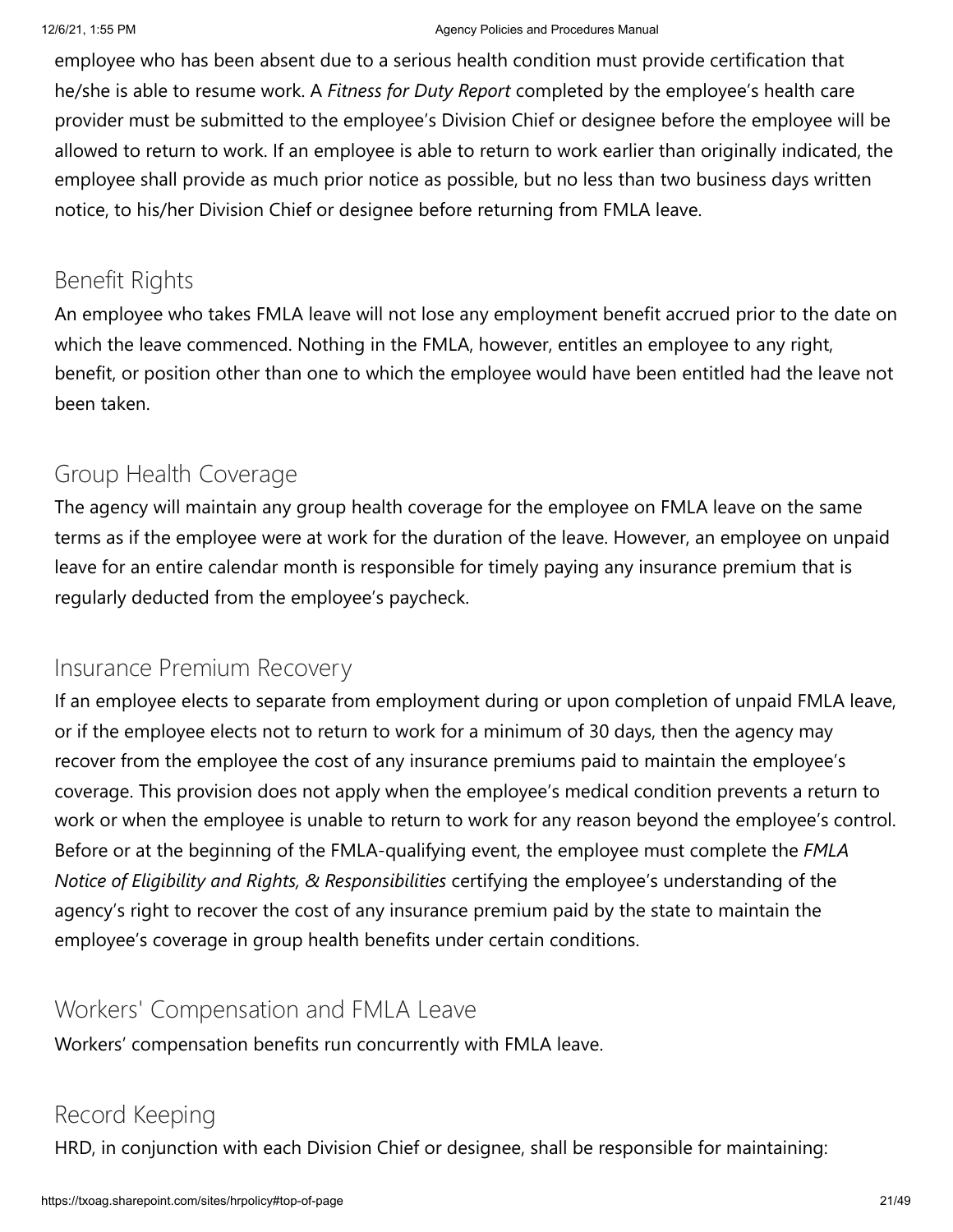employee who has been absent due to a serious health condition must provide certification that he/she is able to resume work. A *Fitness for Duty Report* completed by the employee's health care provider must be submitted to the employee's Division Chief or designee before the employee will be allowed to return to work. If an employee is able to return to work earlier than originally indicated, the employee shall provide as much prior notice as possible, but no less than two business days written notice, to his/her Division Chief or designee before returning from FMLA leave.

## Benefit Rights

An employee who takes FMLA leave will not lose any employment benefit accrued prior to the date on which the leave commenced. Nothing in the FMLA, however, entitles an employee to any right, benefit, or position other than one to which the employee would have been entitled had the leave not been taken.

## Group Health Coverage

The agency will maintain any group health coverage for the employee on FMLA leave on the same terms as if the employee were at work for the duration of the leave. However, an employee on unpaid leave for an entire calendar month is responsible for timely paying any insurance premium that is regularly deducted from the employee's paycheck.

## Insurance Premium Recovery

If an employee elects to separate from employment during or upon completion of unpaid FMLA leave, or if the employee elects not to return to work for a minimum of 30 days, then the agency may recover from the employee the cost of any insurance premiums paid to maintain the employee's coverage. This provision does not apply when the employee's medical condition prevents a return to work or when the employee is unable to return to work for any reason beyond the employee's control. Before or at the beginning of the FMLA-qualifying event, the employee must complete the *FMLA Notice of Eligibility and Rights, & Responsibilities* certifying the employee's understanding of the agency's right to recover the cost of any insurance premium paid by the state to maintain the employee's coverage in group health benefits under certain conditions.

## Workers' Compensation and FMLA Leave

Workers' compensation benefits run concurrently with FMLA leave.

## Record Keeping

HRD, in conjunction with each Division Chief or designee, shall be responsible for maintaining: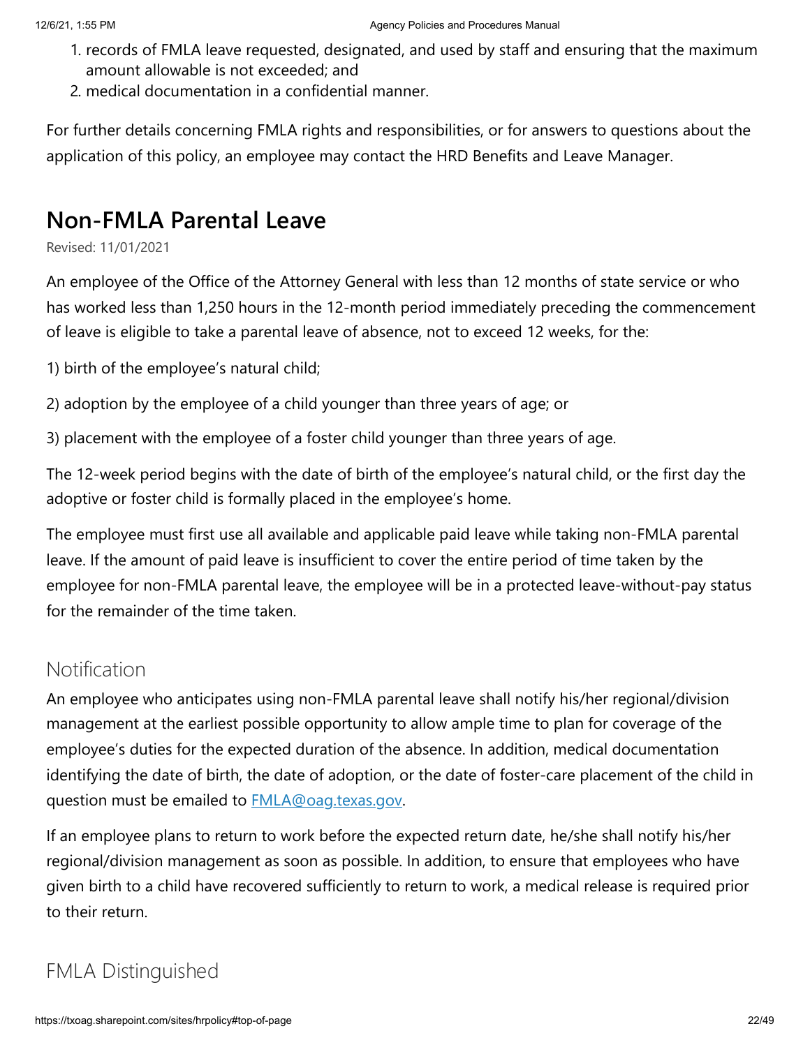1. records of FMLA leave requested, designated, and used by staff and ensuring that the maximum amount allowable is not exceeded; and
2. medical documentation in a confidential manner.

For further details concerning FMLA rights and responsibilities, or for answers to questions about the application of this policy, an employee may contact the HRD Benefits and Leave Manager.

## Non-FMLA Parental Leave

Revised: 11/01/2021

An employee of the Office of the Attorney General with less than 12 months of state service or who has worked less than 1,250 hours in the 12-month period immediately preceding the commencement of leave is eligible to take a parental leave of absence, not to exceed 12 weeks, for the:

1) birth of the employee's natural child;

2) adoption by the employee of a child younger than three years of age; or

3) placement with the employee of a foster child younger than three years of age.

The 12-week period begins with the date of birth of the employee's natural child, or the first day the adoptive or foster child is formally placed in the employee's home.

The employee must first use all available and applicable paid leave while taking non-FMLA parental leave. If the amount of paid leave is insufficient to cover the entire period of time taken by the employee for non-FMLA parental leave, the employee will be in a protected leave-without-pay status for the remainder of the time taken.

### Notification

An employee who anticipates using non-FMLA parental leave shall notify his/her regional/division management at the earliest possible opportunity to allow ample time to plan for coverage of the employee's duties for the expected duration of the absence. In addition, medical documentation identifying the date of birth, the date of adoption, or the date of foster-care placement of the child in question must be emailed to FMLA@oag.texas.gov.

If an employee plans to return to work before the expected return date, he/she shall notify his/her regional/division management as soon as possible. In addition, to ensure that employees who have given birth to a child have recovered sufficiently to return to work, a medical release is required prior to their return.

### FMLA Distinguished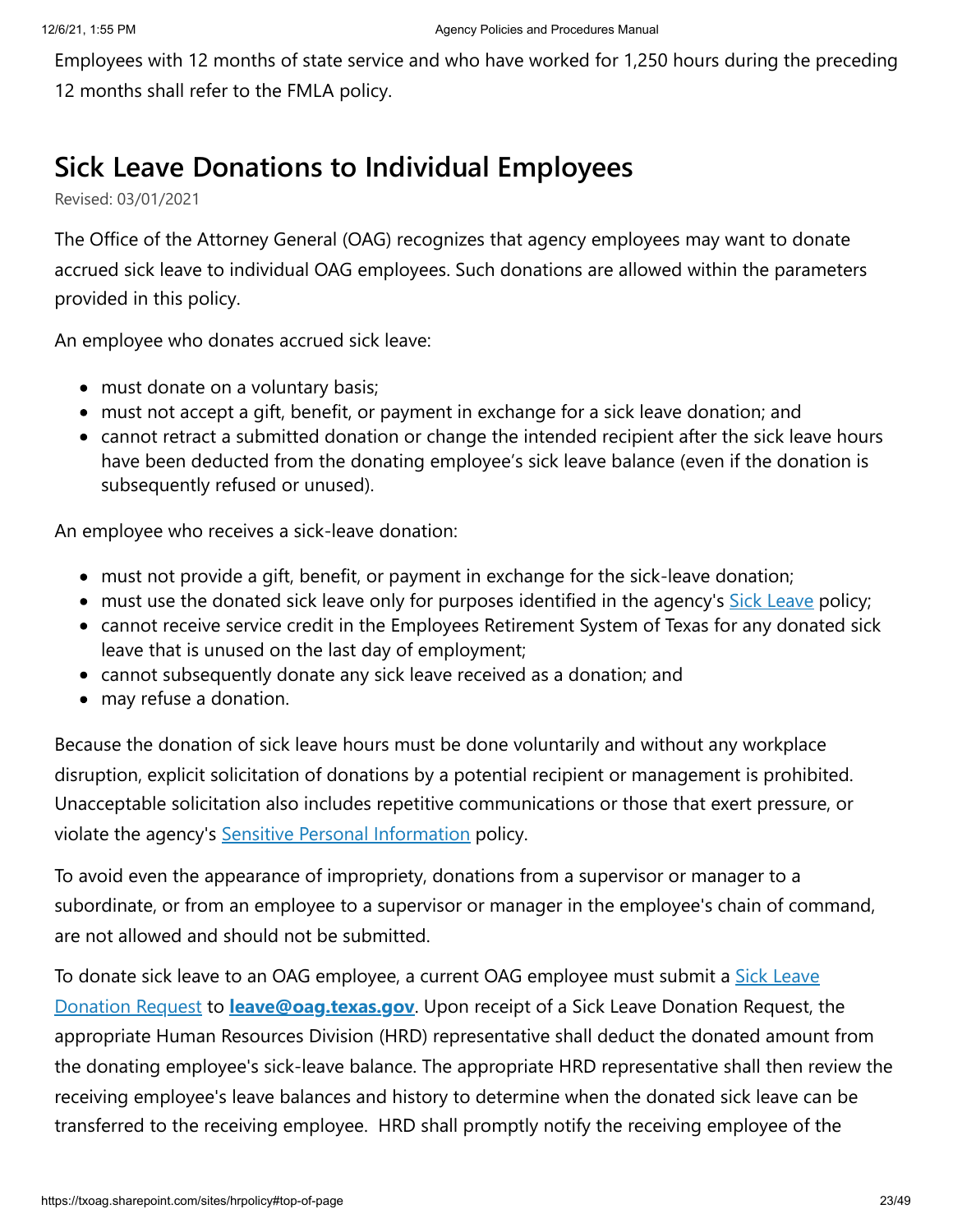Employees with 12 months of state service and who have worked for 1,250 hours during the preceding 12 months shall refer to the FMLA policy.

## Sick Leave Donations to Individual Employees

Revised: 03/01/2021

The Office of the Attorney General (OAG) recognizes that agency employees may want to donate accrued sick leave to individual OAG employees. Such donations are allowed within the parameters provided in this policy.

An employee who donates accrued sick leave:

- must donate on a voluntary basis;
- must not accept a gift, benefit, or payment in exchange for a sick leave donation; and
- cannot retract a submitted donation or change the intended recipient after the sick leave hours have been deducted from the donating employee's sick leave balance (even if the donation is subsequently refused or unused).

An employee who receives a sick-leave donation:

- must not provide a gift, benefit, or payment in exchange for the sick-leave donation;
- must use the donated sick leave only for purposes identified in the agency's Sick Leave policy;
- cannot receive service credit in the Employees Retirement System of Texas for any donated sick leave that is unused on the last day of employment;
- cannot subsequently donate any sick leave received as a donation; and
- may refuse a donation.

Because the donation of sick leave hours must be done voluntarily and without any workplace disruption, explicit solicitation of donations by a potential recipient or management is prohibited. Unacceptable solicitation also includes repetitive communications or those that exert pressure, or violate the agency's Sensitive Personal Information policy.

To avoid even the appearance of impropriety, donations from a supervisor or manager to a subordinate, or from an employee to a supervisor or manager in the employee's chain of command, are not allowed and should not be submitted.

To donate sick leave to an OAG employee, a current OAG employee must submit a Sick Leave Donation Request to **leave@oag.texas.gov**. Upon receipt of a Sick Leave Donation Request, the appropriate Human Resources Division (HRD) representative shall deduct the donated amount from the donating employee's sick-leave balance. The appropriate HRD representative shall then review the receiving employee's leave balances and history to determine when the donated sick leave can be transferred to the receiving employee. HRD shall promptly notify the receiving employee of the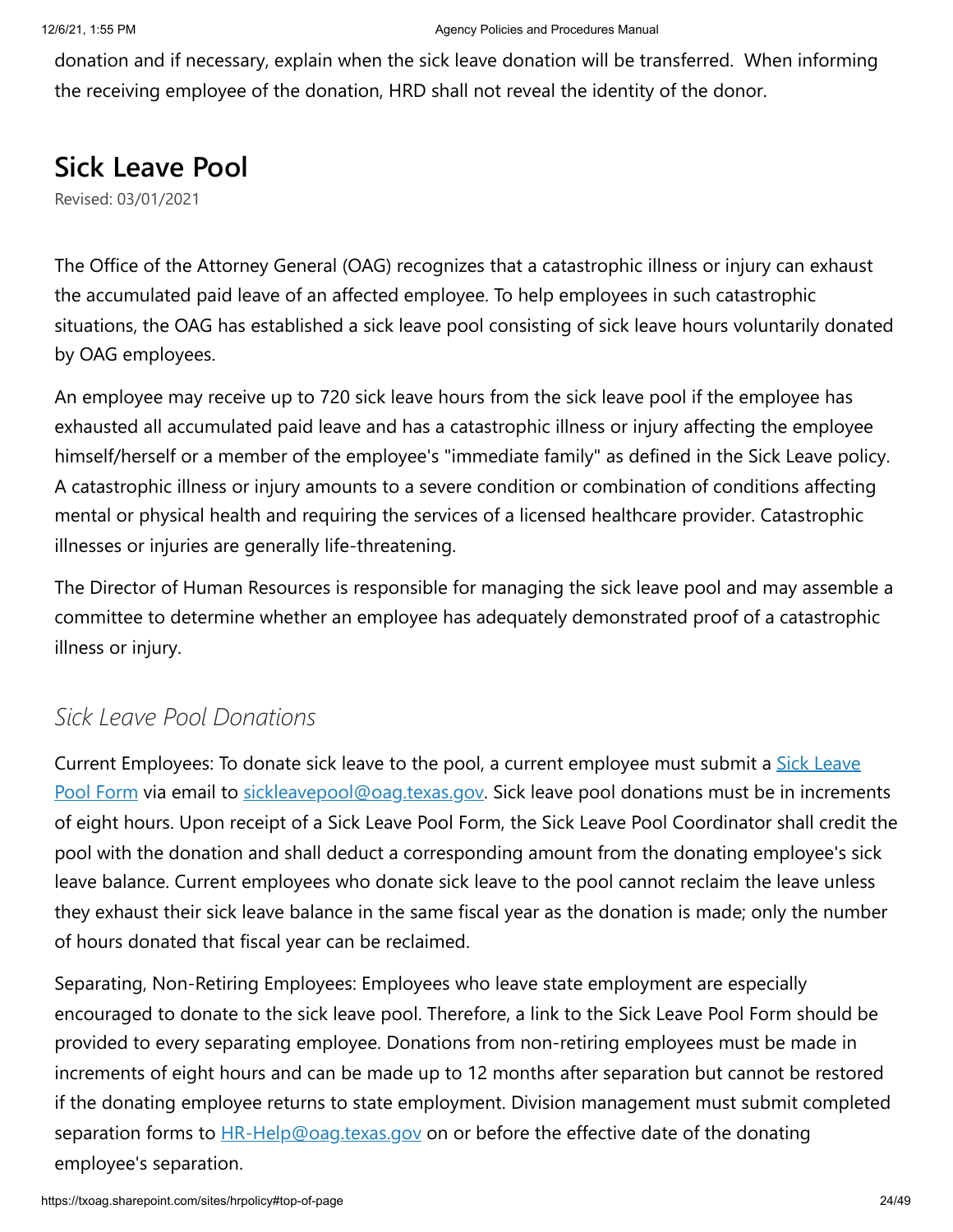donation and if necessary, explain when the sick leave donation will be transferred. When informing the receiving employee of the donation, HRD shall not reveal the identity of the donor.

## Sick Leave Pool

Revised: 03/01/2021

The Office of the Attorney General (OAG) recognizes that a catastrophic illness or injury can exhaust the accumulated paid leave of an affected employee. To help employees in such catastrophic situations, the OAG has established a sick leave pool consisting of sick leave hours voluntarily donated by OAG employees.

An employee may receive up to 720 sick leave hours from the sick leave pool if the employee has exhausted all accumulated paid leave and has a catastrophic illness or injury affecting the employee himself/herself or a member of the employee's "immediate family" as defined in the Sick Leave policy. A catastrophic illness or injury amounts to a severe condition or combination of conditions affecting mental or physical health and requiring the services of a licensed healthcare provider. Catastrophic illnesses or injuries are generally life-threatening.

The Director of Human Resources is responsible for managing the sick leave pool and may assemble a committee to determine whether an employee has adequately demonstrated proof of a catastrophic illness or injury.

### *Sick Leave Pool Donations*

Current Employees: To donate sick leave to the pool, a current employee must submit a [Sick Leave Pool Form](#) via email to [sickleavepool@oag.texas.gov](mailto:sickleavepool@oag.texas.gov). Sick leave pool donations must be in increments of eight hours. Upon receipt of a Sick Leave Pool Form, the Sick Leave Pool Coordinator shall credit the pool with the donation and shall deduct a corresponding amount from the donating employee's sick leave balance. Current employees who donate sick leave to the pool cannot reclaim the leave unless they exhaust their sick leave balance in the same fiscal year as the donation is made; only the number of hours donated that fiscal year can be reclaimed.

Separating, Non-Retiring Employees: Employees who leave state employment are especially encouraged to donate to the sick leave pool. Therefore, a link to the Sick Leave Pool Form should be provided to every separating employee. Donations from non-retiring employees must be made in increments of eight hours and can be made up to 12 months after separation but cannot be restored if the donating employee returns to state employment. Division management must submit completed separation forms to [HR-Help@oag.texas.gov](mailto:HR-Help@oag.texas.gov) on or before the effective date of the donating employee's separation.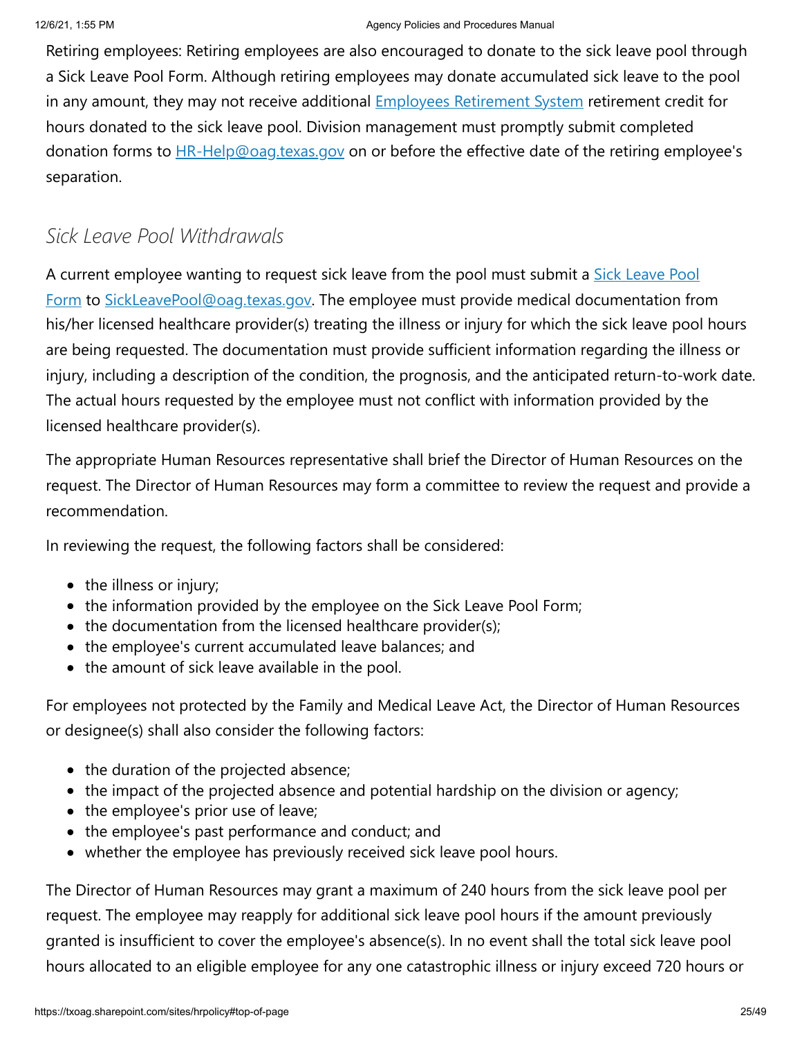Retiring employees: Retiring employees are also encouraged to donate to the sick leave pool through a Sick Leave Pool Form. Although retiring employees may donate accumulated sick leave to the pool in any amount, they may not receive additional Employees Retirement System retirement credit for hours donated to the sick leave pool. Division management must promptly submit completed donation forms to HR-Help@oag.texas.gov on or before the effective date of the retiring employee's separation.

### *Sick Leave Pool Withdrawals*

A current employee wanting to request sick leave from the pool must submit a Sick Leave Pool Form to SickLeavePool@oag.texas.gov. The employee must provide medical documentation from his/her licensed healthcare provider(s) treating the illness or injury for which the sick leave pool hours are being requested. The documentation must provide sufficient information regarding the illness or injury, including a description of the condition, the prognosis, and the anticipated return-to-work date. The actual hours requested by the employee must not conflict with information provided by the licensed healthcare provider(s).

The appropriate Human Resources representative shall brief the Director of Human Resources on the request. The Director of Human Resources may form a committee to review the request and provide a recommendation.

In reviewing the request, the following factors shall be considered:

- the illness or injury;
- the information provided by the employee on the Sick Leave Pool Form;
- the documentation from the licensed healthcare provider(s);
- the employee's current accumulated leave balances; and
- the amount of sick leave available in the pool.

For employees not protected by the Family and Medical Leave Act, the Director of Human Resources or designee(s) shall also consider the following factors:

- the duration of the projected absence;
- the impact of the projected absence and potential hardship on the division or agency;
- the employee's prior use of leave;
- the employee's past performance and conduct; and
- whether the employee has previously received sick leave pool hours.

The Director of Human Resources may grant a maximum of 240 hours from the sick leave pool per request. The employee may reapply for additional sick leave pool hours if the amount previously granted is insufficient to cover the employee's absence(s). In no event shall the total sick leave pool hours allocated to an eligible employee for any one catastrophic illness or injury exceed 720 hours or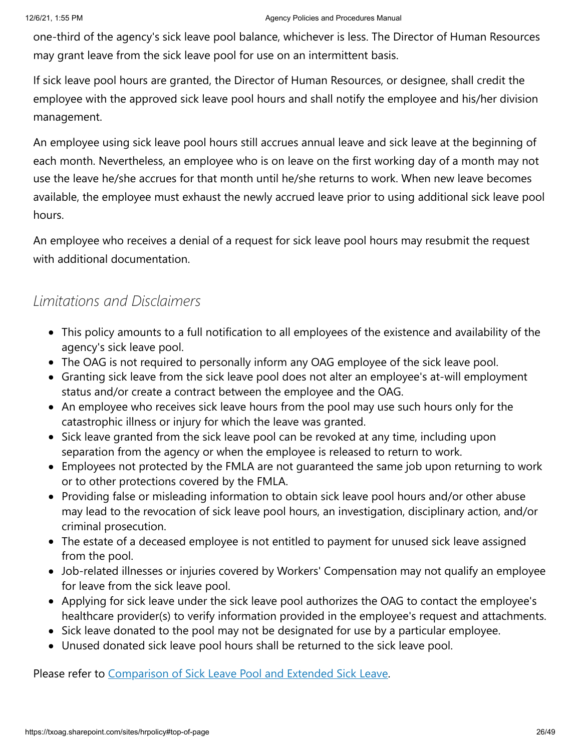one-third of the agency's sick leave pool balance, whichever is less. The Director of Human Resources may grant leave from the sick leave pool for use on an intermittent basis.

If sick leave pool hours are granted, the Director of Human Resources, or designee, shall credit the employee with the approved sick leave pool hours and shall notify the employee and his/her division management.

An employee using sick leave pool hours still accrues annual leave and sick leave at the beginning of each month. Nevertheless, an employee who is on leave on the first working day of a month may not use the leave he/she accrues for that month until he/she returns to work. When new leave becomes available, the employee must exhaust the newly accrued leave prior to using additional sick leave pool hours.

An employee who receives a denial of a request for sick leave pool hours may resubmit the request with additional documentation.

## *Limitations and Disclaimers*

- This policy amounts to a full notification to all employees of the existence and availability of the agency's sick leave pool.
- The OAG is not required to personally inform any OAG employee of the sick leave pool.
- Granting sick leave from the sick leave pool does not alter an employee's at-will employment status and/or create a contract between the employee and the OAG.
- An employee who receives sick leave hours from the pool may use such hours only for the catastrophic illness or injury for which the leave was granted.
- Sick leave granted from the sick leave pool can be revoked at any time, including upon separation from the agency or when the employee is released to return to work.
- Employees not protected by the FMLA are not guaranteed the same job upon returning to work or to other protections covered by the FMLA.
- Providing false or misleading information to obtain sick leave pool hours and/or other abuse may lead to the revocation of sick leave pool hours, an investigation, disciplinary action, and/or criminal prosecution.
- The estate of a deceased employee is not entitled to payment for unused sick leave assigned from the pool.
- Job-related illnesses or injuries covered by Workers' Compensation may not qualify an employee for leave from the sick leave pool.
- Applying for sick leave under the sick leave pool authorizes the OAG to contact the employee's healthcare provider(s) to verify information provided in the employee's request and attachments.
- Sick leave donated to the pool may not be designated for use by a particular employee.
- Unused donated sick leave pool hours shall be returned to the sick leave pool.

Please refer to [Comparison of Sick Leave Pool and Extended Sick Leave](#).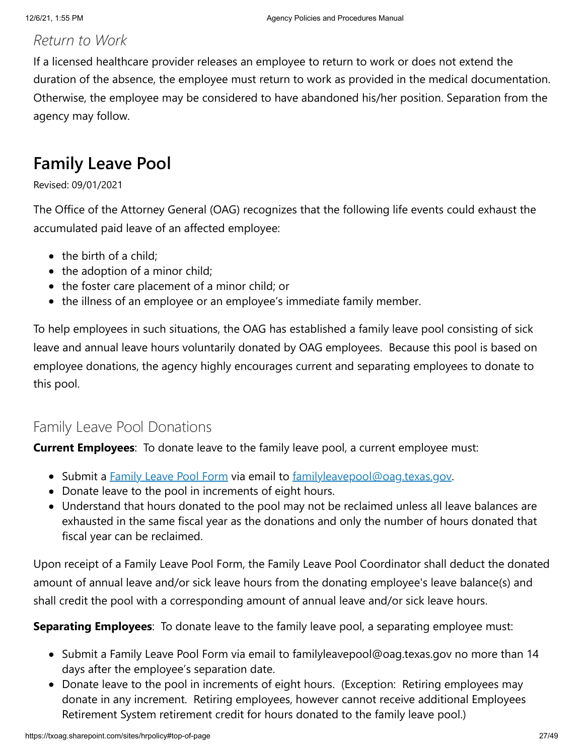### *Return to Work*

If a licensed healthcare provider releases an employee to return to work or does not extend the duration of the absence, the employee must return to work as provided in the medical documentation. Otherwise, the employee may be considered to have abandoned his/her position. Separation from the agency may follow.

## Family Leave Pool

Revised: 09/01/2021

The Office of the Attorney General (OAG) recognizes that the following life events could exhaust the accumulated paid leave of an affected employee:

- the birth of a child;
- the adoption of a minor child;
- the foster care placement of a minor child; or
- the illness of an employee or an employee's immediate family member.

To help employees in such situations, the OAG has established a family leave pool consisting of sick leave and annual leave hours voluntarily donated by OAG employees. Because this pool is based on employee donations, the agency highly encourages current and separating employees to donate to this pool.

### Family Leave Pool Donations

**Current Employees**: To donate leave to the family leave pool, a current employee must:

- Submit a [Family Leave Pool Form](#) via email to [familyleavepool@oag.texas.gov](mailto:familyleavepool@oag.texas.gov).
- Donate leave to the pool in increments of eight hours.
- Understand that hours donated to the pool may not be reclaimed unless all leave balances are exhausted in the same fiscal year as the donations and only the number of hours donated that fiscal year can be reclaimed.

Upon receipt of a Family Leave Pool Form, the Family Leave Pool Coordinator shall deduct the donated amount of annual leave and/or sick leave hours from the donating employee's leave balance(s) and shall credit the pool with a corresponding amount of annual leave and/or sick leave hours.

**Separating Employees**: To donate leave to the family leave pool, a separating employee must:

- Submit a Family Leave Pool Form via email to familyleavepool@oag.texas.gov no more than 14 days after the employee's separation date.
- Donate leave to the pool in increments of eight hours. (Exception: Retiring employees may donate in any increment. Retiring employees, however cannot receive additional Employees Retirement System retirement credit for hours donated to the family leave pool.)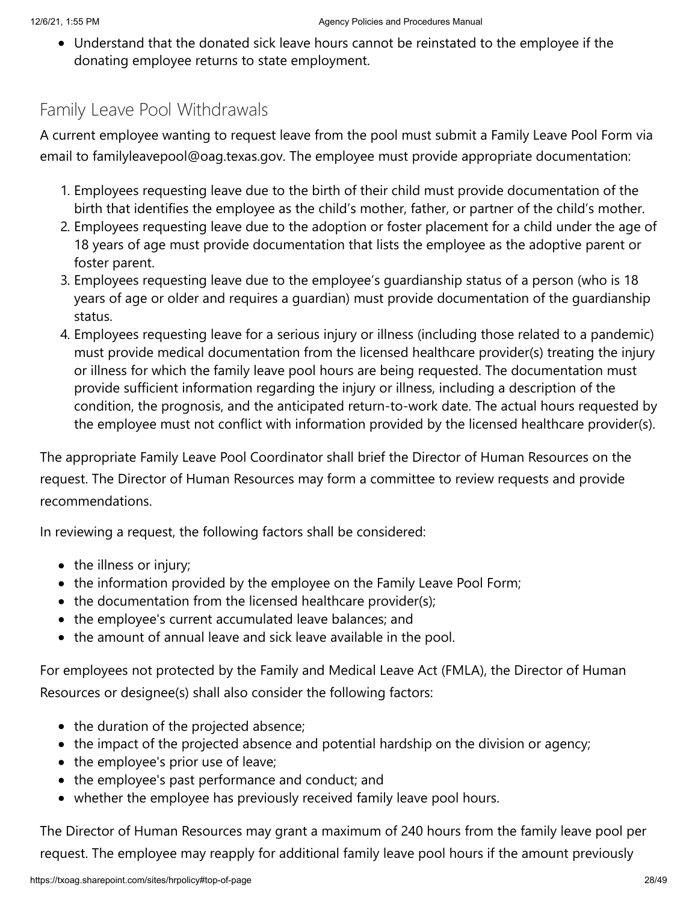- Understand that the donated sick leave hours cannot be reinstated to the employee if the donating employee returns to state employment.

## Family Leave Pool Withdrawals

A current employee wanting to request leave from the pool must submit a Family Leave Pool Form via email to familyleavepool@oag.texas.gov. The employee must provide appropriate documentation:

1. Employees requesting leave due to the birth of their child must provide documentation of the birth that identifies the employee as the child's mother, father, or partner of the child's mother.
2. Employees requesting leave due to the adoption or foster placement for a child under the age of 18 years of age must provide documentation that lists the employee as the adoptive parent or foster parent.
3. Employees requesting leave due to the employee's guardianship status of a person (who is 18 years of age or older and requires a guardian) must provide documentation of the guardianship status.
4. Employees requesting leave for a serious injury or illness (including those related to a pandemic) must provide medical documentation from the licensed healthcare provider(s) treating the injury or illness for which the family leave pool hours are being requested. The documentation must provide sufficient information regarding the injury or illness, including a description of the condition, the prognosis, and the anticipated return-to-work date. The actual hours requested by the employee must not conflict with information provided by the licensed healthcare provider(s).

The appropriate Family Leave Pool Coordinator shall brief the Director of Human Resources on the request. The Director of Human Resources may form a committee to review requests and provide recommendations.

In reviewing a request, the following factors shall be considered:

- the illness or injury;
- the information provided by the employee on the Family Leave Pool Form;
- the documentation from the licensed healthcare provider(s);
- the employee's current accumulated leave balances; and
- the amount of annual leave and sick leave available in the pool.

For employees not protected by the Family and Medical Leave Act (FMLA), the Director of Human Resources or designee(s) shall also consider the following factors:

- the duration of the projected absence;
- the impact of the projected absence and potential hardship on the division or agency;
- the employee's prior use of leave;
- the employee's past performance and conduct; and
- whether the employee has previously received family leave pool hours.

The Director of Human Resources may grant a maximum of 240 hours from the family leave pool per request. The employee may reapply for additional family leave pool hours if the amount previously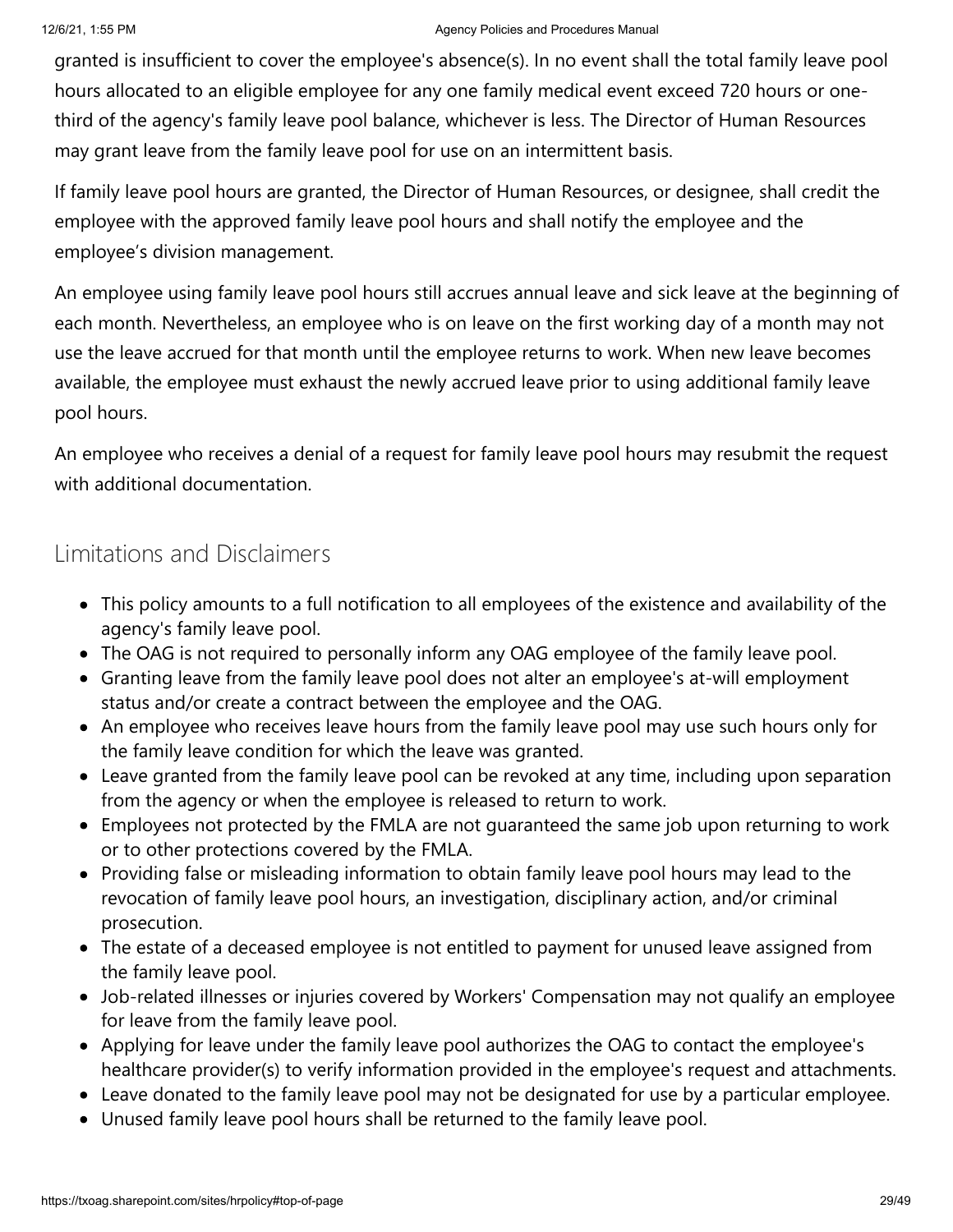granted is insufficient to cover the employee's absence(s). In no event shall the total family leave pool hours allocated to an eligible employee for any one family medical event exceed 720 hours or one-third of the agency's family leave pool balance, whichever is less. The Director of Human Resources may grant leave from the family leave pool for use on an intermittent basis.

If family leave pool hours are granted, the Director of Human Resources, or designee, shall credit the employee with the approved family leave pool hours and shall notify the employee and the employee’s division management.

An employee using family leave pool hours still accrues annual leave and sick leave at the beginning of each month. Nevertheless, an employee who is on leave on the first working day of a month may not use the leave accrued for that month until the employee returns to work. When new leave becomes available, the employee must exhaust the newly accrued leave prior to using additional family leave pool hours.

An employee who receives a denial of a request for family leave pool hours may resubmit the request with additional documentation.

## Limitations and Disclaimers

- This policy amounts to a full notification to all employees of the existence and availability of the agency's family leave pool.
- The OAG is not required to personally inform any OAG employee of the family leave pool.
- Granting leave from the family leave pool does not alter an employee's at-will employment status and/or create a contract between the employee and the OAG.
- An employee who receives leave hours from the family leave pool may use such hours only for the family leave condition for which the leave was granted.
- Leave granted from the family leave pool can be revoked at any time, including upon separation from the agency or when the employee is released to return to work.
- Employees not protected by the FMLA are not guaranteed the same job upon returning to work or to other protections covered by the FMLA.
- Providing false or misleading information to obtain family leave pool hours may lead to the revocation of family leave pool hours, an investigation, disciplinary action, and/or criminal prosecution.
- The estate of a deceased employee is not entitled to payment for unused leave assigned from the family leave pool.
- Job-related illnesses or injuries covered by Workers' Compensation may not qualify an employee for leave from the family leave pool.
- Applying for leave under the family leave pool authorizes the OAG to contact the employee's healthcare provider(s) to verify information provided in the employee's request and attachments.
- Leave donated to the family leave pool may not be designated for use by a particular employee.
- Unused family leave pool hours shall be returned to the family leave pool.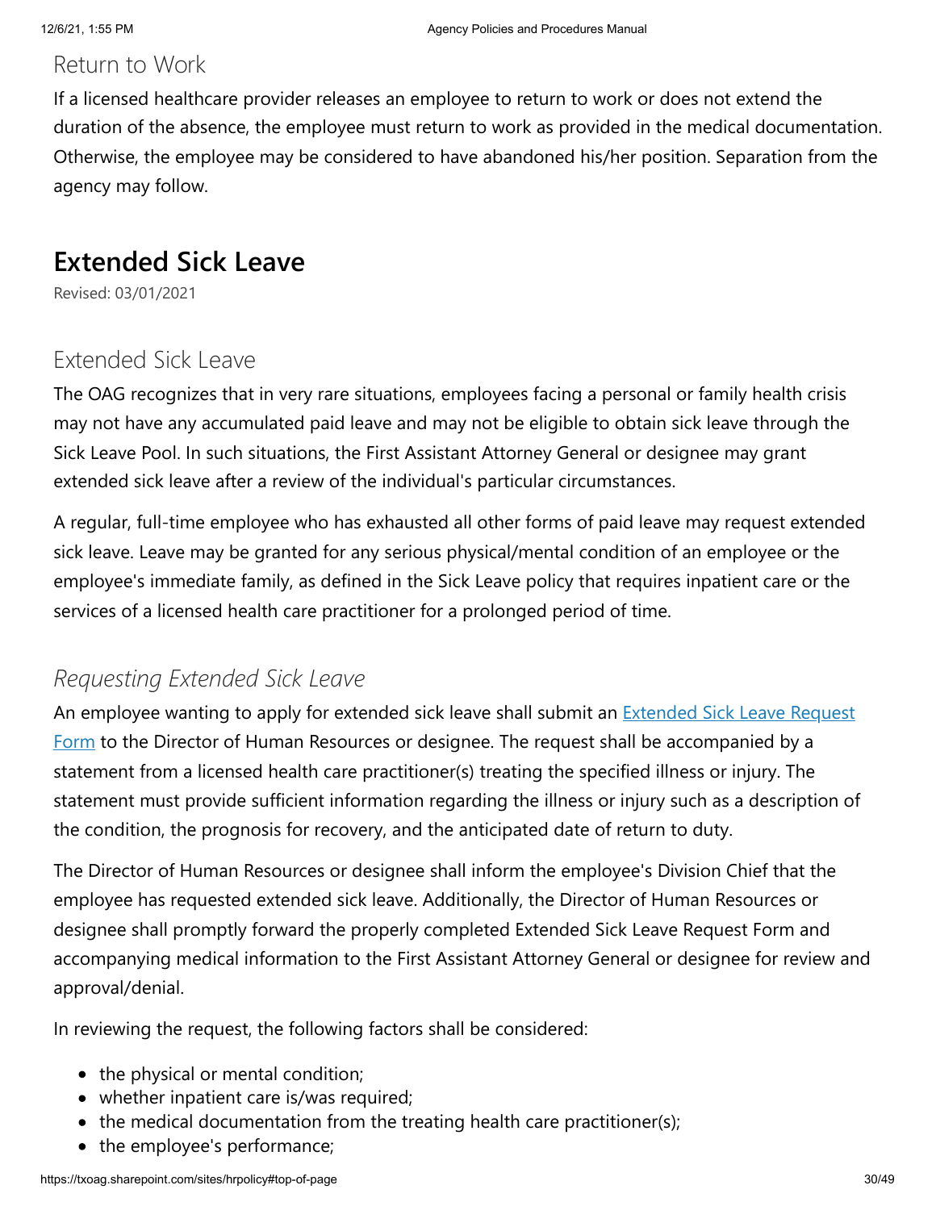### Return to Work

If a licensed healthcare provider releases an employee to return to work or does not extend the duration of the absence, the employee must return to work as provided in the medical documentation. Otherwise, the employee may be considered to have abandoned his/her position. Separation from the agency may follow.

## Extended Sick Leave

Revised: 03/01/2021

### Extended Sick Leave

The OAG recognizes that in very rare situations, employees facing a personal or family health crisis may not have any accumulated paid leave and may not be eligible to obtain sick leave through the Sick Leave Pool. In such situations, the First Assistant Attorney General or designee may grant extended sick leave after a review of the individual's particular circumstances.

A regular, full-time employee who has exhausted all other forms of paid leave may request extended sick leave. Leave may be granted for any serious physical/mental condition of an employee or the employee's immediate family, as defined in the Sick Leave policy that requires inpatient care or the services of a licensed health care practitioner for a prolonged period of time.

### *Requesting Extended Sick Leave*

An employee wanting to apply for extended sick leave shall submit an [Extended Sick Leave Request Form]() to the Director of Human Resources or designee. The request shall be accompanied by a statement from a licensed health care practitioner(s) treating the specified illness or injury. The statement must provide sufficient information regarding the illness or injury such as a description of the condition, the prognosis for recovery, and the anticipated date of return to duty.

The Director of Human Resources or designee shall inform the employee's Division Chief that the employee has requested extended sick leave. Additionally, the Director of Human Resources or designee shall promptly forward the properly completed Extended Sick Leave Request Form and accompanying medical information to the First Assistant Attorney General or designee for review and approval/denial.

In reviewing the request, the following factors shall be considered:

- the physical or mental condition;
- whether inpatient care is/was required;
- the medical documentation from the treating health care practitioner(s);
- the employee's performance;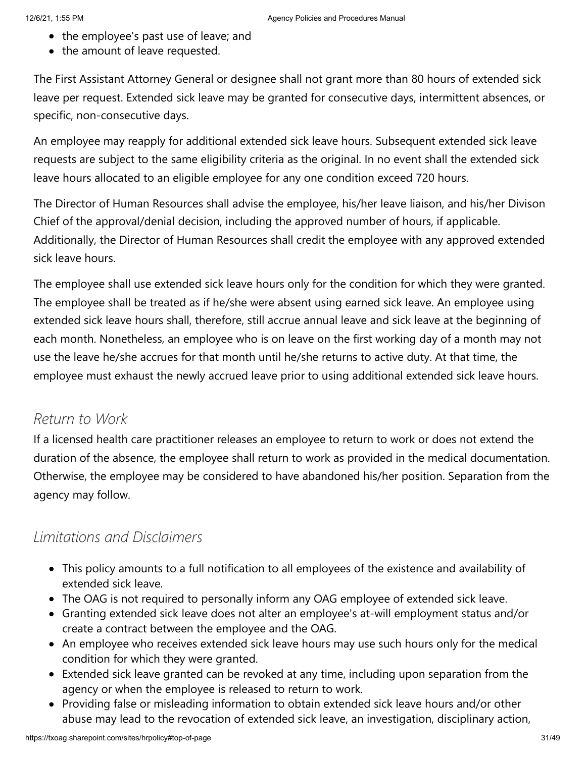- the employee's past use of leave; and
- the amount of leave requested.

The First Assistant Attorney General or designee shall not grant more than 80 hours of extended sick leave per request. Extended sick leave may be granted for consecutive days, intermittent absences, or specific, non-consecutive days.

An employee may reapply for additional extended sick leave hours. Subsequent extended sick leave requests are subject to the same eligibility criteria as the original. In no event shall the extended sick leave hours allocated to an eligible employee for any one condition exceed 720 hours.

The Director of Human Resources shall advise the employee, his/her leave liaison, and his/her Divison Chief of the approval/denial decision, including the approved number of hours, if applicable. Additionally, the Director of Human Resources shall credit the employee with any approved extended sick leave hours.

The employee shall use extended sick leave hours only for the condition for which they were granted. The employee shall be treated as if he/she were absent using earned sick leave. An employee using extended sick leave hours shall, therefore, still accrue annual leave and sick leave at the beginning of each month. Nonetheless, an employee who is on leave on the first working day of a month may not use the leave he/she accrues for that month until he/she returns to active duty. At that time, the employee must exhaust the newly accrued leave prior to using additional extended sick leave hours.

## *Return to Work*

If a licensed health care practitioner releases an employee to return to work or does not extend the duration of the absence, the employee shall return to work as provided in the medical documentation. Otherwise, the employee may be considered to have abandoned his/her position. Separation from the agency may follow.

## *Limitations and Disclaimers*

- This policy amounts to a full notification to all employees of the existence and availability of extended sick leave.
- The OAG is not required to personally inform any OAG employee of extended sick leave.
- Granting extended sick leave does not alter an employee's at-will employment status and/or create a contract between the employee and the OAG.
- An employee who receives extended sick leave hours may use such hours only for the medical condition for which they were granted.
- Extended sick leave granted can be revoked at any time, including upon separation from the agency or when the employee is released to return to work.
- Providing false or misleading information to obtain extended sick leave hours and/or other abuse may lead to the revocation of extended sick leave, an investigation, disciplinary action,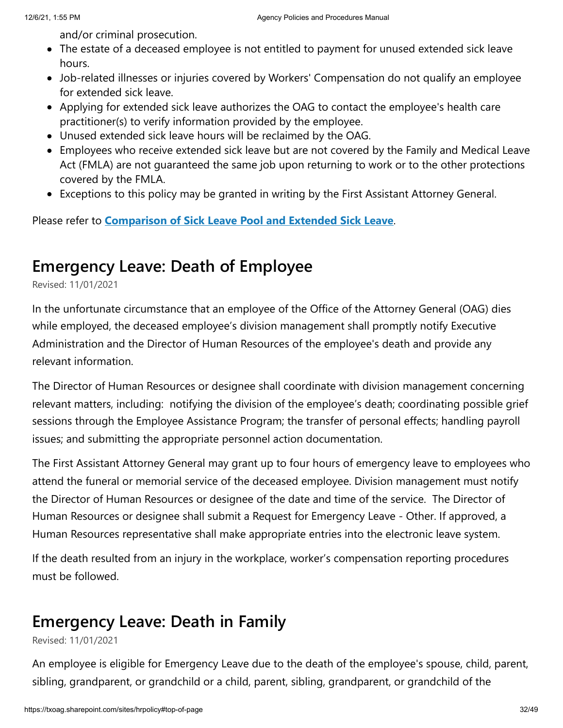and/or criminal prosecution.

- The estate of a deceased employee is not entitled to payment for unused extended sick leave hours.
- Job-related illnesses or injuries covered by Workers' Compensation do not qualify an employee for extended sick leave.
- Applying for extended sick leave authorizes the OAG to contact the employee's health care practitioner(s) to verify information provided by the employee.
- Unused extended sick leave hours will be reclaimed by the OAG.
- Employees who receive extended sick leave but are not covered by the Family and Medical Leave Act (FMLA) are not guaranteed the same job upon returning to work or to the other protections covered by the FMLA.
- Exceptions to this policy may be granted in writing by the First Assistant Attorney General.

Please refer to **Comparison of Sick Leave Pool and Extended Sick Leave**.

## Emergency Leave: Death of Employee

Revised: 11/01/2021

In the unfortunate circumstance that an employee of the Office of the Attorney General (OAG) dies while employed, the deceased employee's division management shall promptly notify Executive Administration and the Director of Human Resources of the employee's death and provide any relevant information.

The Director of Human Resources or designee shall coordinate with division management concerning relevant matters, including: notifying the division of the employee's death; coordinating possible grief sessions through the Employee Assistance Program; the transfer of personal effects; handling payroll issues; and submitting the appropriate personnel action documentation.

The First Assistant Attorney General may grant up to four hours of emergency leave to employees who attend the funeral or memorial service of the deceased employee. Division management must notify the Director of Human Resources or designee of the date and time of the service. The Director of Human Resources or designee shall submit a Request for Emergency Leave - Other. If approved, a Human Resources representative shall make appropriate entries into the electronic leave system.

If the death resulted from an injury in the workplace, worker's compensation reporting procedures must be followed.

## Emergency Leave: Death in Family

Revised: 11/01/2021

An employee is eligible for Emergency Leave due to the death of the employee's spouse, child, parent, sibling, grandparent, or grandchild or a child, parent, sibling, grandparent, or grandchild of the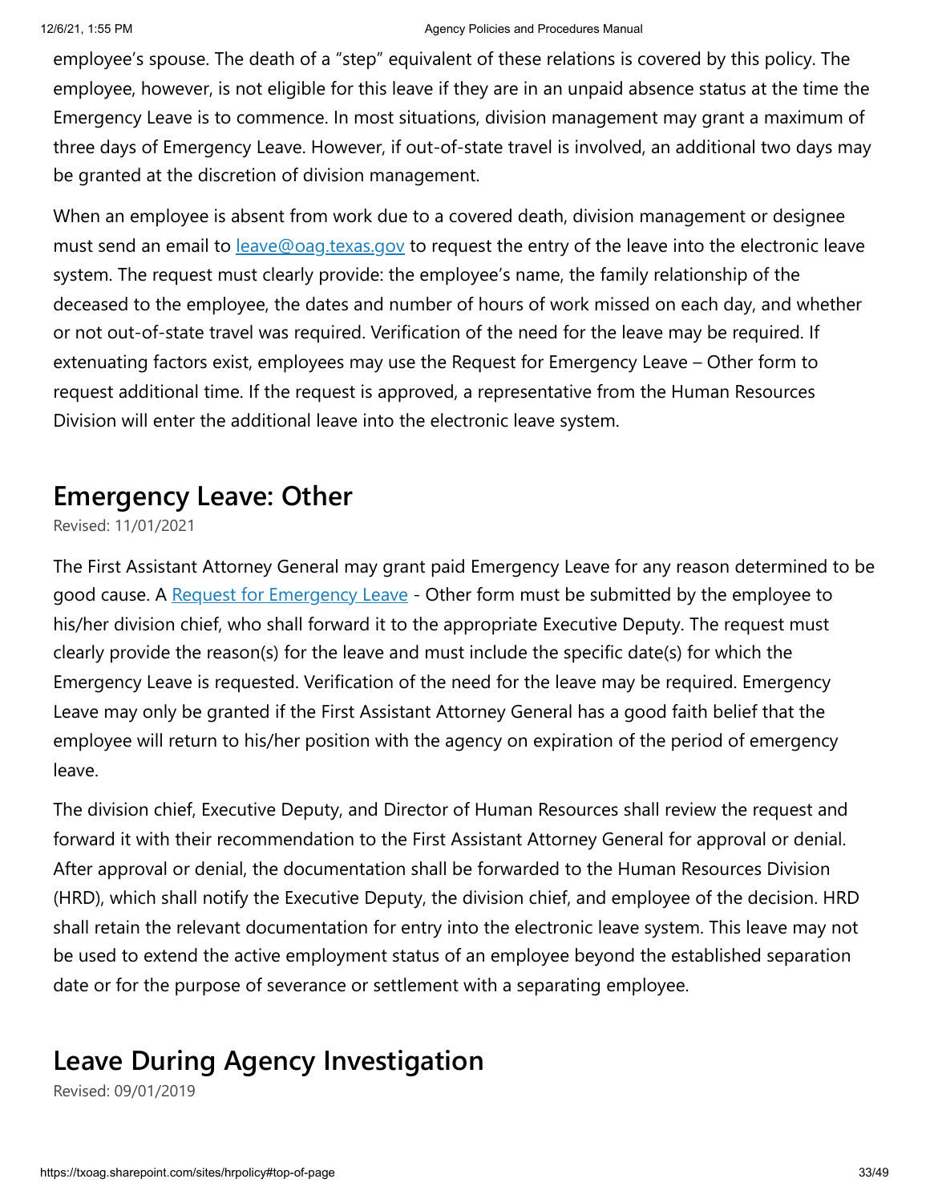employee's spouse. The death of a "step" equivalent of these relations is covered by this policy. The employee, however, is not eligible for this leave if they are in an unpaid absence status at the time the Emergency Leave is to commence. In most situations, division management may grant a maximum of three days of Emergency Leave. However, if out-of-state travel is involved, an additional two days may be granted at the discretion of division management.

When an employee is absent from work due to a covered death, division management or designee must send an email to [leave@oag.texas.gov](mailto:leave@oag.texas.gov) to request the entry of the leave into the electronic leave system. The request must clearly provide: the employee's name, the family relationship of the deceased to the employee, the dates and number of hours of work missed on each day, and whether or not out-of-state travel was required. Verification of the need for the leave may be required. If extenuating factors exist, employees may use the Request for Emergency Leave – Other form to request additional time. If the request is approved, a representative from the Human Resources Division will enter the additional leave into the electronic leave system.

## Emergency Leave: Other

Revised: 11/01/2021

The First Assistant Attorney General may grant paid Emergency Leave for any reason determined to be good cause. A Request for Emergency Leave - Other form must be submitted by the employee to his/her division chief, who shall forward it to the appropriate Executive Deputy. The request must clearly provide the reason(s) for the leave and must include the specific date(s) for which the Emergency Leave is requested. Verification of the need for the leave may be required. Emergency Leave may only be granted if the First Assistant Attorney General has a good faith belief that the employee will return to his/her position with the agency on expiration of the period of emergency leave.

The division chief, Executive Deputy, and Director of Human Resources shall review the request and forward it with their recommendation to the First Assistant Attorney General for approval or denial. After approval or denial, the documentation shall be forwarded to the Human Resources Division (HRD), which shall notify the Executive Deputy, the division chief, and employee of the decision. HRD shall retain the relevant documentation for entry into the electronic leave system. This leave may not be used to extend the active employment status of an employee beyond the established separation date or for the purpose of severance or settlement with a separating employee.

## Leave During Agency Investigation

Revised: 09/01/2019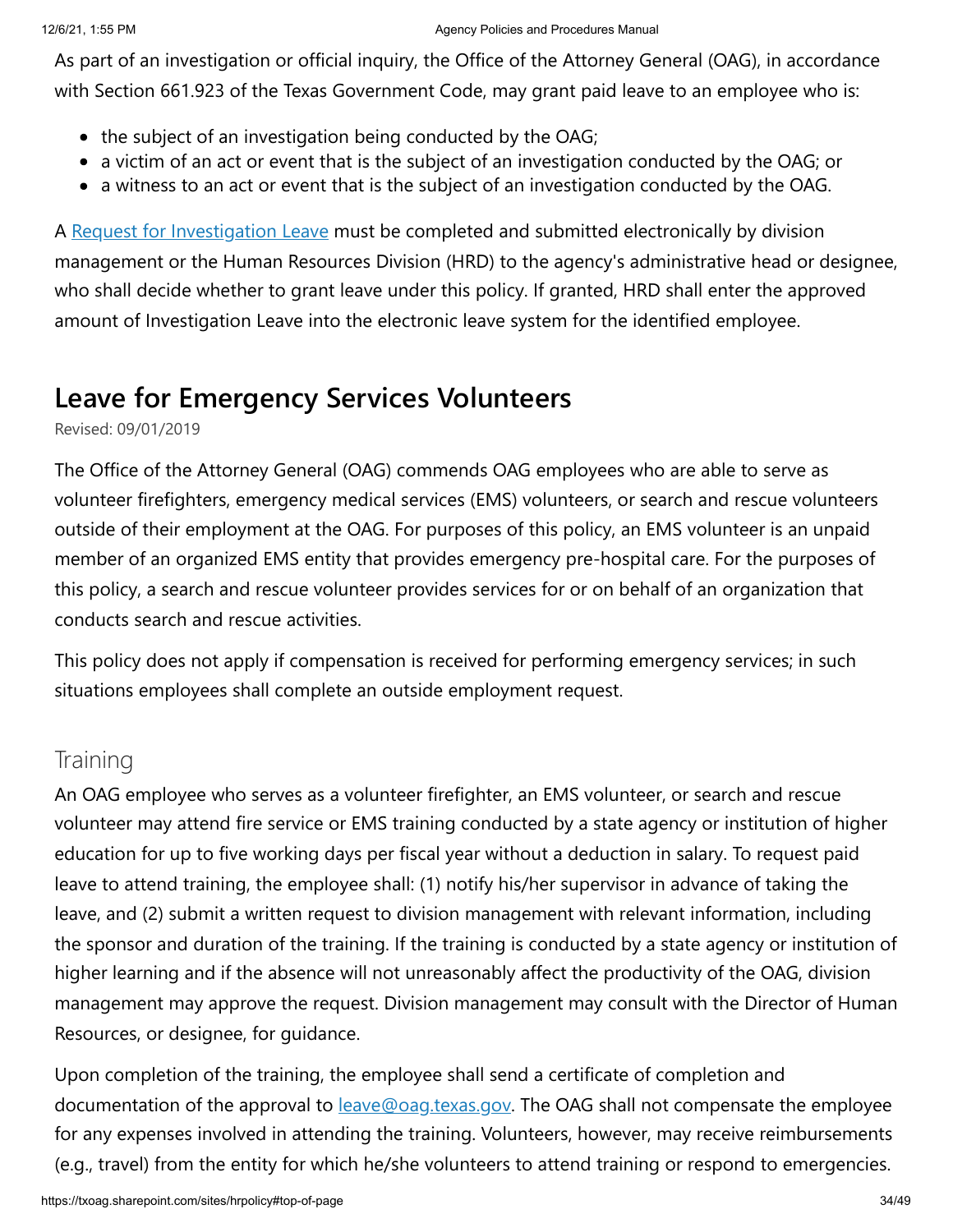As part of an investigation or official inquiry, the Office of the Attorney General (OAG), in accordance with Section 661.923 of the Texas Government Code, may grant paid leave to an employee who is:

- the subject of an investigation being conducted by the OAG;
- a victim of an act or event that is the subject of an investigation conducted by the OAG; or
- a witness to an act or event that is the subject of an investigation conducted by the OAG.

A [Request for Investigation Leave](#) must be completed and submitted electronically by division management or the Human Resources Division (HRD) to the agency's administrative head or designee, who shall decide whether to grant leave under this policy. If granted, HRD shall enter the approved amount of Investigation Leave into the electronic leave system for the identified employee.

# Leave for Emergency Services Volunteers

Revised: 09/01/2019

The Office of the Attorney General (OAG) commends OAG employees who are able to serve as volunteer firefighters, emergency medical services (EMS) volunteers, or search and rescue volunteers outside of their employment at the OAG. For purposes of this policy, an EMS volunteer is an unpaid member of an organized EMS entity that provides emergency pre-hospital care. For the purposes of this policy, a search and rescue volunteer provides services for or on behalf of an organization that conducts search and rescue activities.

This policy does not apply if compensation is received for performing emergency services; in such situations employees shall complete an outside employment request.

## Training

An OAG employee who serves as a volunteer firefighter, an EMS volunteer, or search and rescue volunteer may attend fire service or EMS training conducted by a state agency or institution of higher education for up to five working days per fiscal year without a deduction in salary. To request paid leave to attend training, the employee shall: (1) notify his/her supervisor in advance of taking the leave, and (2) submit a written request to division management with relevant information, including the sponsor and duration of the training. If the training is conducted by a state agency or institution of higher learning and if the absence will not unreasonably affect the productivity of the OAG, division management may approve the request. Division management may consult with the Director of Human Resources, or designee, for guidance.

Upon completion of the training, the employee shall send a certificate of completion and documentation of the approval to [leave@oag.texas.gov](mailto:leave@oag.texas.gov). The OAG shall not compensate the employee for any expenses involved in attending the training. Volunteers, however, may receive reimbursements (e.g., travel) from the entity for which he/she volunteers to attend training or respond to emergencies.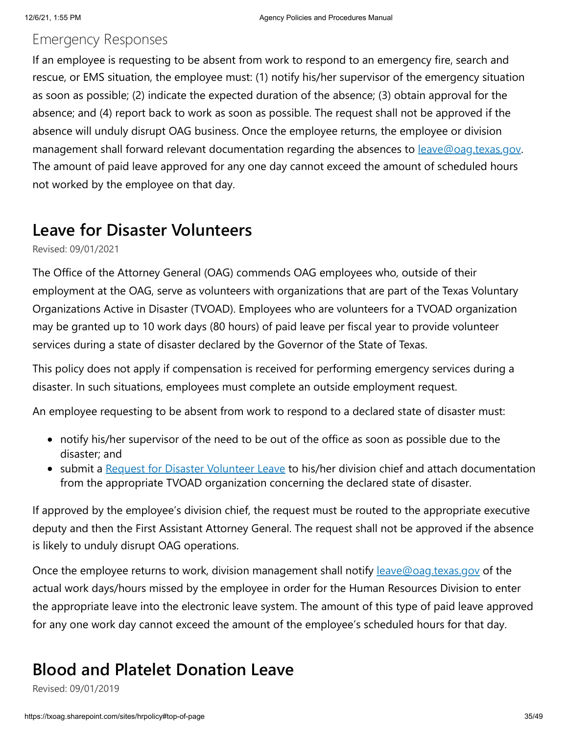### Emergency Responses

If an employee is requesting to be absent from work to respond to an emergency fire, search and rescue, or EMS situation, the employee must: (1) notify his/her supervisor of the emergency situation as soon as possible; (2) indicate the expected duration of the absence; (3) obtain approval for the absence; and (4) report back to work as soon as possible. The request shall not be approved if the absence will unduly disrupt OAG business. Once the employee returns, the employee or division management shall forward relevant documentation regarding the absences to [leave@oag.texas.gov](mailto:leave@oag.texas.gov). The amount of paid leave approved for any one day cannot exceed the amount of scheduled hours not worked by the employee on that day.

## Leave for Disaster Volunteers

Revised: 09/01/2021

The Office of the Attorney General (OAG) commends OAG employees who, outside of their employment at the OAG, serve as volunteers with organizations that are part of the Texas Voluntary Organizations Active in Disaster (TVOAD). Employees who are volunteers for a TVOAD organization may be granted up to 10 work days (80 hours) of paid leave per fiscal year to provide volunteer services during a state of disaster declared by the Governor of the State of Texas.

This policy does not apply if compensation is received for performing emergency services during a disaster. In such situations, employees must complete an outside employment request.

An employee requesting to be absent from work to respond to a declared state of disaster must:

- notify his/her supervisor of the need to be out of the office as soon as possible due to the disaster; and
- submit a Request for Disaster Volunteer Leave to his/her division chief and attach documentation from the appropriate TVOAD organization concerning the declared state of disaster.

If approved by the employee's division chief, the request must be routed to the appropriate executive deputy and then the First Assistant Attorney General. The request shall not be approved if the absence is likely to unduly disrupt OAG operations.

Once the employee returns to work, division management shall notify [leave@oag.texas.gov](mailto:leave@oag.texas.gov) of the actual work days/hours missed by the employee in order for the Human Resources Division to enter the appropriate leave into the electronic leave system. The amount of this type of paid leave approved for any one work day cannot exceed the amount of the employee's scheduled hours for that day.

## Blood and Platelet Donation Leave

Revised: 09/01/2019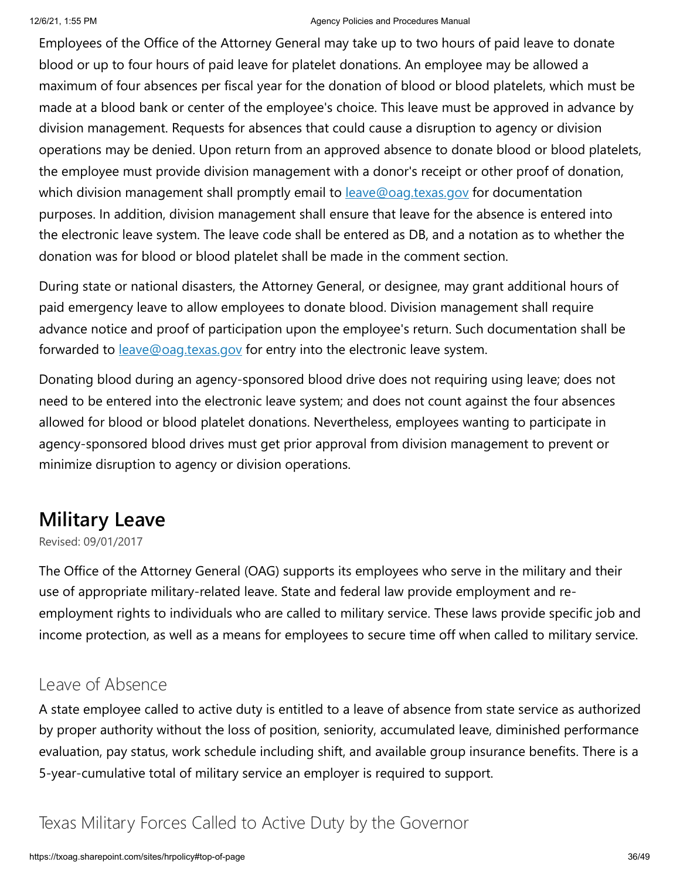Employees of the Office of the Attorney General may take up to two hours of paid leave to donate blood or up to four hours of paid leave for platelet donations. An employee may be allowed a maximum of four absences per fiscal year for the donation of blood or blood platelets, which must be made at a blood bank or center of the employee's choice. This leave must be approved in advance by division management. Requests for absences that could cause a disruption to agency or division operations may be denied. Upon return from an approved absence to donate blood or blood platelets, the employee must provide division management with a donor's receipt or other proof of donation, which division management shall promptly email to [leave@oag.texas.gov](mailto:leave@oag.texas.gov) for documentation purposes. In addition, division management shall ensure that leave for the absence is entered into the electronic leave system. The leave code shall be entered as DB, and a notation as to whether the donation was for blood or blood platelet shall be made in the comment section.

During state or national disasters, the Attorney General, or designee, may grant additional hours of paid emergency leave to allow employees to donate blood. Division management shall require advance notice and proof of participation upon the employee's return. Such documentation shall be forwarded to [leave@oag.texas.gov](mailto:leave@oag.texas.gov) for entry into the electronic leave system.

Donating blood during an agency-sponsored blood drive does not requiring using leave; does not need to be entered into the electronic leave system; and does not count against the four absences allowed for blood or blood platelet donations. Nevertheless, employees wanting to participate in agency-sponsored blood drives must get prior approval from division management to prevent or minimize disruption to agency or division operations.

## Military Leave

Revised: 09/01/2017

The Office of the Attorney General (OAG) supports its employees who serve in the military and their use of appropriate military-related leave. State and federal law provide employment and re-employment rights to individuals who are called to military service. These laws provide specific job and income protection, as well as a means for employees to secure time off when called to military service.

### Leave of Absence

A state employee called to active duty is entitled to a leave of absence from state service as authorized by proper authority without the loss of position, seniority, accumulated leave, diminished performance evaluation, pay status, work schedule including shift, and available group insurance benefits. There is a 5-year-cumulative total of military service an employer is required to support.

### Texas Military Forces Called to Active Duty by the Governor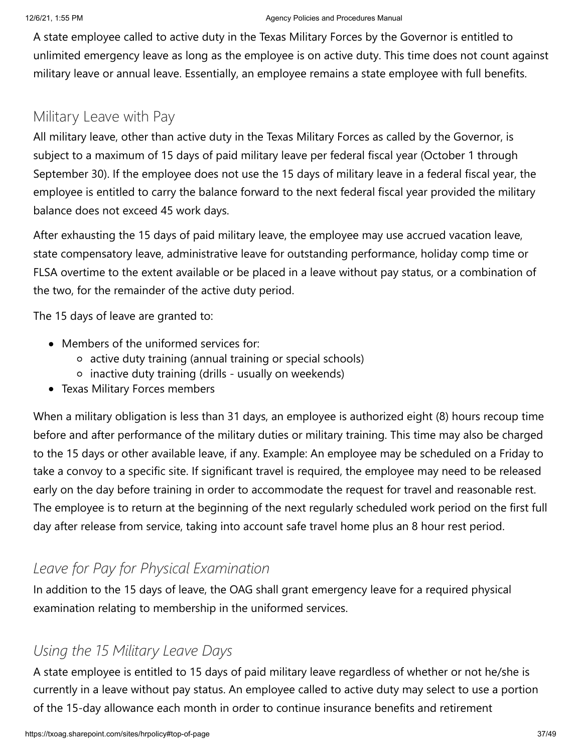A state employee called to active duty in the Texas Military Forces by the Governor is entitled to unlimited emergency leave as long as the employee is on active duty. This time does not count against military leave or annual leave. Essentially, an employee remains a state employee with full benefits.

## Military Leave with Pay

All military leave, other than active duty in the Texas Military Forces as called by the Governor, is subject to a maximum of 15 days of paid military leave per federal fiscal year (October 1 through September 30). If the employee does not use the 15 days of military leave in a federal fiscal year, the employee is entitled to carry the balance forward to the next federal fiscal year provided the military balance does not exceed 45 work days.

After exhausting the 15 days of paid military leave, the employee may use accrued vacation leave, state compensatory leave, administrative leave for outstanding performance, holiday comp time or FLSA overtime to the extent available or be placed in a leave without pay status, or a combination of the two, for the remainder of the active duty period.

The 15 days of leave are granted to:

- Members of the uniformed services for:
  - active duty training (annual training or special schools)
  - inactive duty training (drills - usually on weekends)
- Texas Military Forces members

When a military obligation is less than 31 days, an employee is authorized eight (8) hours recoup time before and after performance of the military duties or military training. This time may also be charged to the 15 days or other available leave, if any. Example: An employee may be scheduled on a Friday to take a convoy to a specific site. If significant travel is required, the employee may need to be released early on the day before training in order to accommodate the request for travel and reasonable rest. The employee is to return at the beginning of the next regularly scheduled work period on the first full day after release from service, taking into account safe travel home plus an 8 hour rest period.

### *Leave for Pay for Physical Examination*

In addition to the 15 days of leave, the OAG shall grant emergency leave for a required physical examination relating to membership in the uniformed services.

### *Using the 15 Military Leave Days*

A state employee is entitled to 15 days of paid military leave regardless of whether or not he/she is currently in a leave without pay status. An employee called to active duty may select to use a portion of the 15-day allowance each month in order to continue insurance benefits and retirement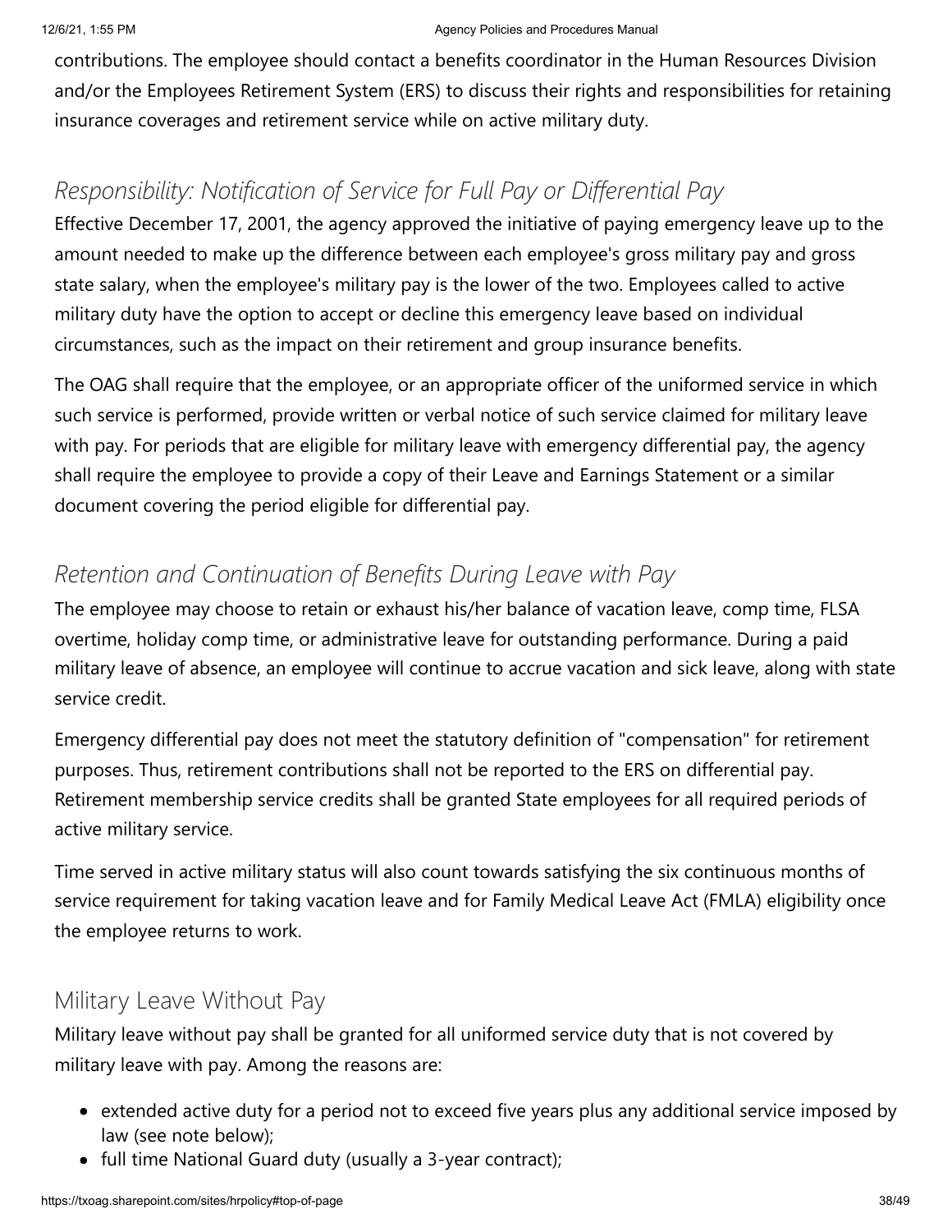contributions. The employee should contact a benefits coordinator in the Human Resources Division and/or the Employees Retirement System (ERS) to discuss their rights and responsibilities for retaining insurance coverages and retirement service while on active military duty.

### *Responsibility: Notification of Service for Full Pay or Differential Pay*

Effective December 17, 2001, the agency approved the initiative of paying emergency leave up to the amount needed to make up the difference between each employee's gross military pay and gross state salary, when the employee's military pay is the lower of the two. Employees called to active military duty have the option to accept or decline this emergency leave based on individual circumstances, such as the impact on their retirement and group insurance benefits.

The OAG shall require that the employee, or an appropriate officer of the uniformed service in which such service is performed, provide written or verbal notice of such service claimed for military leave with pay. For periods that are eligible for military leave with emergency differential pay, the agency shall require the employee to provide a copy of their Leave and Earnings Statement or a similar document covering the period eligible for differential pay.

### *Retention and Continuation of Benefits During Leave with Pay*

The employee may choose to retain or exhaust his/her balance of vacation leave, comp time, FLSA overtime, holiday comp time, or administrative leave for outstanding performance. During a paid military leave of absence, an employee will continue to accrue vacation and sick leave, along with state service credit.

Emergency differential pay does not meet the statutory definition of "compensation" for retirement purposes. Thus, retirement contributions shall not be reported to the ERS on differential pay. Retirement membership service credits shall be granted State employees for all required periods of active military service.

Time served in active military status will also count towards satisfying the six continuous months of service requirement for taking vacation leave and for Family Medical Leave Act (FMLA) eligibility once the employee returns to work.

## Military Leave Without Pay

Military leave without pay shall be granted for all uniformed service duty that is not covered by military leave with pay. Among the reasons are:

- extended active duty for a period not to exceed five years plus any additional service imposed by law (see note below);
- full time National Guard duty (usually a 3-year contract);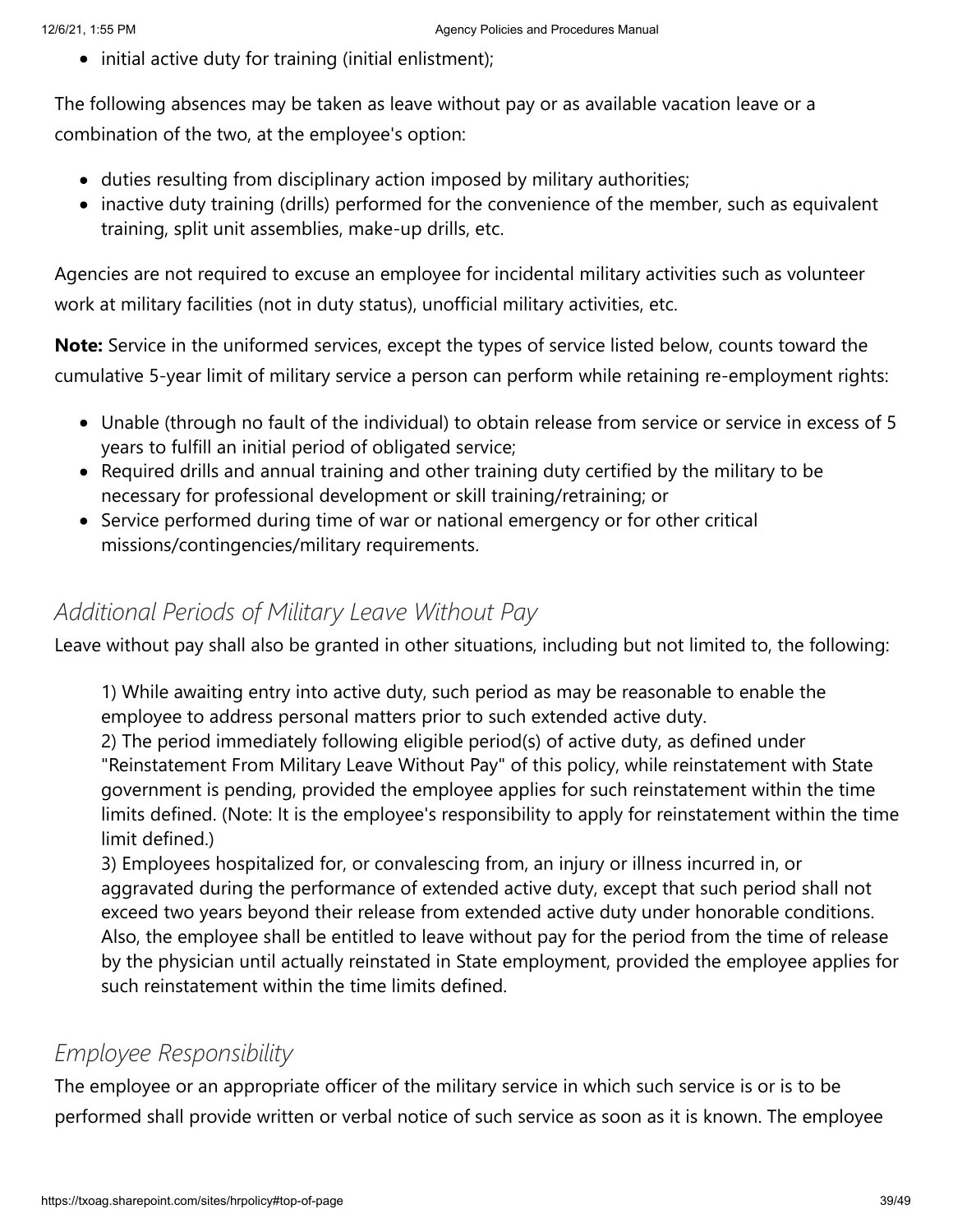- initial active duty for training (initial enlistment);

The following absences may be taken as leave without pay or as available vacation leave or a combination of the two, at the employee's option:

- duties resulting from disciplinary action imposed by military authorities;
- inactive duty training (drills) performed for the convenience of the member, such as equivalent training, split unit assemblies, make-up drills, etc.

Agencies are not required to excuse an employee for incidental military activities such as volunteer work at military facilities (not in duty status), unofficial military activities, etc.

**Note:** Service in the uniformed services, except the types of service listed below, counts toward the cumulative 5-year limit of military service a person can perform while retaining re-employment rights:

- Unable (through no fault of the individual) to obtain release from service or service in excess of 5 years to fulfill an initial period of obligated service;
- Required drills and annual training and other training duty certified by the military to be necessary for professional development or skill training/retraining; or
- Service performed during time of war or national emergency or for other critical missions/contingencies/military requirements.

## *Additional Periods of Military Leave Without Pay*

Leave without pay shall also be granted in other situations, including but not limited to, the following:

1) While awaiting entry into active duty, such period as may be reasonable to enable the employee to address personal matters prior to such extended active duty.
2) The period immediately following eligible period(s) of active duty, as defined under "Reinstatement From Military Leave Without Pay" of this policy, while reinstatement with State government is pending, provided the employee applies for such reinstatement within the time limits defined. (Note: It is the employee's responsibility to apply for reinstatement within the time limit defined.)
3) Employees hospitalized for, or convalescing from, an injury or illness incurred in, or aggravated during the performance of extended active duty, except that such period shall not exceed two years beyond their release from extended active duty under honorable conditions. Also, the employee shall be entitled to leave without pay for the period from the time of release by the physician until actually reinstated in State employment, provided the employee applies for such reinstatement within the time limits defined.

## *Employee Responsibility*

The employee or an appropriate officer of the military service in which such service is or is to be performed shall provide written or verbal notice of such service as soon as it is known. The employee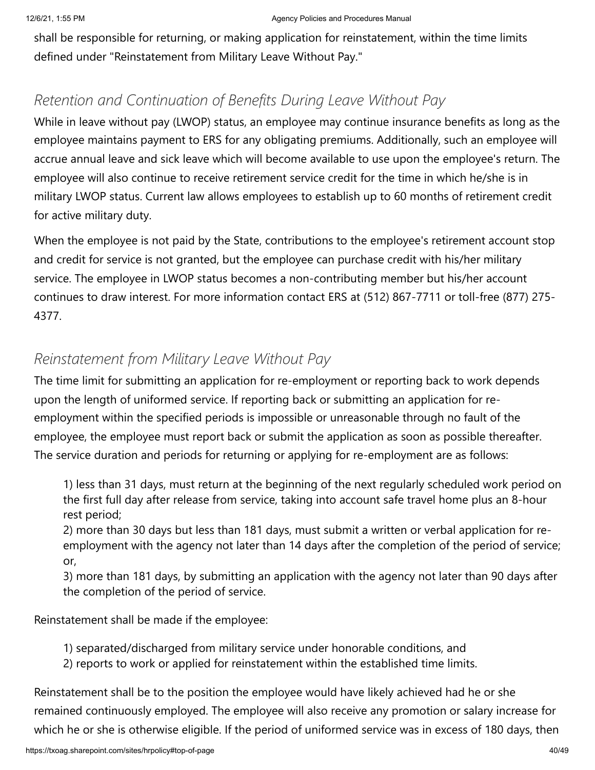shall be responsible for returning, or making application for reinstatement, within the time limits defined under "Reinstatement from Military Leave Without Pay."

## *Retention and Continuation of Benefits During Leave Without Pay*

While in leave without pay (LWOP) status, an employee may continue insurance benefits as long as the employee maintains payment to ERS for any obligating premiums. Additionally, such an employee will accrue annual leave and sick leave which will become available to use upon the employee's return. The employee will also continue to receive retirement service credit for the time in which he/she is in military LWOP status. Current law allows employees to establish up to 60 months of retirement credit for active military duty.

When the employee is not paid by the State, contributions to the employee's retirement account stop and credit for service is not granted, but the employee can purchase credit with his/her military service. The employee in LWOP status becomes a non-contributing member but his/her account continues to draw interest. For more information contact ERS at (512) 867-7711 or toll-free (877) 275-4377.

## *Reinstatement from Military Leave Without Pay*

The time limit for submitting an application for re-employment or reporting back to work depends upon the length of uniformed service. If reporting back or submitting an application for re-employment within the specified periods is impossible or unreasonable through no fault of the employee, the employee must report back or submit the application as soon as possible thereafter. The service duration and periods for returning or applying for re-employment are as follows:

> 1) less than 31 days, must return at the beginning of the next regularly scheduled work period on the first full day after release from service, taking into account safe travel home plus an 8-hour rest period;
> 2) more than 30 days but less than 181 days, must submit a written or verbal application for re-employment with the agency not later than 14 days after the completion of the period of service; or,
> 3) more than 181 days, by submitting an application with the agency not later than 90 days after the completion of the period of service.

Reinstatement shall be made if the employee:

> 1) separated/discharged from military service under honorable conditions, and
> 2) reports to work or applied for reinstatement within the established time limits.

Reinstatement shall be to the position the employee would have likely achieved had he or she remained continuously employed. The employee will also receive any promotion or salary increase for which he or she is otherwise eligible. If the period of uniformed service was in excess of 180 days, then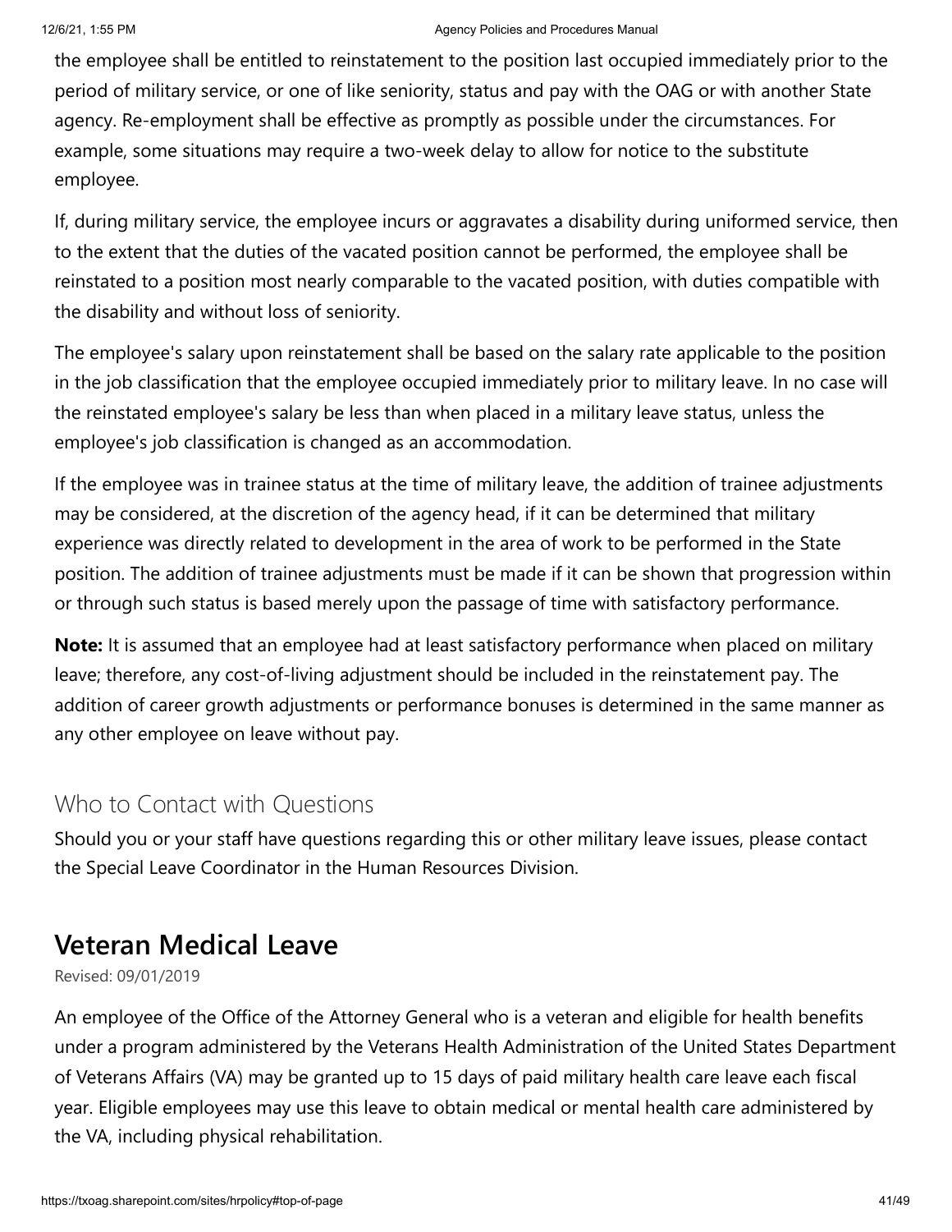the employee shall be entitled to reinstatement to the position last occupied immediately prior to the period of military service, or one of like seniority, status and pay with the OAG or with another State agency. Re-employment shall be effective as promptly as possible under the circumstances. For example, some situations may require a two-week delay to allow for notice to the substitute employee.

If, during military service, the employee incurs or aggravates a disability during uniformed service, then to the extent that the duties of the vacated position cannot be performed, the employee shall be reinstated to a position most nearly comparable to the vacated position, with duties compatible with the disability and without loss of seniority.

The employee's salary upon reinstatement shall be based on the salary rate applicable to the position in the job classification that the employee occupied immediately prior to military leave. In no case will the reinstated employee's salary be less than when placed in a military leave status, unless the employee's job classification is changed as an accommodation.

If the employee was in trainee status at the time of military leave, the addition of trainee adjustments may be considered, at the discretion of the agency head, if it can be determined that military experience was directly related to development in the area of work to be performed in the State position. The addition of trainee adjustments must be made if it can be shown that progression within or through such status is based merely upon the passage of time with satisfactory performance.

**Note:** It is assumed that an employee had at least satisfactory performance when placed on military leave; therefore, any cost-of-living adjustment should be included in the reinstatement pay. The addition of career growth adjustments or performance bonuses is determined in the same manner as any other employee on leave without pay.

### Who to Contact with Questions

Should you or your staff have questions regarding this or other military leave issues, please contact the Special Leave Coordinator in the Human Resources Division.

## Veteran Medical Leave

Revised: 09/01/2019

An employee of the Office of the Attorney General who is a veteran and eligible for health benefits under a program administered by the Veterans Health Administration of the United States Department of Veterans Affairs (VA) may be granted up to 15 days of paid military health care leave each fiscal year. Eligible employees may use this leave to obtain medical or mental health care administered by the VA, including physical rehabilitation.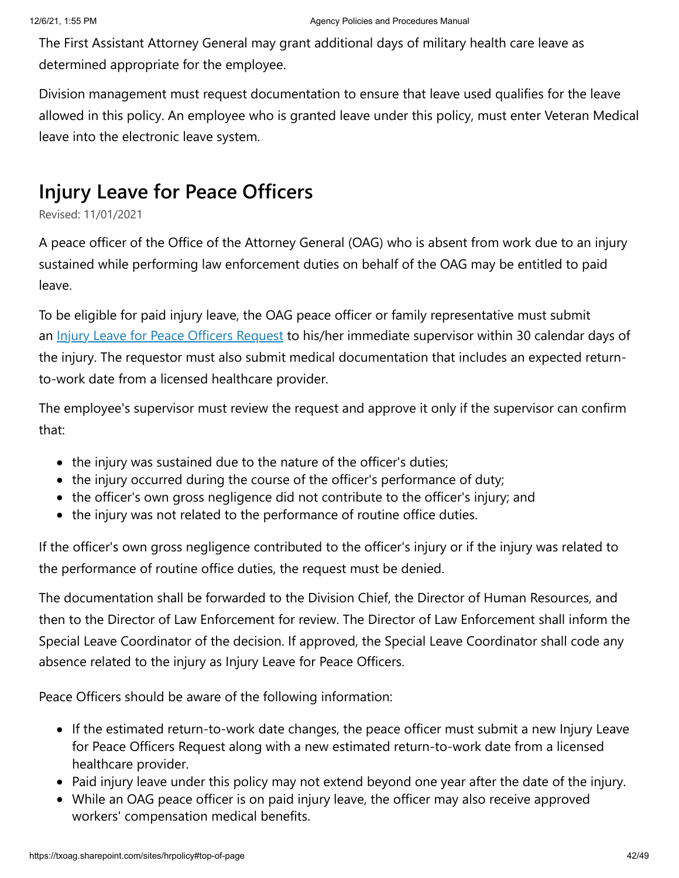The First Assistant Attorney General may grant additional days of military health care leave as determined appropriate for the employee.

Division management must request documentation to ensure that leave used qualifies for the leave allowed in this policy. An employee who is granted leave under this policy, must enter Veteran Medical leave into the electronic leave system.

## Injury Leave for Peace Officers

Revised: 11/01/2021

A peace officer of the Office of the Attorney General (OAG) who is absent from work due to an injury sustained while performing law enforcement duties on behalf of the OAG may be entitled to paid leave.

To be eligible for paid injury leave, the OAG peace officer or family representative must submit an Injury Leave for Peace Officers Request to his/her immediate supervisor within 30 calendar days of the injury. The requestor must also submit medical documentation that includes an expected return-to-work date from a licensed healthcare provider.

The employee's supervisor must review the request and approve it only if the supervisor can confirm that:

- the injury was sustained due to the nature of the officer's duties;
- the injury occurred during the course of the officer's performance of duty;
- the officer's own gross negligence did not contribute to the officer's injury; and
- the injury was not related to the performance of routine office duties.

If the officer's own gross negligence contributed to the officer's injury or if the injury was related to the performance of routine office duties, the request must be denied.

The documentation shall be forwarded to the Division Chief, the Director of Human Resources, and then to the Director of Law Enforcement for review. The Director of Law Enforcement shall inform the Special Leave Coordinator of the decision. If approved, the Special Leave Coordinator shall code any absence related to the injury as Injury Leave for Peace Officers.

Peace Officers should be aware of the following information:

- If the estimated return-to-work date changes, the peace officer must submit a new Injury Leave for Peace Officers Request along with a new estimated return-to-work date from a licensed healthcare provider.
- Paid injury leave under this policy may not extend beyond one year after the date of the injury.
- While an OAG peace officer is on paid injury leave, the officer may also receive approved workers' compensation medical benefits.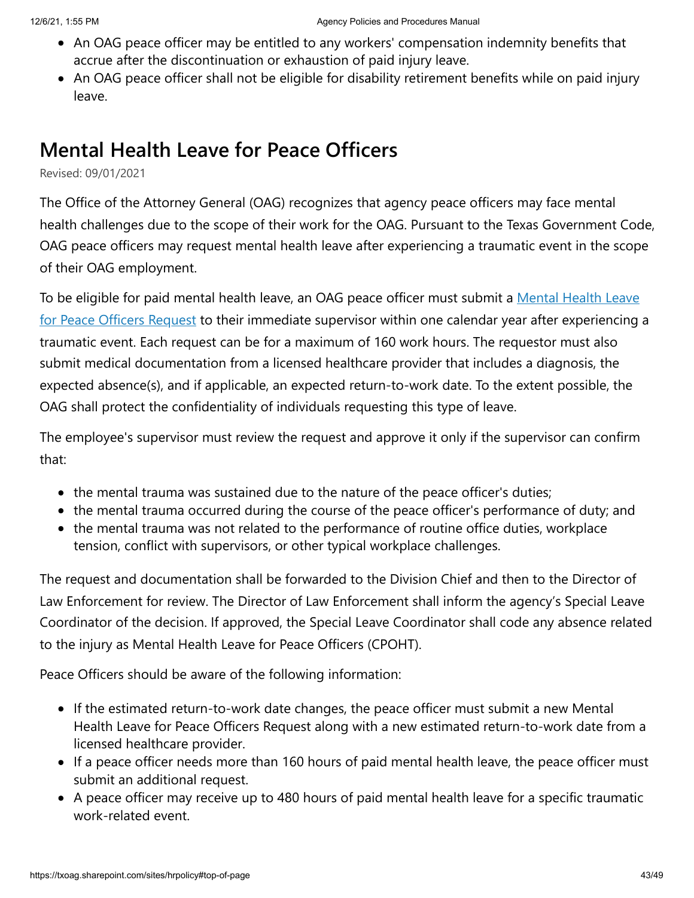- An OAG peace officer may be entitled to any workers' compensation indemnity benefits that accrue after the discontinuation or exhaustion of paid injury leave.
- An OAG peace officer shall not be eligible for disability retirement benefits while on paid injury leave.

## Mental Health Leave for Peace Officers

Revised: 09/01/2021

The Office of the Attorney General (OAG) recognizes that agency peace officers may face mental health challenges due to the scope of their work for the OAG. Pursuant to the Texas Government Code, OAG peace officers may request mental health leave after experiencing a traumatic event in the scope of their OAG employment.

To be eligible for paid mental health leave, an OAG peace officer must submit a Mental Health Leave for Peace Officers Request to their immediate supervisor within one calendar year after experiencing a traumatic event. Each request can be for a maximum of 160 work hours. The requestor must also submit medical documentation from a licensed healthcare provider that includes a diagnosis, the expected absence(s), and if applicable, an expected return-to-work date. To the extent possible, the OAG shall protect the confidentiality of individuals requesting this type of leave.

The employee's supervisor must review the request and approve it only if the supervisor can confirm that:

- the mental trauma was sustained due to the nature of the peace officer's duties;
- the mental trauma occurred during the course of the peace officer's performance of duty; and
- the mental trauma was not related to the performance of routine office duties, workplace tension, conflict with supervisors, or other typical workplace challenges.

The request and documentation shall be forwarded to the Division Chief and then to the Director of Law Enforcement for review. The Director of Law Enforcement shall inform the agency's Special Leave Coordinator of the decision. If approved, the Special Leave Coordinator shall code any absence related to the injury as Mental Health Leave for Peace Officers (CPOHT).

Peace Officers should be aware of the following information:

- If the estimated return-to-work date changes, the peace officer must submit a new Mental Health Leave for Peace Officers Request along with a new estimated return-to-work date from a licensed healthcare provider.
- If a peace officer needs more than 160 hours of paid mental health leave, the peace officer must submit an additional request.
- A peace officer may receive up to 480 hours of paid mental health leave for a specific traumatic work-related event.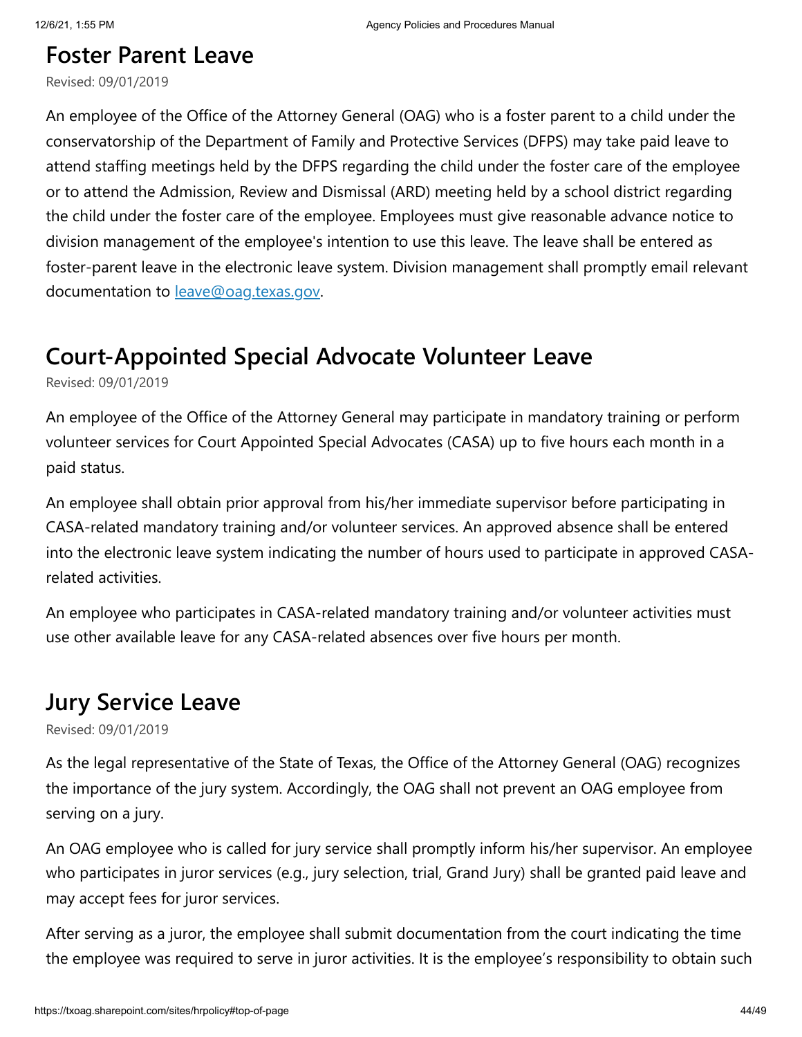## Foster Parent Leave

Revised: 09/01/2019

An employee of the Office of the Attorney General (OAG) who is a foster parent to a child under the conservatorship of the Department of Family and Protective Services (DFPS) may take paid leave to attend staffing meetings held by the DFPS regarding the child under the foster care of the employee or to attend the Admission, Review and Dismissal (ARD) meeting held by a school district regarding the child under the foster care of the employee. Employees must give reasonable advance notice to division management of the employee's intention to use this leave. The leave shall be entered as foster-parent leave in the electronic leave system. Division management shall promptly email relevant documentation to leave@oag.texas.gov.

## Court-Appointed Special Advocate Volunteer Leave

Revised: 09/01/2019

An employee of the Office of the Attorney General may participate in mandatory training or perform volunteer services for Court Appointed Special Advocates (CASA) up to five hours each month in a paid status.

An employee shall obtain prior approval from his/her immediate supervisor before participating in CASA-related mandatory training and/or volunteer services. An approved absence shall be entered into the electronic leave system indicating the number of hours used to participate in approved CASA-related activities.

An employee who participates in CASA-related mandatory training and/or volunteer activities must use other available leave for any CASA-related absences over five hours per month.

## Jury Service Leave

Revised: 09/01/2019

As the legal representative of the State of Texas, the Office of the Attorney General (OAG) recognizes the importance of the jury system. Accordingly, the OAG shall not prevent an OAG employee from serving on a jury.

An OAG employee who is called for jury service shall promptly inform his/her supervisor. An employee who participates in juror services (e.g., jury selection, trial, Grand Jury) shall be granted paid leave and may accept fees for juror services.

After serving as a juror, the employee shall submit documentation from the court indicating the time the employee was required to serve in juror activities. It is the employee's responsibility to obtain such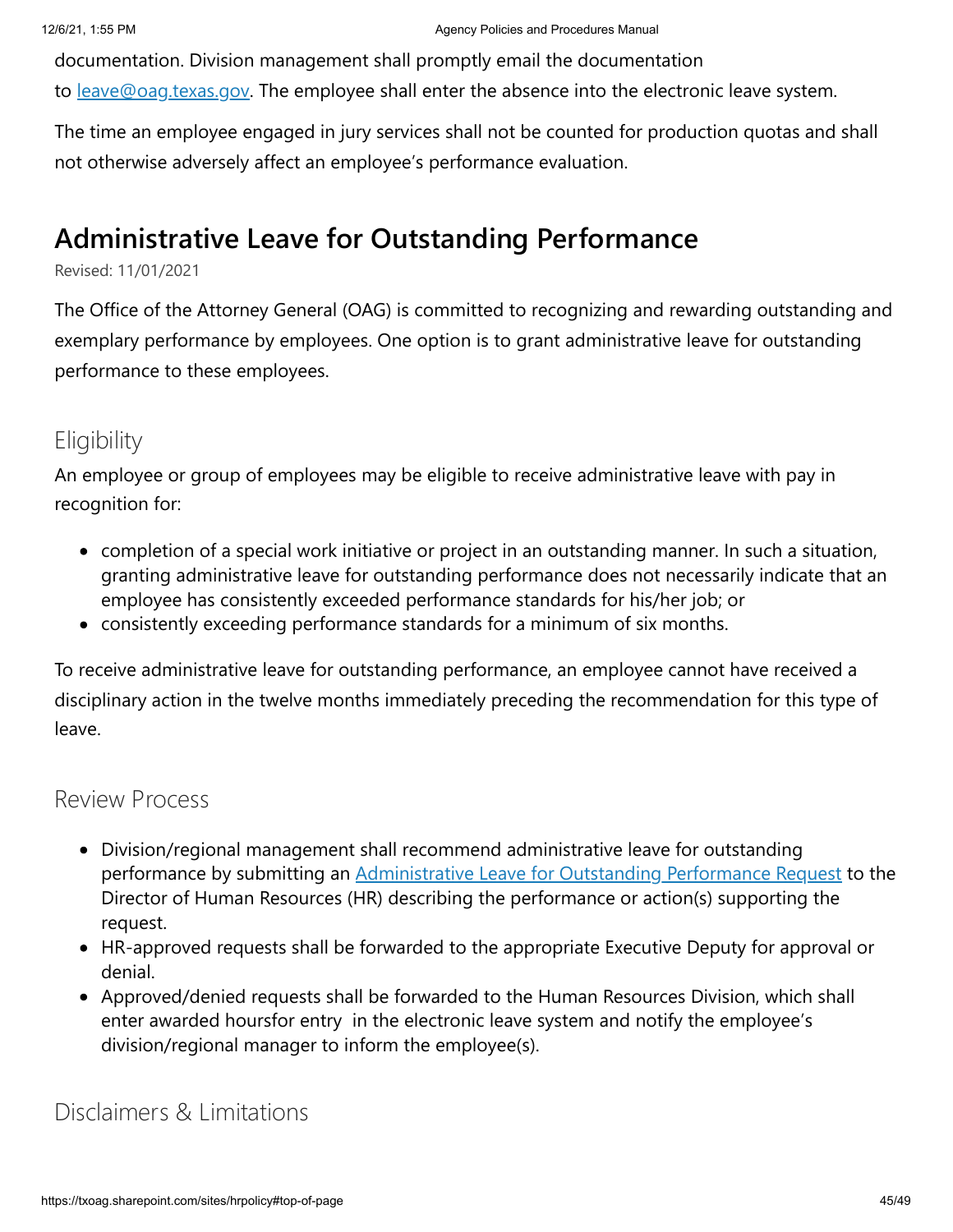documentation. Division management shall promptly email the documentation to [leave@oag.texas.gov](mailto:leave@oag.texas.gov). The employee shall enter the absence into the electronic leave system.

The time an employee engaged in jury services shall not be counted for production quotas and shall not otherwise adversely affect an employee's performance evaluation.

## Administrative Leave for Outstanding Performance

Revised: 11/01/2021

The Office of the Attorney General (OAG) is committed to recognizing and rewarding outstanding and exemplary performance by employees. One option is to grant administrative leave for outstanding performance to these employees.

### Eligibility

An employee or group of employees may be eligible to receive administrative leave with pay in recognition for:

- completion of a special work initiative or project in an outstanding manner. In such a situation, granting administrative leave for outstanding performance does not necessarily indicate that an employee has consistently exceeded performance standards for his/her job; or
- consistently exceeding performance standards for a minimum of six months.

To receive administrative leave for outstanding performance, an employee cannot have received a disciplinary action in the twelve months immediately preceding the recommendation for this type of leave.

### Review Process

- Division/regional management shall recommend administrative leave for outstanding performance by submitting an Administrative Leave for Outstanding Performance Request to the Director of Human Resources (HR) describing the performance or action(s) supporting the request.
- HR-approved requests shall be forwarded to the appropriate Executive Deputy for approval or denial.
- Approved/denied requests shall be forwarded to the Human Resources Division, which shall enter awarded hoursfor entry  in the electronic leave system and notify the employee's division/regional manager to inform the employee(s).

### Disclaimers & Limitations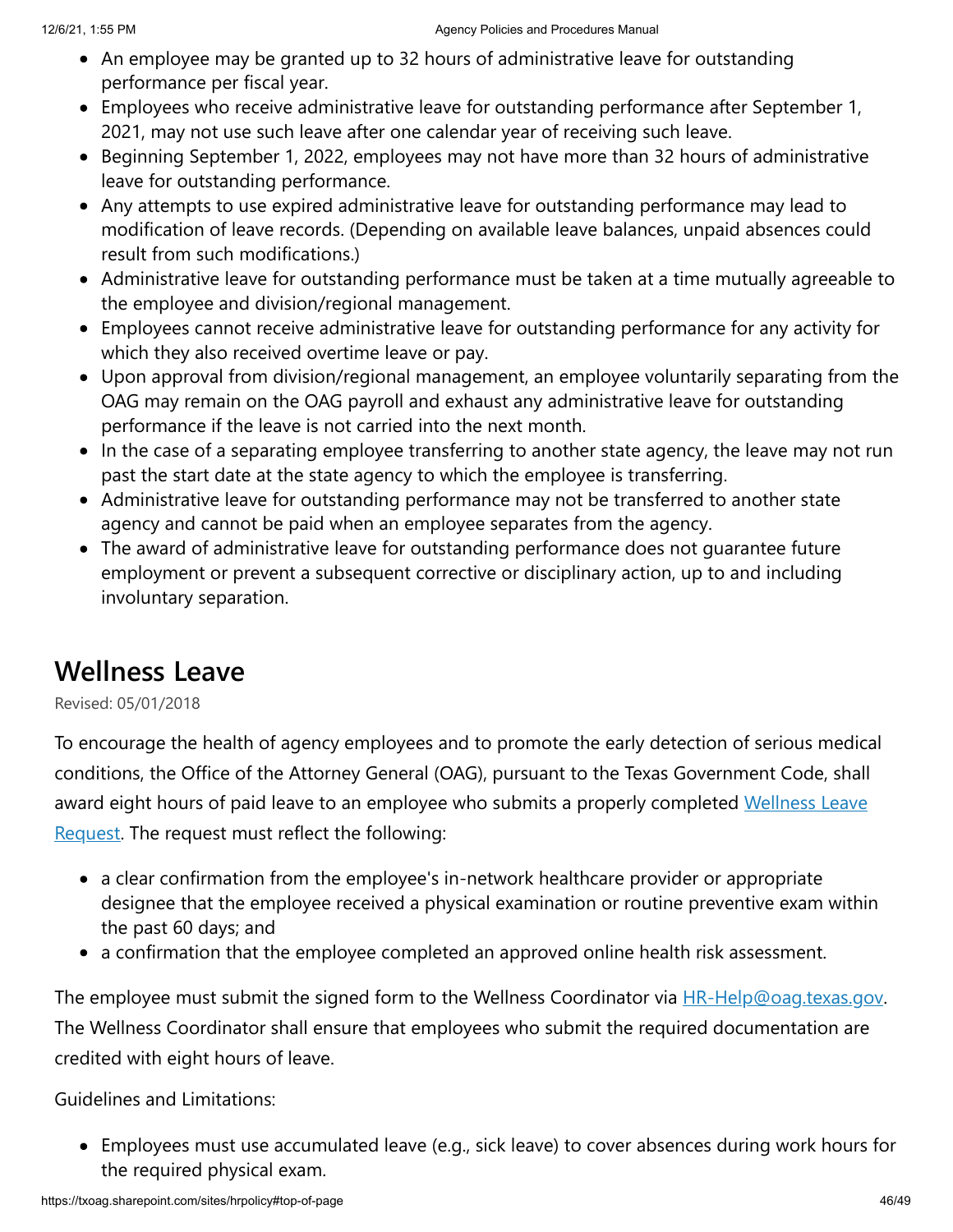- An employee may be granted up to 32 hours of administrative leave for outstanding performance per fiscal year.
- Employees who receive administrative leave for outstanding performance after September 1, 2021, may not use such leave after one calendar year of receiving such leave.
- Beginning September 1, 2022, employees may not have more than 32 hours of administrative leave for outstanding performance.
- Any attempts to use expired administrative leave for outstanding performance may lead to modification of leave records. (Depending on available leave balances, unpaid absences could result from such modifications.)
- Administrative leave for outstanding performance must be taken at a time mutually agreeable to the employee and division/regional management.
- Employees cannot receive administrative leave for outstanding performance for any activity for which they also received overtime leave or pay.
- Upon approval from division/regional management, an employee voluntarily separating from the OAG may remain on the OAG payroll and exhaust any administrative leave for outstanding performance if the leave is not carried into the next month.
- In the case of a separating employee transferring to another state agency, the leave may not run past the start date at the state agency to which the employee is transferring.
- Administrative leave for outstanding performance may not be transferred to another state agency and cannot be paid when an employee separates from the agency.
- The award of administrative leave for outstanding performance does not guarantee future employment or prevent a subsequent corrective or disciplinary action, up to and including involuntary separation.

## Wellness Leave

Revised: 05/01/2018

To encourage the health of agency employees and to promote the early detection of serious medical conditions, the Office of the Attorney General (OAG), pursuant to the Texas Government Code, shall award eight hours of paid leave to an employee who submits a properly completed Wellness Leave Request. The request must reflect the following:

- a clear confirmation from the employee's in-network healthcare provider or appropriate designee that the employee received a physical examination or routine preventive exam within the past 60 days; and
- a confirmation that the employee completed an approved online health risk assessment.

The employee must submit the signed form to the Wellness Coordinator via HR-Help@oag.texas.gov. The Wellness Coordinator shall ensure that employees who submit the required documentation are credited with eight hours of leave.

Guidelines and Limitations:

- Employees must use accumulated leave (e.g., sick leave) to cover absences during work hours for the required physical exam.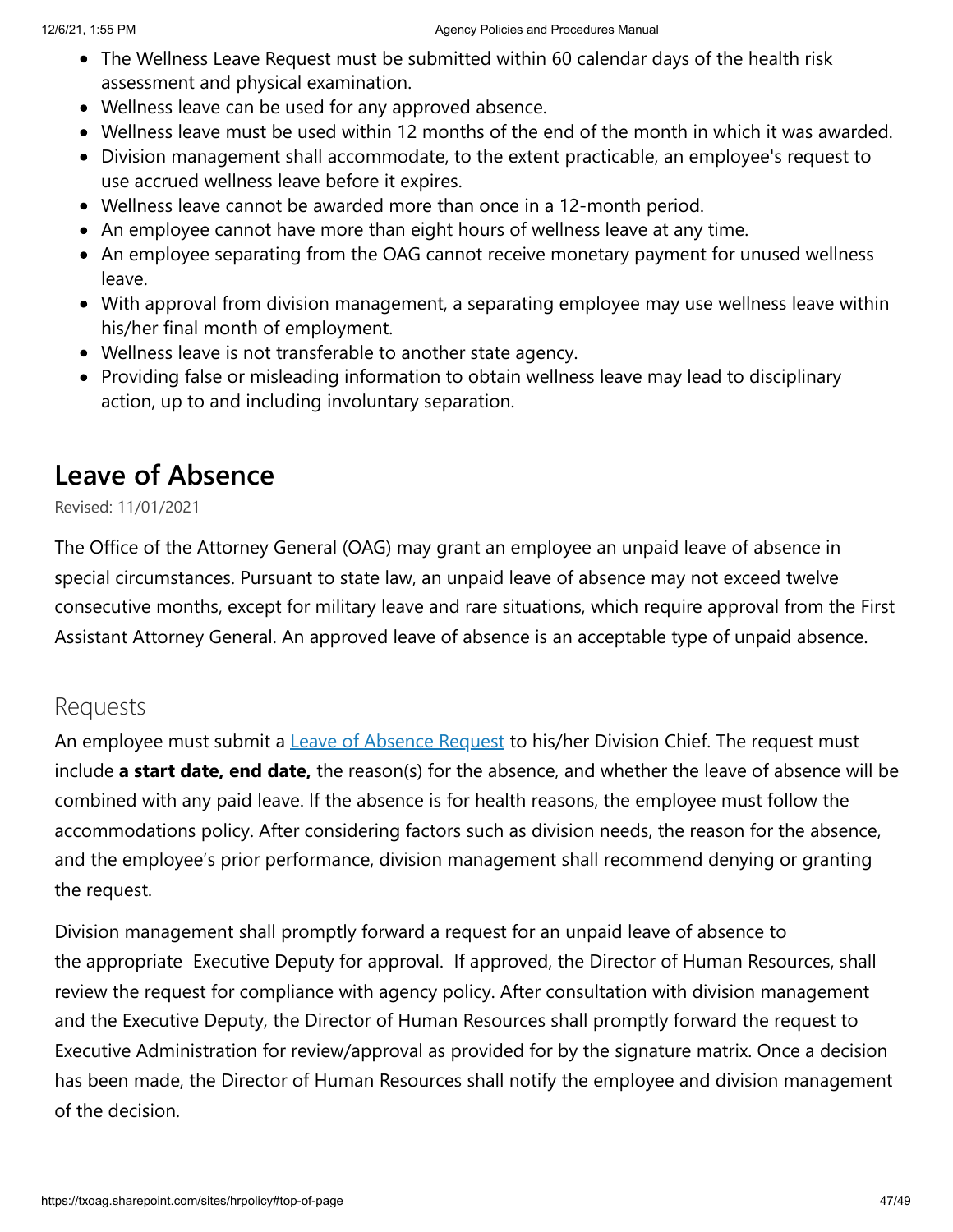- The Wellness Leave Request must be submitted within 60 calendar days of the health risk assessment and physical examination.
- Wellness leave can be used for any approved absence.
- Wellness leave must be used within 12 months of the end of the month in which it was awarded.
- Division management shall accommodate, to the extent practicable, an employee's request to use accrued wellness leave before it expires.
- Wellness leave cannot be awarded more than once in a 12-month period.
- An employee cannot have more than eight hours of wellness leave at any time.
- An employee separating from the OAG cannot receive monetary payment for unused wellness leave.
- With approval from division management, a separating employee may use wellness leave within his/her final month of employment.
- Wellness leave is not transferable to another state agency.
- Providing false or misleading information to obtain wellness leave may lead to disciplinary action, up to and including involuntary separation.

## Leave of Absence

Revised: 11/01/2021

The Office of the Attorney General (OAG) may grant an employee an unpaid leave of absence in special circumstances. Pursuant to state law, an unpaid leave of absence may not exceed twelve consecutive months, except for military leave and rare situations, which require approval from the First Assistant Attorney General. An approved leave of absence is an acceptable type of unpaid absence.

### Requests

An employee must submit a Leave of Absence Request to his/her Division Chief. The request must include **a start date, end date,** the reason(s) for the absence, and whether the leave of absence will be combined with any paid leave. If the absence is for health reasons, the employee must follow the accommodations policy. After considering factors such as division needs, the reason for the absence, and the employee's prior performance, division management shall recommend denying or granting the request.

Division management shall promptly forward a request for an unpaid leave of absence to the appropriate Executive Deputy for approval. If approved, the Director of Human Resources, shall review the request for compliance with agency policy. After consultation with division management and the Executive Deputy, the Director of Human Resources shall promptly forward the request to Executive Administration for review/approval as provided for by the signature matrix. Once a decision has been made, the Director of Human Resources shall notify the employee and division management of the decision.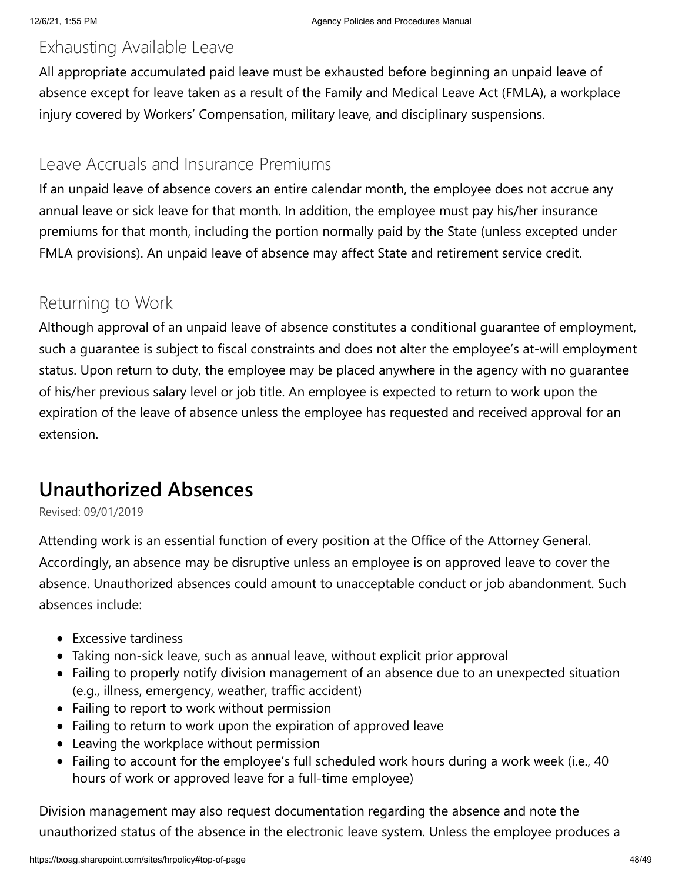### Exhausting Available Leave

All appropriate accumulated paid leave must be exhausted before beginning an unpaid leave of absence except for leave taken as a result of the Family and Medical Leave Act (FMLA), a workplace injury covered by Workers' Compensation, military leave, and disciplinary suspensions.

### Leave Accruals and Insurance Premiums

If an unpaid leave of absence covers an entire calendar month, the employee does not accrue any annual leave or sick leave for that month. In addition, the employee must pay his/her insurance premiums for that month, including the portion normally paid by the State (unless excepted under FMLA provisions). An unpaid leave of absence may affect State and retirement service credit.

### Returning to Work

Although approval of an unpaid leave of absence constitutes a conditional guarantee of employment, such a guarantee is subject to fiscal constraints and does not alter the employee's at-will employment status. Upon return to duty, the employee may be placed anywhere in the agency with no guarantee of his/her previous salary level or job title. An employee is expected to return to work upon the expiration of the leave of absence unless the employee has requested and received approval for an extension.

## Unauthorized Absences

Revised: 09/01/2019

Attending work is an essential function of every position at the Office of the Attorney General. Accordingly, an absence may be disruptive unless an employee is on approved leave to cover the absence. Unauthorized absences could amount to unacceptable conduct or job abandonment. Such absences include:

- Excessive tardiness
- Taking non-sick leave, such as annual leave, without explicit prior approval
- Failing to properly notify division management of an absence due to an unexpected situation (e.g., illness, emergency, weather, traffic accident)
- Failing to report to work without permission
- Failing to return to work upon the expiration of approved leave
- Leaving the workplace without permission
- Failing to account for the employee's full scheduled work hours during a work week (i.e., 40 hours of work or approved leave for a full-time employee)

Division management may also request documentation regarding the absence and note the unauthorized status of the absence in the electronic leave system. Unless the employee produces a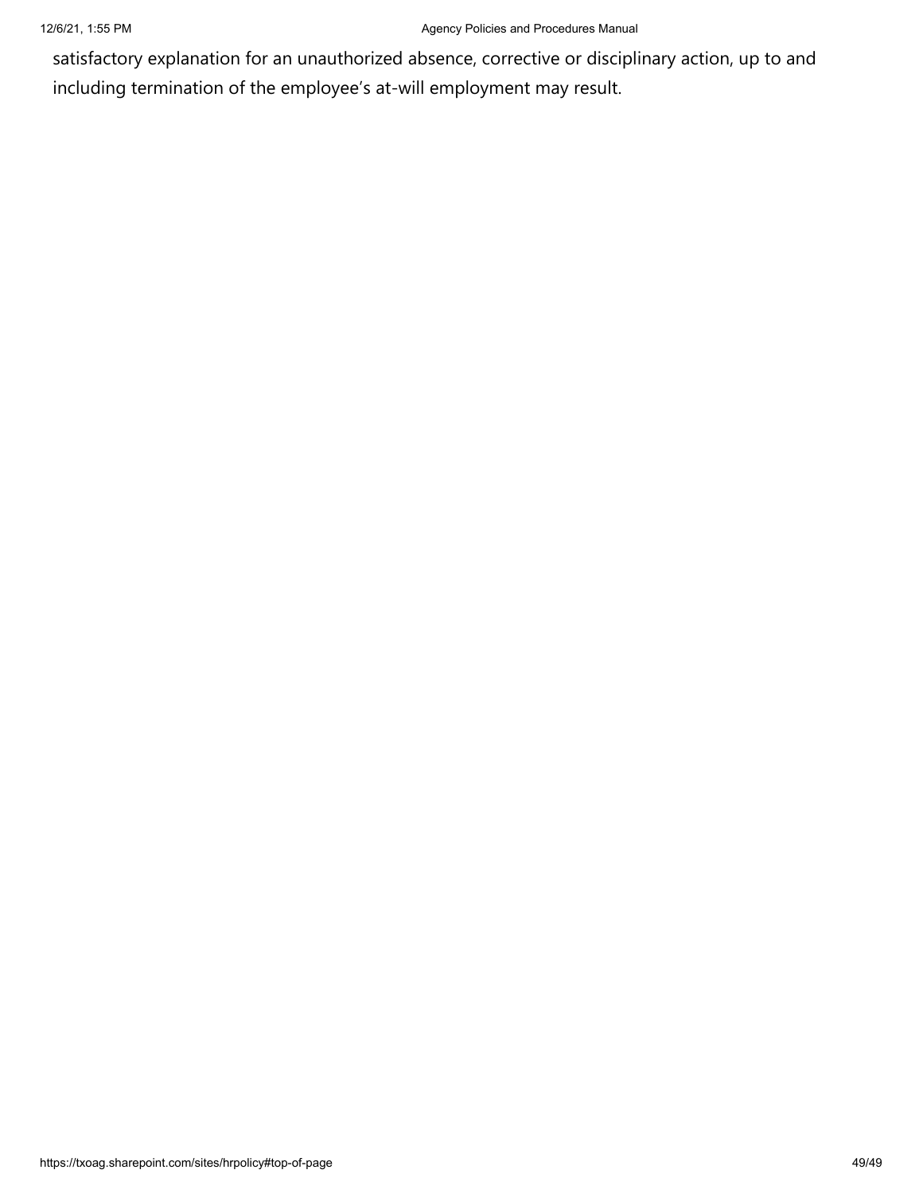satisfactory explanation for an unauthorized absence, corrective or disciplinary action, up to and including termination of the employee's at-will employment may result.